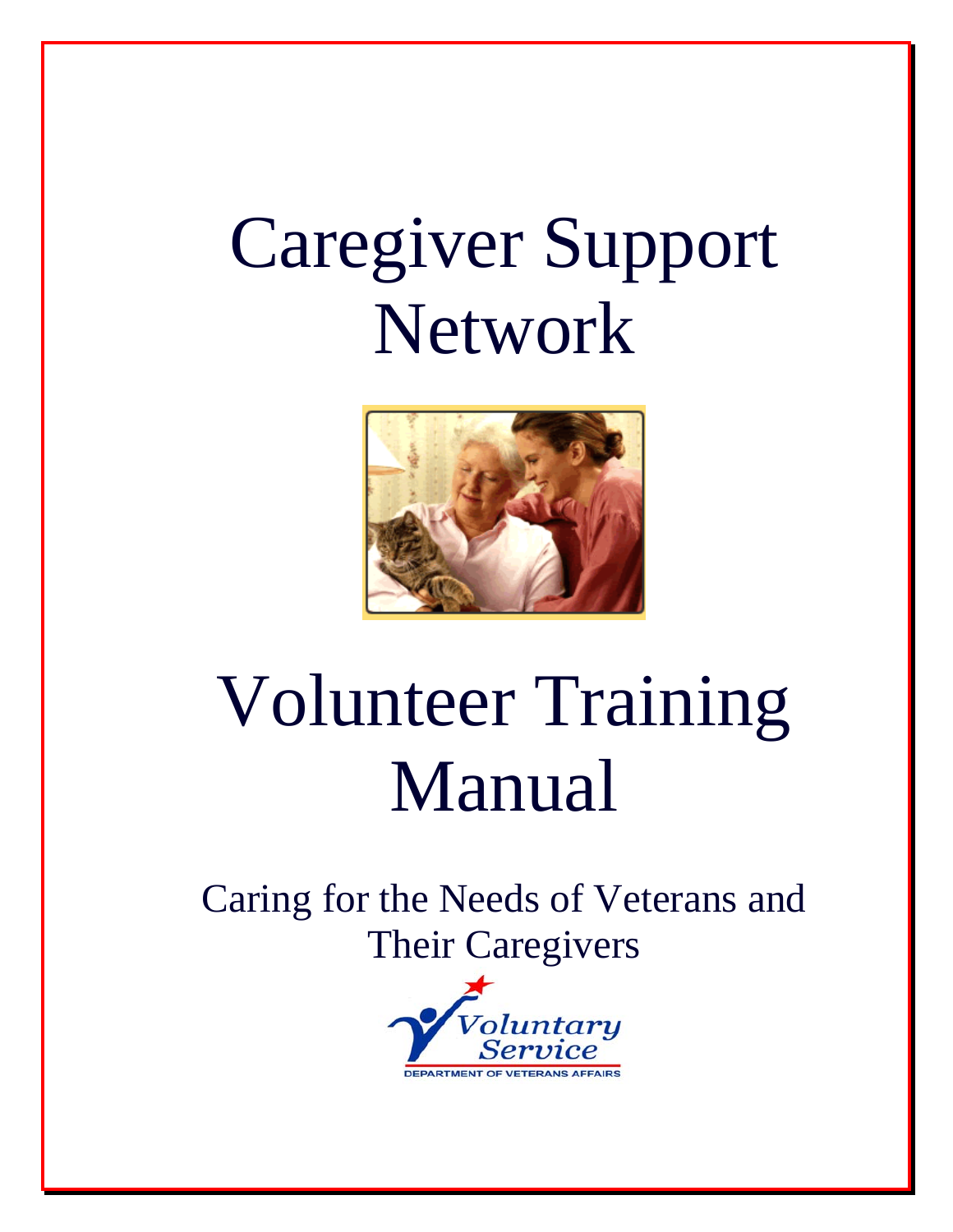# Caregiver Support Network

# Volunteer Training Manual

Caring for the Needs of Veterans and Their Caregivers

Voluntary Service

DEPARTMENT OF VETERANS AFFAIRS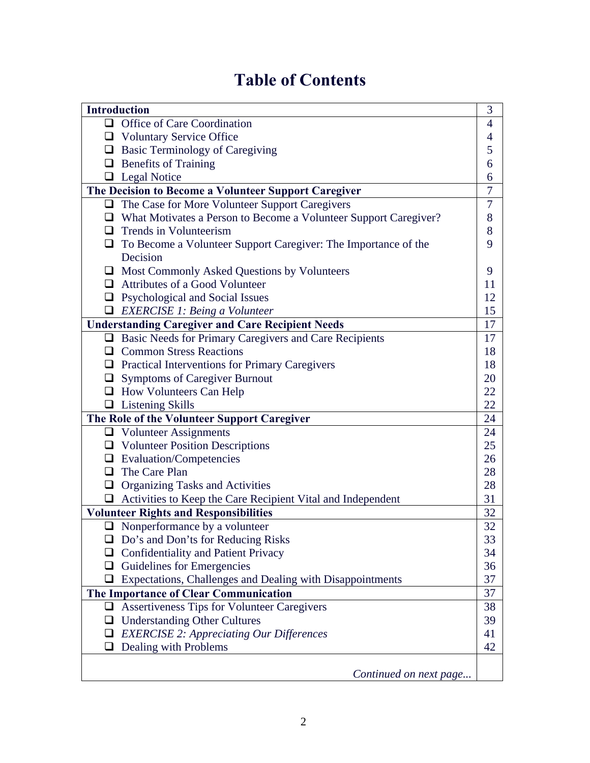# Table of Contents

| **Introduction** | 3 |
|---|---|
| ❑ Office of Care Coordination | 4 |
| ❑ Voluntary Service Office | 4 |
| ❑ Basic Terminology of Caregiving | 5 |
| ❑ Benefits of Training | 6 |
| ❑ Legal Notice | 6 |
| **The Decision to Become a Volunteer Support Caregiver** | 7 |
| ❑ The Case for More Volunteer Support Caregivers | 7 |
| ❑ What Motivates a Person to Become a Volunteer Support Caregiver? | 8 |
| ❑ Trends in Volunteerism | 8 |
| ❑ To Become a Volunteer Support Caregiver: The Importance of the Decision | 9 |
| ❑ Most Commonly Asked Questions by Volunteers | 9 |
| ❑ Attributes of a Good Volunteer | 11 |
| ❑ Psychological and Social Issues | 12 |
| ❑ *EXERCISE 1: Being a Volunteer* | 15 |
| **Understanding Caregiver and Care Recipient Needs** | 17 |
| ❑ Basic Needs for Primary Caregivers and Care Recipients | 17 |
| ❑ Common Stress Reactions | 18 |
| ❑ Practical Interventions for Primary Caregivers | 18 |
| ❑ Symptoms of Caregiver Burnout | 20 |
| ❑ How Volunteers Can Help | 22 |
| ❑ Listening Skills | 22 |
| **The Role of the Volunteer Support Caregiver** | 24 |
| ❑ Volunteer Assignments | 24 |
| ❑ Volunteer Position Descriptions | 25 |
| ❑ Evaluation/Competencies | 26 |
| ❑ The Care Plan | 28 |
| ❑ Organizing Tasks and Activities | 28 |
| ❑ Activities to Keep the Care Recipient Vital and Independent | 31 |
| **Volunteer Rights and Responsibilities** | 32 |
| ❑ Nonperformance by a volunteer | 32 |
| ❑ Do's and Don'ts for Reducing Risks | 33 |
| ❑ Confidentiality and Patient Privacy | 34 |
| ❑ Guidelines for Emergencies | 36 |
| ❑ Expectations, Challenges and Dealing with Disappointments | 37 |
| **The Importance of Clear Communication** | 37 |
| ❑ Assertiveness Tips for Volunteer Caregivers | 38 |
| ❑ Understanding Other Cultures | 39 |
| ❑ *EXERCISE 2: Appreciating Our Differences* | 41 |
| ❑ Dealing with Problems | 42 |
| *Continued on next page...* | |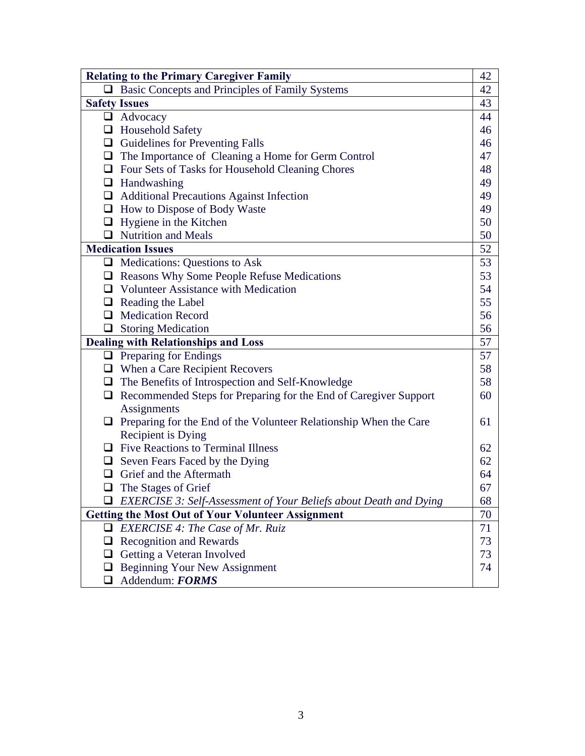| | |
|---|---|
| **Relating to the Primary Caregiver Family** | 42 |
| ❑ Basic Concepts and Principles of Family Systems | 42 |
| **Safety Issues** | 43 |
| ❑ Advocacy | 44 |
| ❑ Household Safety | 46 |
| ❑ Guidelines for Preventing Falls | 46 |
| ❑ The Importance of Cleaning a Home for Germ Control | 47 |
| ❑ Four Sets of Tasks for Household Cleaning Chores | 48 |
| ❑ Handwashing | 49 |
| ❑ Additional Precautions Against Infection | 49 |
| ❑ How to Dispose of Body Waste | 49 |
| ❑ Hygiene in the Kitchen | 50 |
| ❑ Nutrition and Meals | 50 |
| **Medication Issues** | 52 |
| ❑ Medications: Questions to Ask | 53 |
| ❑ Reasons Why Some People Refuse Medications | 53 |
| ❑ Volunteer Assistance with Medication | 54 |
| ❑ Reading the Label | 55 |
| ❑ Medication Record | 56 |
| ❑ Storing Medication | 56 |
| **Dealing with Relationships and Loss** | 57 |
| ❑ Preparing for Endings | 57 |
| ❑ When a Care Recipient Recovers | 58 |
| ❑ The Benefits of Introspection and Self-Knowledge | 58 |
| ❑ Recommended Steps for Preparing for the End of Caregiver Support Assignments | 60 |
| ❑ Preparing for the End of the Volunteer Relationship When the Care Recipient is Dying | 61 |
| ❑ Five Reactions to Terminal Illness | 62 |
| ❑ Seven Fears Faced by the Dying | 62 |
| ❑ Grief and the Aftermath | 64 |
| ❑ The Stages of Grief | 67 |
| ❑ *EXERCISE 3: Self-Assessment of Your Beliefs about Death and Dying* | 68 |
| **Getting the Most Out of Your Volunteer Assignment** | 70 |
| ❑ *EXERCISE 4: The Case of Mr. Ruiz* | 71 |
| ❑ Recognition and Rewards | 73 |
| ❑ Getting a Veteran Involved | 73 |
| ❑ Beginning Your New Assignment | 74 |
| ❑ Addendum: ***FORMS*** | |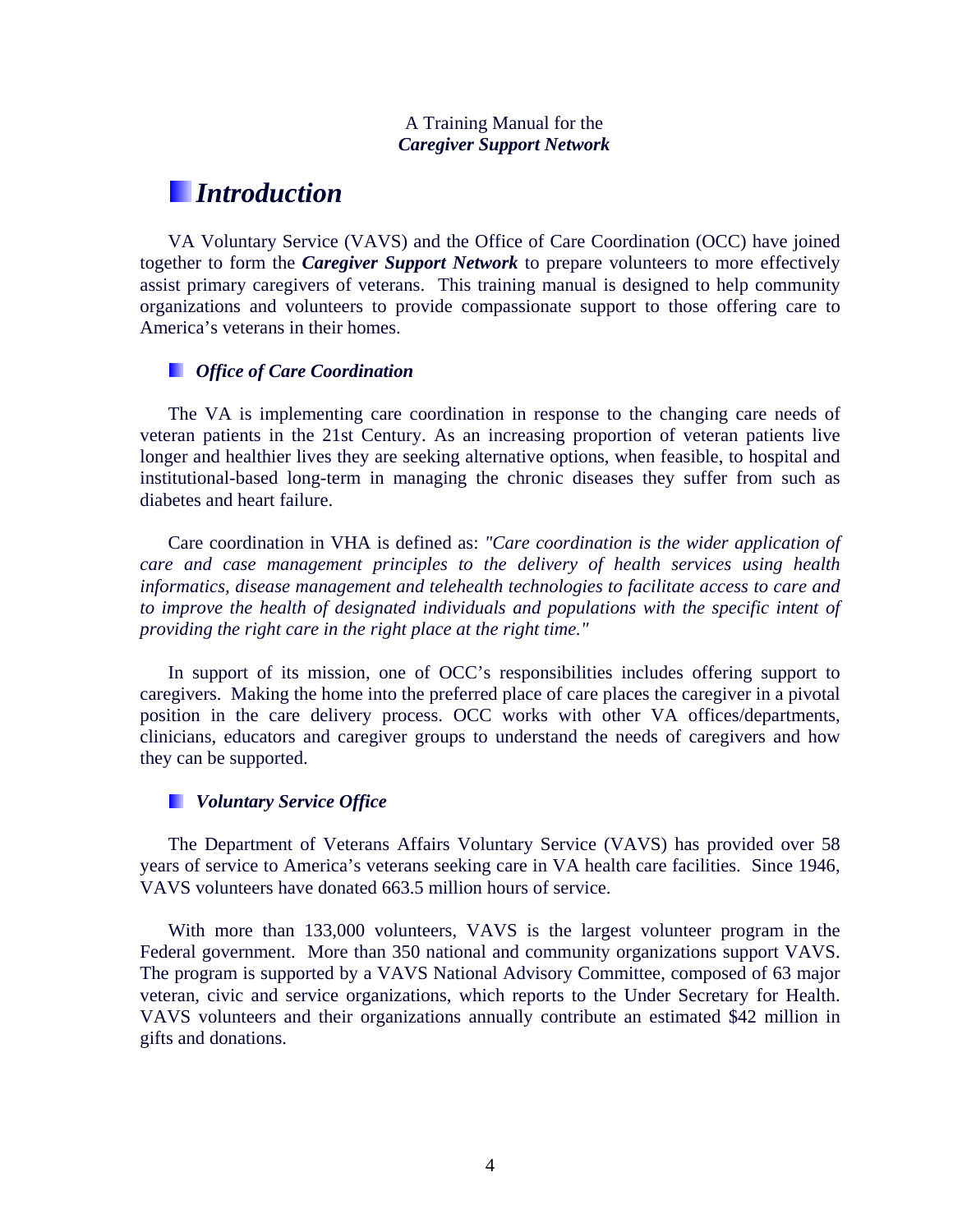A Training Manual for the
***Caregiver Support Network***

# *Introduction*

VA Voluntary Service (VAVS) and the Office of Care Coordination (OCC) have joined together to form the ***Caregiver Support Network*** to prepare volunteers to more effectively assist primary caregivers of veterans. This training manual is designed to help community organizations and volunteers to provide compassionate support to those offering care to America's veterans in their homes.

## ***Office of Care Coordination***

The VA is implementing care coordination in response to the changing care needs of veteran patients in the 21st Century. As an increasing proportion of veteran patients live longer and healthier lives they are seeking alternative options, when feasible, to hospital and institutional-based long-term in managing the chronic diseases they suffer from such as diabetes and heart failure.

Care coordination in VHA is defined as: *"Care coordination is the wider application of care and case management principles to the delivery of health services using health informatics, disease management and telehealth technologies to facilitate access to care and to improve the health of designated individuals and populations with the specific intent of providing the right care in the right place at the right time."*

In support of its mission, one of OCC's responsibilities includes offering support to caregivers. Making the home into the preferred place of care places the caregiver in a pivotal position in the care delivery process. OCC works with other VA offices/departments, clinicians, educators and caregiver groups to understand the needs of caregivers and how they can be supported.

## ***Voluntary Service Office***

The Department of Veterans Affairs Voluntary Service (VAVS) has provided over 58 years of service to America's veterans seeking care in VA health care facilities. Since 1946, VAVS volunteers have donated 663.5 million hours of service.

With more than 133,000 volunteers, VAVS is the largest volunteer program in the Federal government. More than 350 national and community organizations support VAVS. The program is supported by a VAVS National Advisory Committee, composed of 63 major veteran, civic and service organizations, which reports to the Under Secretary for Health. VAVS volunteers and their organizations annually contribute an estimated $42 million in gifts and donations.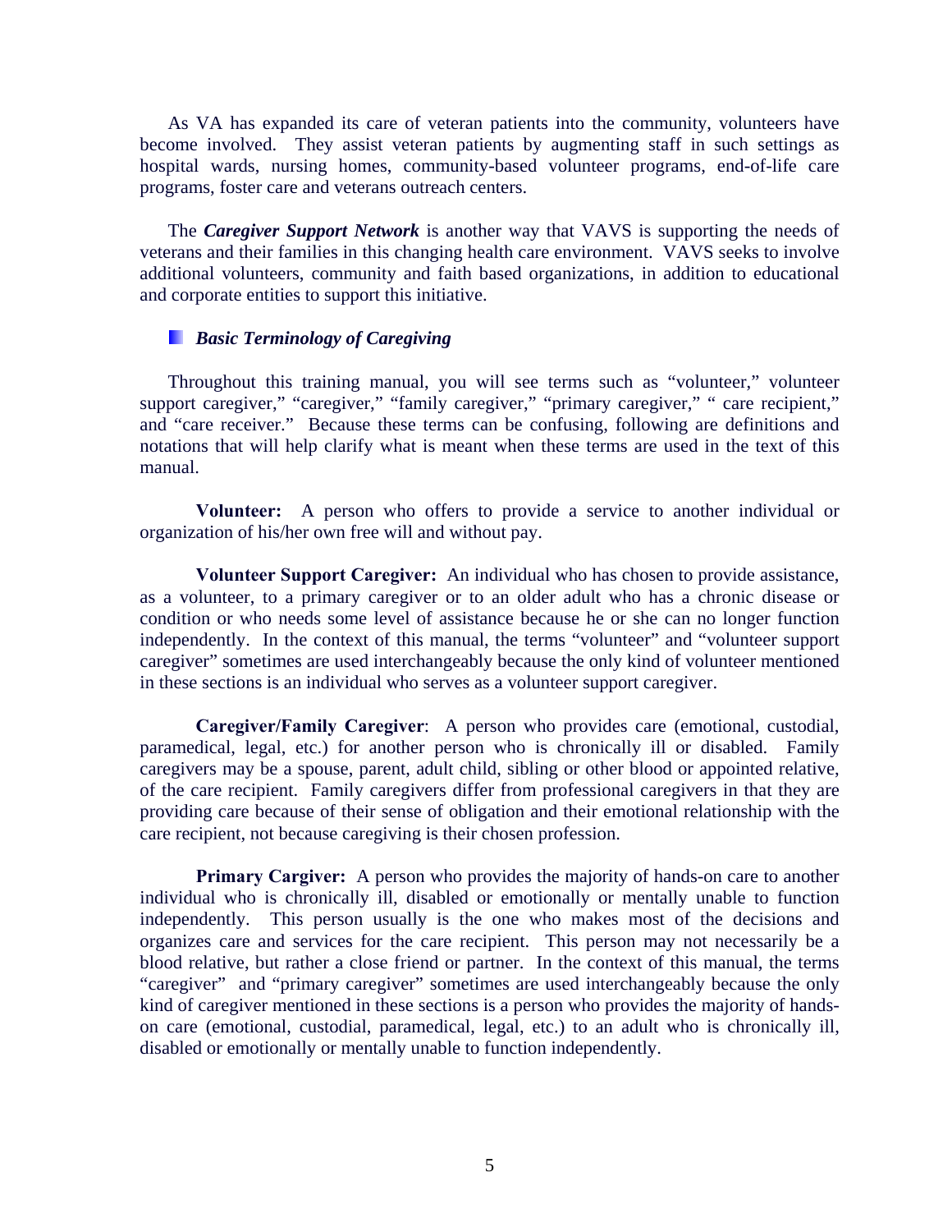As VA has expanded its care of veteran patients into the community, volunteers have become involved. They assist veteran patients by augmenting staff in such settings as hospital wards, nursing homes, community-based volunteer programs, end-of-life care programs, foster care and veterans outreach centers.

The ***Caregiver Support Network*** is another way that VAVS is supporting the needs of veterans and their families in this changing health care environment. VAVS seeks to involve additional volunteers, community and faith based organizations, in addition to educational and corporate entities to support this initiative.

### *Basic Terminology of Caregiving*

Throughout this training manual, you will see terms such as "volunteer," volunteer support caregiver," "caregiver," "family caregiver," "primary caregiver," " care recipient," and "care receiver." Because these terms can be confusing, following are definitions and notations that will help clarify what is meant when these terms are used in the text of this manual.

**Volunteer:** A person who offers to provide a service to another individual or organization of his/her own free will and without pay.

**Volunteer Support Caregiver:** An individual who has chosen to provide assistance, as a volunteer, to a primary caregiver or to an older adult who has a chronic disease or condition or who needs some level of assistance because he or she can no longer function independently. In the context of this manual, the terms "volunteer" and "volunteer support caregiver" sometimes are used interchangeably because the only kind of volunteer mentioned in these sections is an individual who serves as a volunteer support caregiver.

**Caregiver/Family Caregiver**: A person who provides care (emotional, custodial, paramedical, legal, etc.) for another person who is chronically ill or disabled. Family caregivers may be a spouse, parent, adult child, sibling or other blood or appointed relative, of the care recipient. Family caregivers differ from professional caregivers in that they are providing care because of their sense of obligation and their emotional relationship with the care recipient, not because caregiving is their chosen profession.

**Primary Cargiver:** A person who provides the majority of hands-on care to another individual who is chronically ill, disabled or emotionally or mentally unable to function independently. This person usually is the one who makes most of the decisions and organizes care and services for the care recipient. This person may not necessarily be a blood relative, but rather a close friend or partner. In the context of this manual, the terms "caregiver" and "primary caregiver" sometimes are used interchangeably because the only kind of caregiver mentioned in these sections is a person who provides the majority of hands-on care (emotional, custodial, paramedical, legal, etc.) to an adult who is chronically ill, disabled or emotionally or mentally unable to function independently.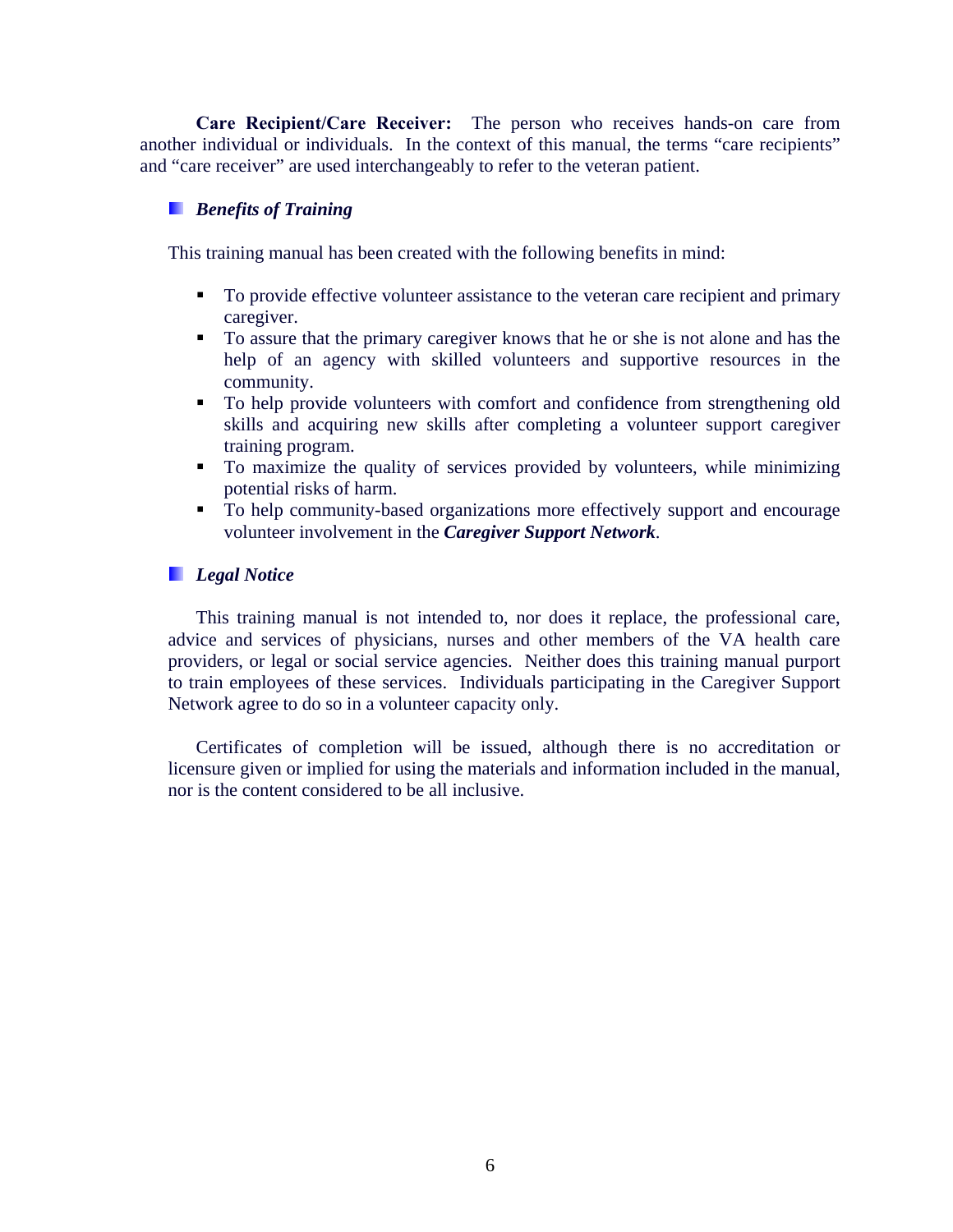**Care Recipient/Care Receiver:** The person who receives hands-on care from another individual or individuals. In the context of this manual, the terms "care recipients" and "care receiver" are used interchangeably to refer to the veteran patient.

### *Benefits of Training*

This training manual has been created with the following benefits in mind:

- To provide effective volunteer assistance to the veteran care recipient and primary caregiver.
- To assure that the primary caregiver knows that he or she is not alone and has the help of an agency with skilled volunteers and supportive resources in the community.
- To help provide volunteers with comfort and confidence from strengthening old skills and acquiring new skills after completing a volunteer support caregiver training program.
- To maximize the quality of services provided by volunteers, while minimizing potential risks of harm.
- To help community-based organizations more effectively support and encourage volunteer involvement in the ***Caregiver Support Network***.

### *Legal Notice*

This training manual is not intended to, nor does it replace, the professional care, advice and services of physicians, nurses and other members of the VA health care providers, or legal or social service agencies. Neither does this training manual purport to train employees of these services. Individuals participating in the Caregiver Support Network agree to do so in a volunteer capacity only.

Certificates of completion will be issued, although there is no accreditation or licensure given or implied for using the materials and information included in the manual, nor is the content considered to be all inclusive.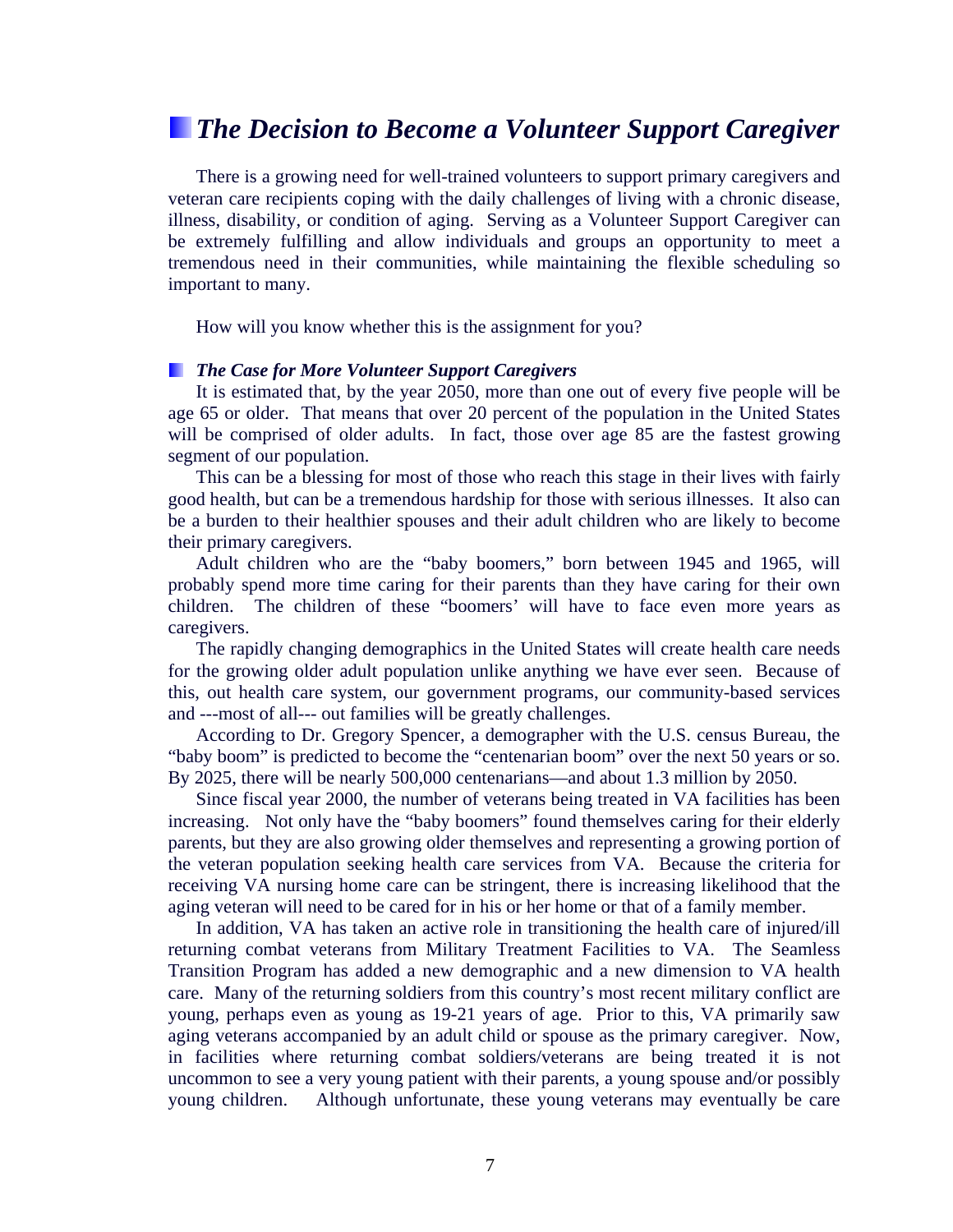## *The Decision to Become a Volunteer Support Caregiver*

There is a growing need for well-trained volunteers to support primary caregivers and veteran care recipients coping with the daily challenges of living with a chronic disease, illness, disability, or condition of aging. Serving as a Volunteer Support Caregiver can be extremely fulfilling and allow individuals and groups an opportunity to meet a tremendous need in their communities, while maintaining the flexible scheduling so important to many.

How will you know whether this is the assignment for you?

### *The Case for More Volunteer Support Caregivers*

It is estimated that, by the year 2050, more than one out of every five people will be age 65 or older. That means that over 20 percent of the population in the United States will be comprised of older adults. In fact, those over age 85 are the fastest growing segment of our population.

This can be a blessing for most of those who reach this stage in their lives with fairly good health, but can be a tremendous hardship for those with serious illnesses. It also can be a burden to their healthier spouses and their adult children who are likely to become their primary caregivers.

Adult children who are the "baby boomers," born between 1945 and 1965, will probably spend more time caring for their parents than they have caring for their own children. The children of these "boomers' will have to face even more years as caregivers.

The rapidly changing demographics in the United States will create health care needs for the growing older adult population unlike anything we have ever seen. Because of this, out health care system, our government programs, our community-based services and ---most of all--- out families will be greatly challenges.

According to Dr. Gregory Spencer, a demographer with the U.S. census Bureau, the "baby boom" is predicted to become the "centenarian boom" over the next 50 years or so. By 2025, there will be nearly 500,000 centenarians—and about 1.3 million by 2050.

Since fiscal year 2000, the number of veterans being treated in VA facilities has been increasing. Not only have the "baby boomers" found themselves caring for their elderly parents, but they are also growing older themselves and representing a growing portion of the veteran population seeking health care services from VA. Because the criteria for receiving VA nursing home care can be stringent, there is increasing likelihood that the aging veteran will need to be cared for in his or her home or that of a family member.

In addition, VA has taken an active role in transitioning the health care of injured/ill returning combat veterans from Military Treatment Facilities to VA. The Seamless Transition Program has added a new demographic and a new dimension to VA health care. Many of the returning soldiers from this country's most recent military conflict are young, perhaps even as young as 19-21 years of age. Prior to this, VA primarily saw aging veterans accompanied by an adult child or spouse as the primary caregiver. Now, in facilities where returning combat soldiers/veterans are being treated it is not uncommon to see a very young patient with their parents, a young spouse and/or possibly young children. Although unfortunate, these young veterans may eventually be care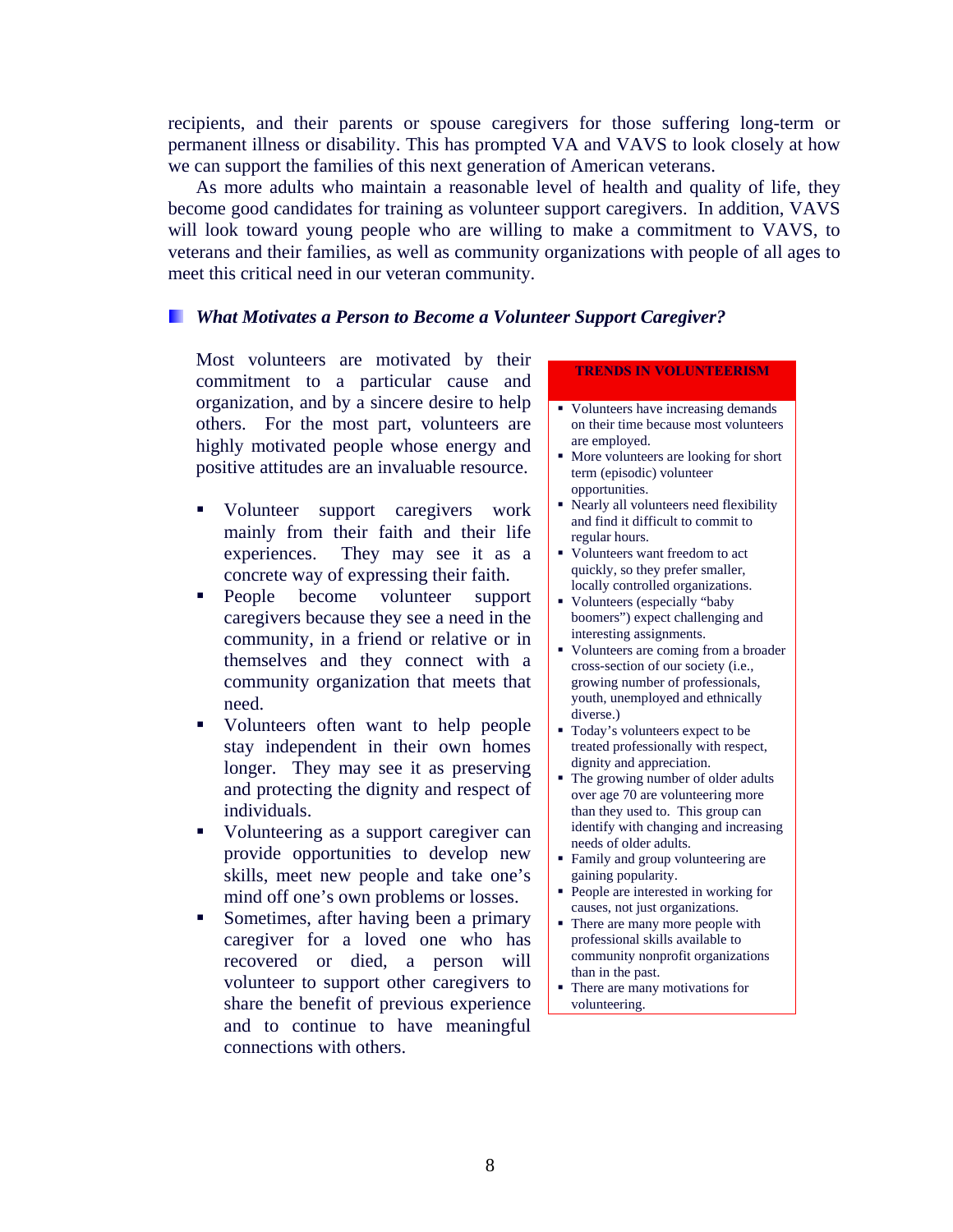recipients, and their parents or spouse caregivers for those suffering long-term or permanent illness or disability. This has prompted VA and VAVS to look closely at how we can support the families of this next generation of American veterans.

As more adults who maintain a reasonable level of health and quality of life, they become good candidates for training as volunteer support caregivers. In addition, VAVS will look toward young people who are willing to make a commitment to VAVS, to veterans and their families, as well as community organizations with people of all ages to meet this critical need in our veteran community.

### *What Motivates a Person to Become a Volunteer Support Caregiver?*

Most volunteers are motivated by their commitment to a particular cause and organization, and by a sincere desire to help others. For the most part, volunteers are highly motivated people whose energy and positive attitudes are an invaluable resource.

- Volunteer support caregivers work mainly from their faith and their life experiences. They may see it as a concrete way of expressing their faith.
- People become volunteer support caregivers because they see a need in the community, in a friend or relative or in themselves and they connect with a community organization that meets that need.
- Volunteers often want to help people stay independent in their own homes longer. They may see it as preserving and protecting the dignity and respect of individuals.
- Volunteering as a support caregiver can provide opportunities to develop new skills, meet new people and take one's mind off one's own problems or losses.
- Sometimes, after having been a primary caregiver for a loved one who has recovered or died, a person will volunteer to support other caregivers to share the benefit of previous experience and to continue to have meaningful connections with others.

**TRENDS IN VOLUNTEERISM**

- Volunteers have increasing demands on their time because most volunteers are employed.
- More volunteers are looking for short term (episodic) volunteer opportunities.
- Nearly all volunteers need flexibility and find it difficult to commit to regular hours.
- Volunteers want freedom to act quickly, so they prefer smaller, locally controlled organizations.
- Volunteers (especially "baby boomers") expect challenging and interesting assignments.
- Volunteers are coming from a broader cross-section of our society (i.e., growing number of professionals, youth, unemployed and ethnically diverse.)
- Today's volunteers expect to be treated professionally with respect, dignity and appreciation.
- The growing number of older adults over age 70 are volunteering more than they used to. This group can identify with changing and increasing needs of older adults.
- Family and group volunteering are gaining popularity.
- People are interested in working for causes, not just organizations.
- There are many more people with professional skills available to community nonprofit organizations than in the past.
- There are many motivations for volunteering.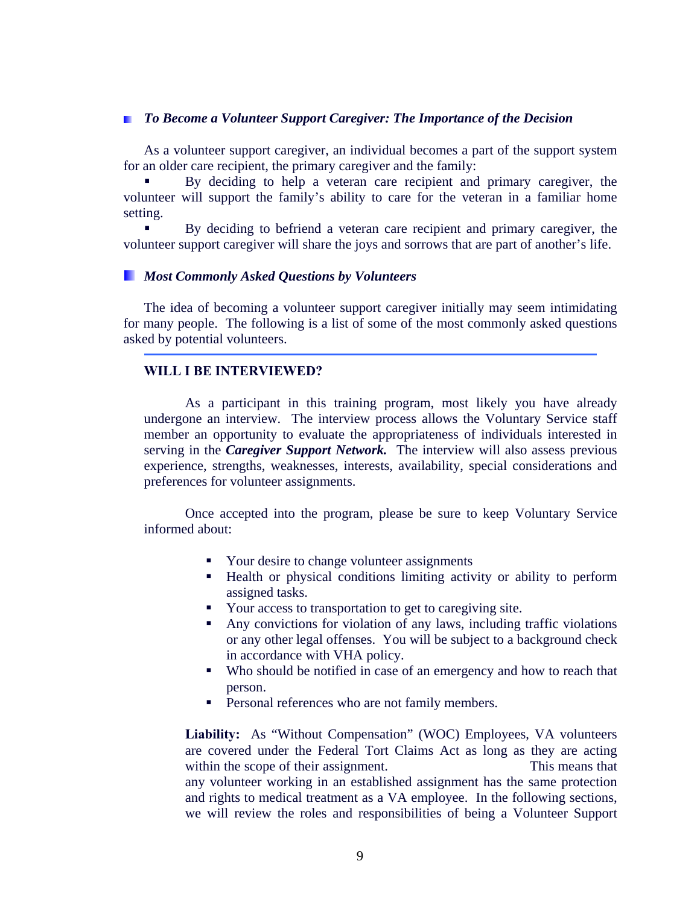### *To Become a Volunteer Support Caregiver: The Importance of the Decision*

As a volunteer support caregiver, an individual becomes a part of the support system for an older care recipient, the primary caregiver and the family:

- By deciding to help a veteran care recipient and primary caregiver, the volunteer will support the family's ability to care for the veteran in a familiar home setting.
- By deciding to befriend a veteran care recipient and primary caregiver, the volunteer support caregiver will share the joys and sorrows that are part of another's life.

### *Most Commonly Asked Questions by Volunteers*

The idea of becoming a volunteer support caregiver initially may seem intimidating for many people. The following is a list of some of the most commonly asked questions asked by potential volunteers.

---

**WILL I BE INTERVIEWED?**

As a participant in this training program, most likely you have already undergone an interview. The interview process allows the Voluntary Service staff member an opportunity to evaluate the appropriateness of individuals interested in serving in the ***Caregiver Support Network.*** The interview will also assess previous experience, strengths, weaknesses, interests, availability, special considerations and preferences for volunteer assignments.

Once accepted into the program, please be sure to keep Voluntary Service informed about:

- Your desire to change volunteer assignments
- Health or physical conditions limiting activity or ability to perform assigned tasks.
- Your access to transportation to get to caregiving site.
- Any convictions for violation of any laws, including traffic violations or any other legal offenses. You will be subject to a background check in accordance with VHA policy.
- Who should be notified in case of an emergency and how to reach that person.
- Personal references who are not family members.

**Liability:** As "Without Compensation" (WOC) Employees, VA volunteers are covered under the Federal Tort Claims Act as long as they are acting within the scope of their assignment. This means that any volunteer working in an established assignment has the same protection and rights to medical treatment as a VA employee. In the following sections, we will review the roles and responsibilities of being a Volunteer Support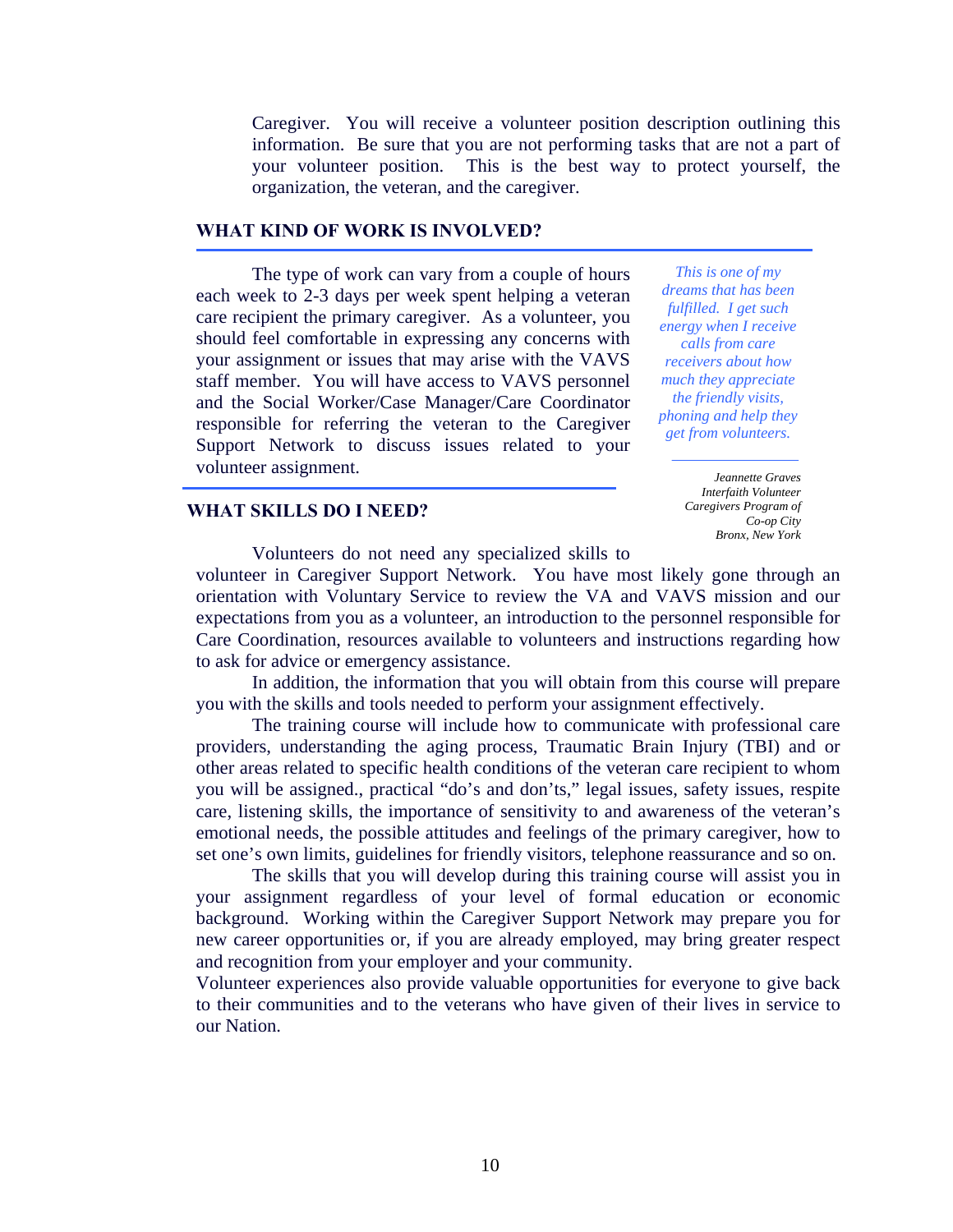Caregiver. You will receive a volunteer position description outlining this information. Be sure that you are not performing tasks that are not a part of your volunteer position. This is the best way to protect yourself, the organization, the veteran, and the caregiver.

## WHAT KIND OF WORK IS INVOLVED?

The type of work can vary from a couple of hours each week to 2-3 days per week spent helping a veteran care recipient the primary caregiver. As a volunteer, you should feel comfortable in expressing any concerns with your assignment or issues that may arise with the VAVS staff member. You will have access to VAVS personnel and the Social Worker/Case Manager/Care Coordinator responsible for referring the veteran to the Caregiver Support Network to discuss issues related to your volunteer assignment.

> *This is one of my dreams that has been fulfilled. I get such energy when I receive calls from care receivers about how much they appreciate the friendly visits, phoning and help they get from volunteers.*
>
> *Jeannette Graves*
> *Interfaith Volunteer Caregivers Program of Co-op City*
> *Bronx, New York*

## WHAT SKILLS DO I NEED?

Volunteers do not need any specialized skills to volunteer in Caregiver Support Network. You have most likely gone through an orientation with Voluntary Service to review the VA and VAVS mission and our expectations from you as a volunteer, an introduction to the personnel responsible for Care Coordination, resources available to volunteers and instructions regarding how to ask for advice or emergency assistance.

In addition, the information that you will obtain from this course will prepare you with the skills and tools needed to perform your assignment effectively.

The training course will include how to communicate with professional care providers, understanding the aging process, Traumatic Brain Injury (TBI) and or other areas related to specific health conditions of the veteran care recipient to whom you will be assigned., practical "do's and don'ts," legal issues, safety issues, respite care, listening skills, the importance of sensitivity to and awareness of the veteran's emotional needs, the possible attitudes and feelings of the primary caregiver, how to set one's own limits, guidelines for friendly visitors, telephone reassurance and so on.

The skills that you will develop during this training course will assist you in your assignment regardless of your level of formal education or economic background. Working within the Caregiver Support Network may prepare you for new career opportunities or, if you are already employed, may bring greater respect and recognition from your employer and your community.

Volunteer experiences also provide valuable opportunities for everyone to give back to their communities and to the veterans who have given of their lives in service to our Nation.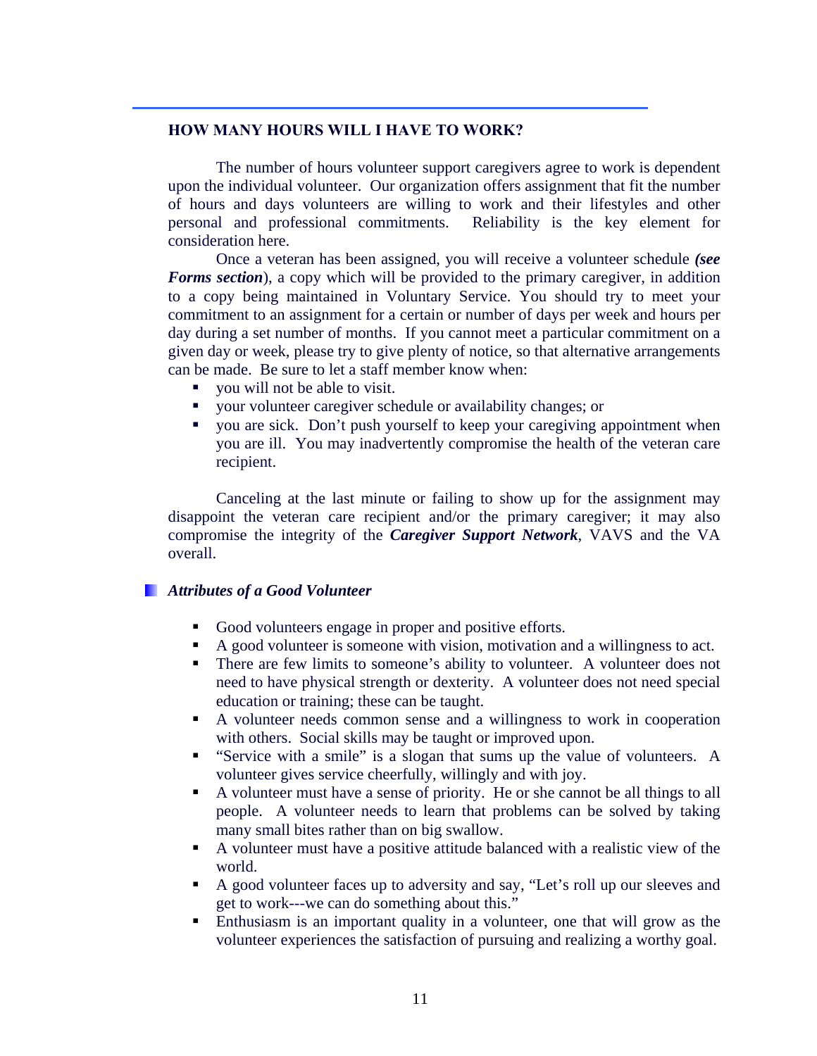## HOW MANY HOURS WILL I HAVE TO WORK?

The number of hours volunteer support caregivers agree to work is dependent upon the individual volunteer. Our organization offers assignment that fit the number of hours and days volunteers are willing to work and their lifestyles and other personal and professional commitments. Reliability is the key element for consideration here.

Once a veteran has been assigned, you will receive a volunteer schedule ***(see Forms section)***, a copy which will be provided to the primary caregiver, in addition to a copy being maintained in Voluntary Service. You should try to meet your commitment to an assignment for a certain or number of days per week and hours per day during a set number of months. If you cannot meet a particular commitment on a given day or week, please try to give plenty of notice, so that alternative arrangements can be made. Be sure to let a staff member know when:

- you will not be able to visit.
- your volunteer caregiver schedule or availability changes; or
- you are sick. Don't push yourself to keep your caregiving appointment when you are ill. You may inadvertently compromise the health of the veteran care recipient.

Canceling at the last minute or failing to show up for the assignment may disappoint the veteran care recipient and/or the primary caregiver; it may also compromise the integrity of the ***Caregiver Support Network***, VAVS and the VA overall.

### *Attributes of a Good Volunteer*

- Good volunteers engage in proper and positive efforts.
- A good volunteer is someone with vision, motivation and a willingness to act.
- There are few limits to someone's ability to volunteer. A volunteer does not need to have physical strength or dexterity. A volunteer does not need special education or training; these can be taught.
- A volunteer needs common sense and a willingness to work in cooperation with others. Social skills may be taught or improved upon.
- "Service with a smile" is a slogan that sums up the value of volunteers. A volunteer gives service cheerfully, willingly and with joy.
- A volunteer must have a sense of priority. He or she cannot be all things to all people. A volunteer needs to learn that problems can be solved by taking many small bites rather than on big swallow.
- A volunteer must have a positive attitude balanced with a realistic view of the world.
- A good volunteer faces up to adversity and say, "Let's roll up our sleeves and get to work---we can do something about this."
- Enthusiasm is an important quality in a volunteer, one that will grow as the volunteer experiences the satisfaction of pursuing and realizing a worthy goal.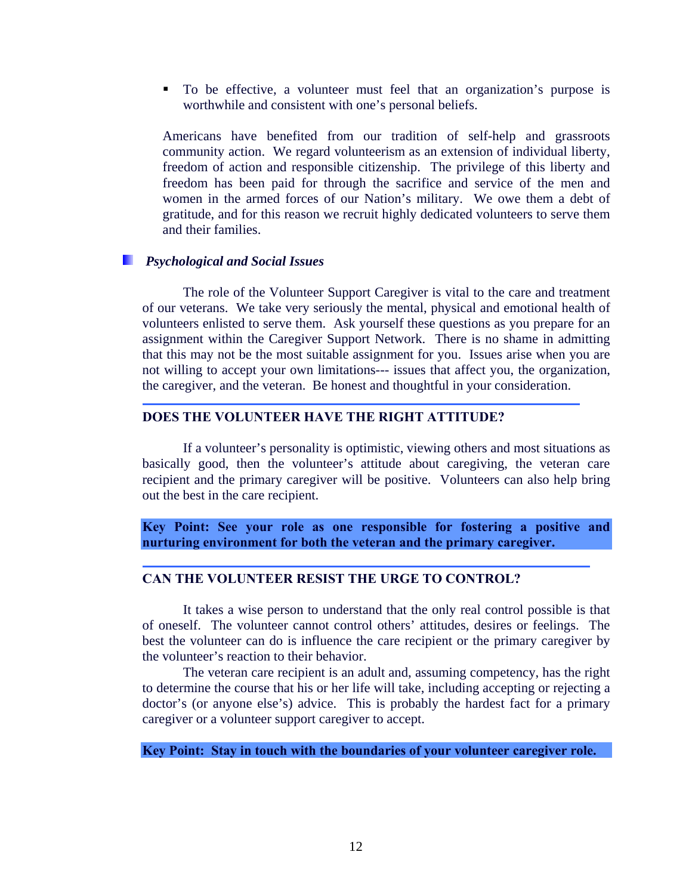- To be effective, a volunteer must feel that an organization's purpose is worthwhile and consistent with one's personal beliefs.

Americans have benefited from our tradition of self-help and grassroots community action. We regard volunteerism as an extension of individual liberty, freedom of action and responsible citizenship. The privilege of this liberty and freedom has been paid for through the sacrifice and service of the men and women in the armed forces of our Nation's military. We owe them a debt of gratitude, and for this reason we recruit highly dedicated volunteers to serve them and their families.

### *Psychological and Social Issues*

The role of the Volunteer Support Caregiver is vital to the care and treatment of our veterans. We take very seriously the mental, physical and emotional health of volunteers enlisted to serve them. Ask yourself these questions as you prepare for an assignment within the Caregiver Support Network. There is no shame in admitting that this may not be the most suitable assignment for you. Issues arise when you are not willing to accept your own limitations--- issues that affect you, the organization, the caregiver, and the veteran. Be honest and thoughtful in your consideration.

#### DOES THE VOLUNTEER HAVE THE RIGHT ATTITUDE?

If a volunteer's personality is optimistic, viewing others and most situations as basically good, then the volunteer's attitude about caregiving, the veteran care recipient and the primary caregiver will be positive. Volunteers can also help bring out the best in the care recipient.

**Key Point: See your role as one responsible for fostering a positive and nurturing environment for both the veteran and the primary caregiver.**

#### CAN THE VOLUNTEER RESIST THE URGE TO CONTROL?

It takes a wise person to understand that the only real control possible is that of oneself. The volunteer cannot control others' attitudes, desires or feelings. The best the volunteer can do is influence the care recipient or the primary caregiver by the volunteer's reaction to their behavior.

The veteran care recipient is an adult and, assuming competency, has the right to determine the course that his or her life will take, including accepting or rejecting a doctor's (or anyone else's) advice. This is probably the hardest fact for a primary caregiver or a volunteer support caregiver to accept.

**Key Point: Stay in touch with the boundaries of your volunteer caregiver role.**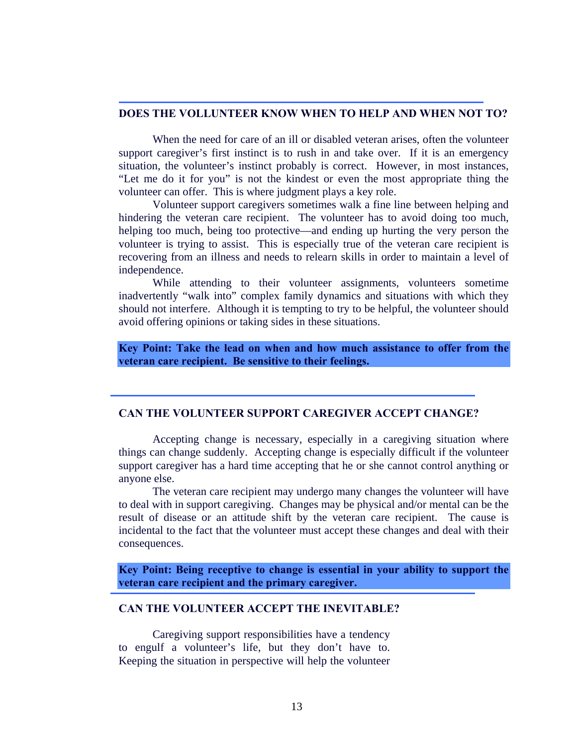## DOES THE VOLLUNTEER KNOW WHEN TO HELP AND WHEN NOT TO?

When the need for care of an ill or disabled veteran arises, often the volunteer support caregiver's first instinct is to rush in and take over. If it is an emergency situation, the volunteer's instinct probably is correct. However, in most instances, "Let me do it for you" is not the kindest or even the most appropriate thing the volunteer can offer. This is where judgment plays a key role.

Volunteer support caregivers sometimes walk a fine line between helping and hindering the veteran care recipient. The volunteer has to avoid doing too much, helping too much, being too protective—and ending up hurting the very person the volunteer is trying to assist. This is especially true of the veteran care recipient is recovering from an illness and needs to relearn skills in order to maintain a level of independence.

While attending to their volunteer assignments, volunteers sometime inadvertently "walk into" complex family dynamics and situations with which they should not interfere. Although it is tempting to try to be helpful, the volunteer should avoid offering opinions or taking sides in these situations.

**Key Point: Take the lead on when and how much assistance to offer from the veteran care recipient. Be sensitive to their feelings.**

## CAN THE VOLUNTEER SUPPORT CAREGIVER ACCEPT CHANGE?

Accepting change is necessary, especially in a caregiving situation where things can change suddenly. Accepting change is especially difficult if the volunteer support caregiver has a hard time accepting that he or she cannot control anything or anyone else.

The veteran care recipient may undergo many changes the volunteer will have to deal with in support caregiving. Changes may be physical and/or mental can be the result of disease or an attitude shift by the veteran care recipient. The cause is incidental to the fact that the volunteer must accept these changes and deal with their consequences.

**Key Point: Being receptive to change is essential in your ability to support the veteran care recipient and the primary caregiver.**

## CAN THE VOLUNTEER ACCEPT THE INEVITABLE?

Caregiving support responsibilities have a tendency to engulf a volunteer's life, but they don't have to. Keeping the situation in perspective will help the volunteer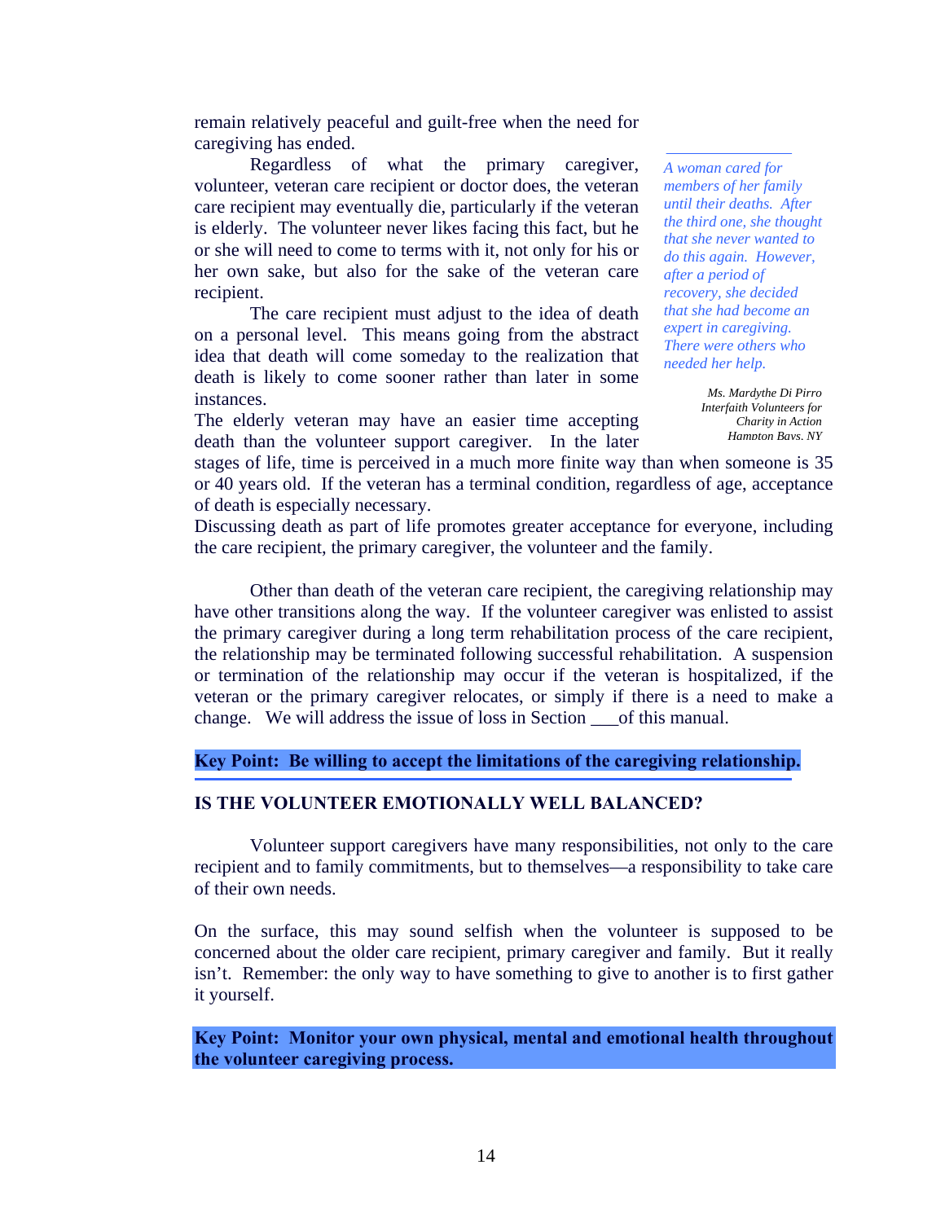remain relatively peaceful and guilt-free when the need for caregiving has ended.

Regardless of what the primary caregiver, volunteer, veteran care recipient or doctor does, the veteran care recipient may eventually die, particularly if the veteran is elderly. The volunteer never likes facing this fact, but he or she will need to come to terms with it, not only for his or her own sake, but also for the sake of the veteran care recipient.

The care recipient must adjust to the idea of death on a personal level. This means going from the abstract idea that death will come someday to the realization that death is likely to come sooner rather than later in some instances.

The elderly veteran may have an easier time accepting death than the volunteer support caregiver. In the later stages of life, time is perceived in a much more finite way than when someone is 35 or 40 years old. If the veteran has a terminal condition, regardless of age, acceptance of death is especially necessary.

Discussing death as part of life promotes greater acceptance for everyone, including the care recipient, the primary caregiver, the volunteer and the family.

> *A woman cared for members of her family until their deaths. After the third one, she thought that she never wanted to do this again. However, after a period of recovery, she decided that she had become an expert in caregiving. There were others who needed her help.*
>
> *Ms. Mardythe Di Pirro*
> *Interfaith Volunteers for Charity in Action*
> *Hampton Bays, NY*

Other than death of the veteran care recipient, the caregiving relationship may have other transitions along the way. If the volunteer caregiver was enlisted to assist the primary caregiver during a long term rehabilitation process of the care recipient, the relationship may be terminated following successful rehabilitation. A suspension or termination of the relationship may occur if the veteran is hospitalized, if the veteran or the primary caregiver relocates, or simply if there is a need to make a change. We will address the issue of loss in Section ___of this manual.

**Key Point: Be willing to accept the limitations of the caregiving relationship.**

## IS THE VOLUNTEER EMOTIONALLY WELL BALANCED?

Volunteer support caregivers have many responsibilities, not only to the care recipient and to family commitments, but to themselves—a responsibility to take care of their own needs.

On the surface, this may sound selfish when the volunteer is supposed to be concerned about the older care recipient, primary caregiver and family. But it really isn't. Remember: the only way to have something to give to another is to first gather it yourself.

**Key Point: Monitor your own physical, mental and emotional health throughout the volunteer caregiving process.**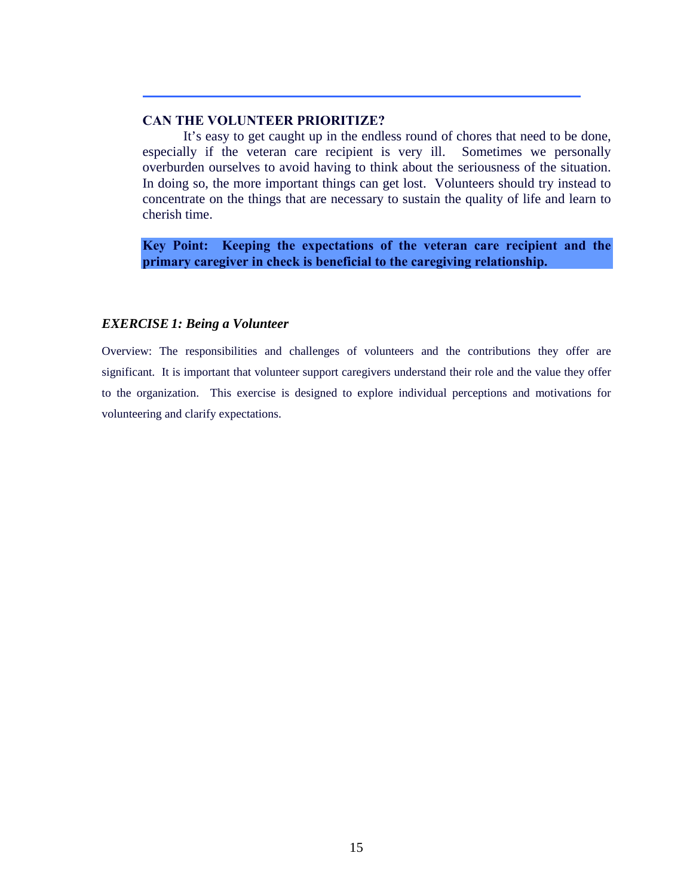### CAN THE VOLUNTEER PRIORITIZE?

It's easy to get caught up in the endless round of chores that need to be done, especially if the veteran care recipient is very ill. Sometimes we personally overburden ourselves to avoid having to think about the seriousness of the situation. In doing so, the more important things can get lost. Volunteers should try instead to concentrate on the things that are necessary to sustain the quality of life and learn to cherish time.

**Key Point: Keeping the expectations of the veteran care recipient and the primary caregiver in check is beneficial to the caregiving relationship.**

### *EXERCISE 1: Being a Volunteer*

Overview: The responsibilities and challenges of volunteers and the contributions they offer are significant. It is important that volunteer support caregivers understand their role and the value they offer to the organization. This exercise is designed to explore individual perceptions and motivations for volunteering and clarify expectations.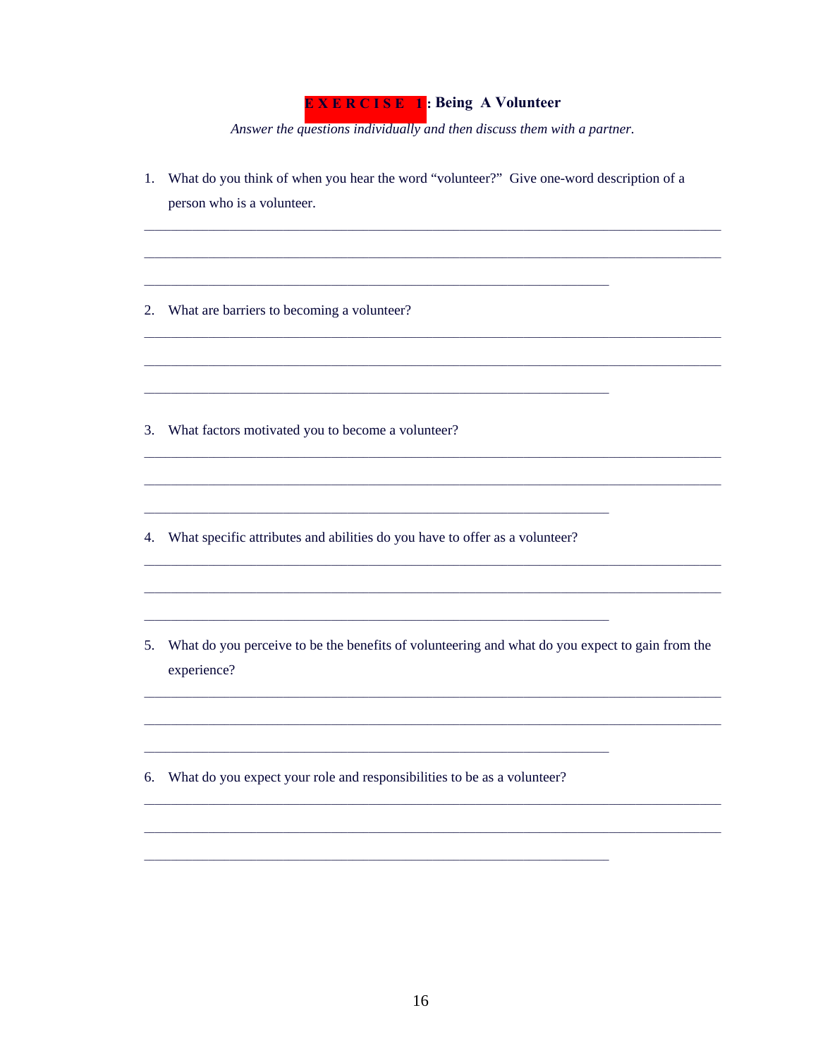## EXERCISE 1: Being A Volunteer

*Answer the questions individually and then discuss them with a partner.*

1. What do you think of when you hear the word "volunteer?" Give one-word description of a person who is a volunteer.

_______________________________________________________________________________

_______________________________________________________________________________

_________________________________________________________________

2. What are barriers to becoming a volunteer?

_______________________________________________________________________________

_______________________________________________________________________________

_________________________________________________________________

3. What factors motivated you to become a volunteer?

_______________________________________________________________________________

_______________________________________________________________________________

_________________________________________________________________

4. What specific attributes and abilities do you have to offer as a volunteer?

_______________________________________________________________________________

_______________________________________________________________________________

_________________________________________________________________

5. What do you perceive to be the benefits of volunteering and what do you expect to gain from the experience?

_______________________________________________________________________________

_______________________________________________________________________________

_________________________________________________________________

6. What do you expect your role and responsibilities to be as a volunteer?

_______________________________________________________________________________

_______________________________________________________________________________

_________________________________________________________________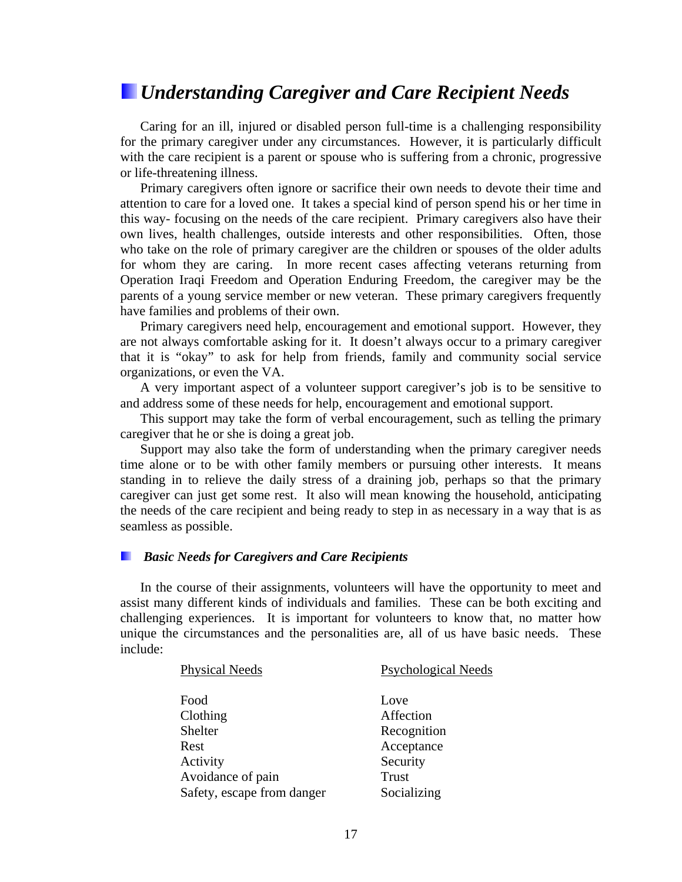## *Understanding Caregiver and Care Recipient Needs*

Caring for an ill, injured or disabled person full-time is a challenging responsibility for the primary caregiver under any circumstances. However, it is particularly difficult with the care recipient is a parent or spouse who is suffering from a chronic, progressive or life-threatening illness.

Primary caregivers often ignore or sacrifice their own needs to devote their time and attention to care for a loved one. It takes a special kind of person spend his or her time in this way- focusing on the needs of the care recipient. Primary caregivers also have their own lives, health challenges, outside interests and other responsibilities. Often, those who take on the role of primary caregiver are the children or spouses of the older adults for whom they are caring. In more recent cases affecting veterans returning from Operation Iraqi Freedom and Operation Enduring Freedom, the caregiver may be the parents of a young service member or new veteran. These primary caregivers frequently have families and problems of their own.

Primary caregivers need help, encouragement and emotional support. However, they are not always comfortable asking for it. It doesn't always occur to a primary caregiver that it is "okay" to ask for help from friends, family and community social service organizations, or even the VA.

A very important aspect of a volunteer support caregiver's job is to be sensitive to and address some of these needs for help, encouragement and emotional support.

This support may take the form of verbal encouragement, such as telling the primary caregiver that he or she is doing a great job.

Support may also take the form of understanding when the primary caregiver needs time alone or to be with other family members or pursuing other interests. It means standing in to relieve the daily stress of a draining job, perhaps so that the primary caregiver can just get some rest. It also will mean knowing the household, anticipating the needs of the care recipient and being ready to step in as necessary in a way that is as seamless as possible.

### *Basic Needs for Caregivers and Care Recipients*

In the course of their assignments, volunteers will have the opportunity to meet and assist many different kinds of individuals and families. These can be both exciting and challenging experiences. It is important for volunteers to know that, no matter how unique the circumstances and the personalities are, all of us have basic needs. These include:

| Physical Needs | Psychological Needs |
|---|---|
| Food | Love |
| Clothing | Affection |
| Shelter | Recognition |
| Rest | Acceptance |
| Activity | Security |
| Avoidance of pain | Trust |
| Safety, escape from danger | Socializing |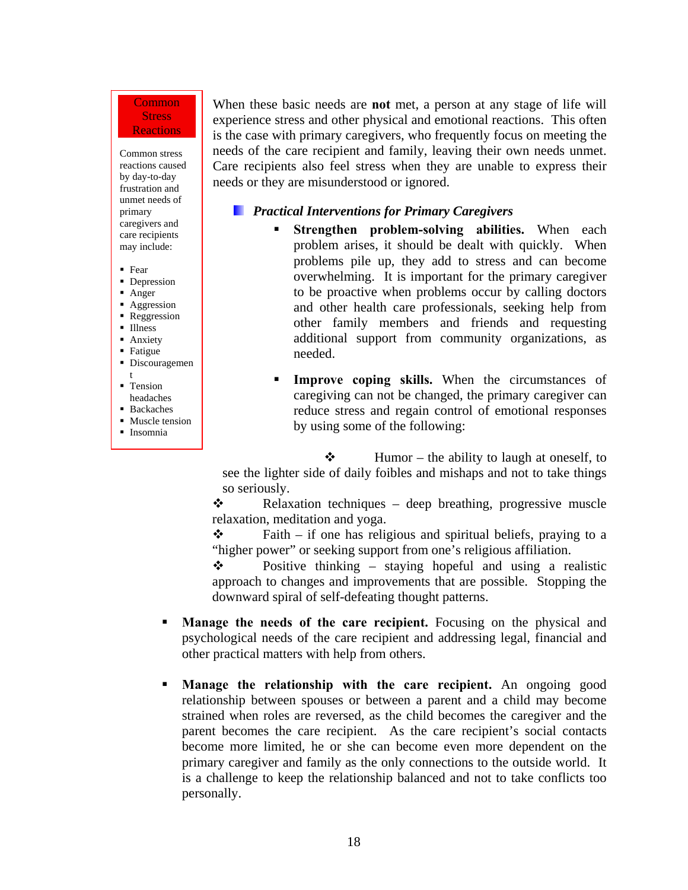**Common Stress Reactions**

Common stress reactions caused by day-to-day frustration and unmet needs of primary caregivers and care recipients may include:

- Fear
- Depression
- Anger
- Aggression
- Reggression
- Illness
- Anxiety
- Fatigue
- Discouragement
- Tension headaches
- Backaches
- Muscle tension
- Insomnia

When these basic needs are **not** met, a person at any stage of life will experience stress and other physical and emotional reactions. This often is the case with primary caregivers, who frequently focus on meeting the needs of the care recipient and family, leaving their own needs unmet. Care recipients also feel stress when they are unable to express their needs or they are misunderstood or ignored.

### *Practical Interventions for Primary Caregivers*

- **Strengthen problem-solving abilities.** When each problem arises, it should be dealt with quickly. When problems pile up, they add to stress and can become overwhelming. It is important for the primary caregiver to be proactive when problems occur by calling doctors and other health care professionals, seeking help from other family members and friends and requesting additional support from community organizations, as needed.

- **Improve coping skills.** When the circumstances of caregiving can not be changed, the primary caregiver can reduce stress and regain control of emotional responses by using some of the following:

  - Humor – the ability to laugh at oneself, to see the lighter side of daily foibles and mishaps and not to take things so seriously.
  - Relaxation techniques – deep breathing, progressive muscle relaxation, meditation and yoga.
  - Faith – if one has religious and spiritual beliefs, praying to a "higher power" or seeking support from one's religious affiliation.
  - Positive thinking – staying hopeful and using a realistic approach to changes and improvements that are possible. Stopping the downward spiral of self-defeating thought patterns.

- **Manage the needs of the care recipient.** Focusing on the physical and psychological needs of the care recipient and addressing legal, financial and other practical matters with help from others.

- **Manage the relationship with the care recipient.** An ongoing good relationship between spouses or between a parent and a child may become strained when roles are reversed, as the child becomes the caregiver and the parent becomes the care recipient. As the care recipient's social contacts become more limited, he or she can become even more dependent on the primary caregiver and family as the only connections to the outside world. It is a challenge to keep the relationship balanced and not to take conflicts too personally.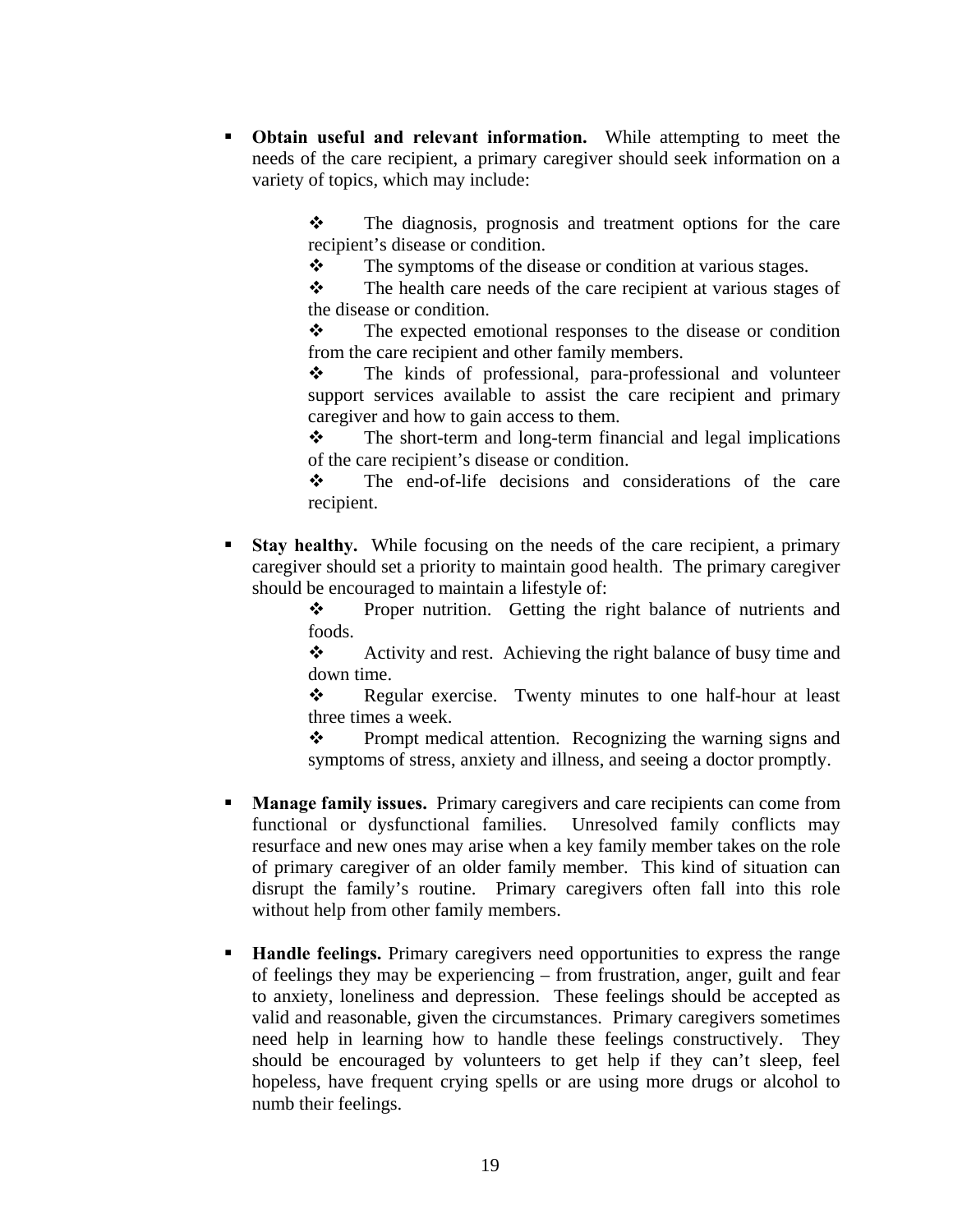- **Obtain useful and relevant information.** While attempting to meet the needs of the care recipient, a primary caregiver should seek information on a variety of topics, which may include:

  - The diagnosis, prognosis and treatment options for the care recipient's disease or condition.
  - The symptoms of the disease or condition at various stages.
  - The health care needs of the care recipient at various stages of the disease or condition.
  - The expected emotional responses to the disease or condition from the care recipient and other family members.
  - The kinds of professional, para-professional and volunteer support services available to assist the care recipient and primary caregiver and how to gain access to them.
  - The short-term and long-term financial and legal implications of the care recipient's disease or condition.
  - The end-of-life decisions and considerations of the care recipient.

- **Stay healthy.** While focusing on the needs of the care recipient, a primary caregiver should set a priority to maintain good health. The primary caregiver should be encouraged to maintain a lifestyle of:
  - Proper nutrition. Getting the right balance of nutrients and foods.
  - Activity and rest. Achieving the right balance of busy time and down time.
  - Regular exercise. Twenty minutes to one half-hour at least three times a week.
  - Prompt medical attention. Recognizing the warning signs and symptoms of stress, anxiety and illness, and seeing a doctor promptly.

- **Manage family issues.** Primary caregivers and care recipients can come from functional or dysfunctional families. Unresolved family conflicts may resurface and new ones may arise when a key family member takes on the role of primary caregiver of an older family member. This kind of situation can disrupt the family's routine. Primary caregivers often fall into this role without help from other family members.

- **Handle feelings.** Primary caregivers need opportunities to express the range of feelings they may be experiencing – from frustration, anger, guilt and fear to anxiety, loneliness and depression. These feelings should be accepted as valid and reasonable, given the circumstances. Primary caregivers sometimes need help in learning how to handle these feelings constructively. They should be encouraged by volunteers to get help if they can't sleep, feel hopeless, have frequent crying spells or are using more drugs or alcohol to numb their feelings.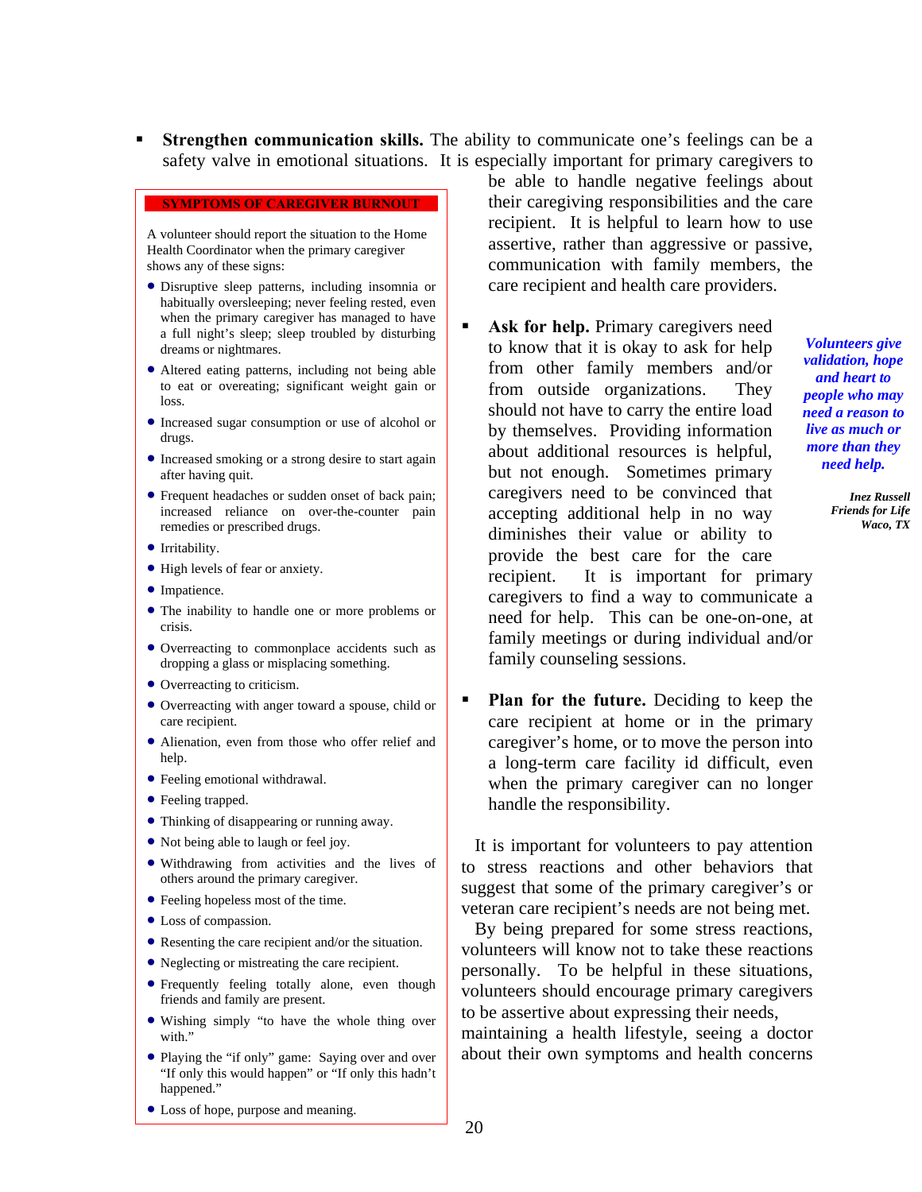- **Strengthen communication skills.** The ability to communicate one's feelings can be a safety valve in emotional situations. It is especially important for primary caregivers to be able to handle negative feelings about their caregiving responsibilities and the care recipient. It is helpful to learn how to use assertive, rather than aggressive or passive, communication with family members, the care recipient and health care providers.

- **Ask for help.** Primary caregivers need to know that it is okay to ask for help from other family members and/or from outside organizations. They should not have to carry the entire load by themselves. Providing information about additional resources is helpful, but not enough. Sometimes primary caregivers need to be convinced that accepting additional help in no way diminishes their value or ability to provide the best care for the care recipient. It is important for primary caregivers to find a way to communicate a need for help. This can be one-on-one, at family meetings or during individual and/or family counseling sessions.

- **Plan for the future.** Deciding to keep the care recipient at home or in the primary caregiver's home, or to move the person into a long-term care facility id difficult, even when the primary caregiver can no longer handle the responsibility.

It is important for volunteers to pay attention to stress reactions and other behaviors that suggest that some of the primary caregiver's or veteran care recipient's needs are not being met. By being prepared for some stress reactions, volunteers will know not to take these reactions personally. To be helpful in these situations, volunteers should encourage primary caregivers to be assertive about expressing their needs, maintaining a health lifestyle, seeing a doctor about their own symptoms and health concerns

> ***Volunteers give validation, hope and heart to people who may need a reason to live as much or more than they need help.***
>
> ***Inez Russell***
> ***Friends for Life***
> ***Waco, TX***

**SYMPTOMS OF CAREGIVER BURNOUT**

A volunteer should report the situation to the Home Health Coordinator when the primary caregiver shows any of these signs:

- Disruptive sleep patterns, including insomnia or habitually oversleeping; never feeling rested, even when the primary caregiver has managed to have a full night's sleep; sleep troubled by disturbing dreams or nightmares.
- Altered eating patterns, including not being able to eat or overeating; significant weight gain or loss.
- Increased sugar consumption or use of alcohol or drugs.
- Increased smoking or a strong desire to start again after having quit.
- Frequent headaches or sudden onset of back pain; increased reliance on over-the-counter pain remedies or prescribed drugs.
- Irritability.
- High levels of fear or anxiety.
- Impatience.
- The inability to handle one or more problems or crisis.
- Overreacting to commonplace accidents such as dropping a glass or misplacing something.
- Overreacting to criticism.
- Overreacting with anger toward a spouse, child or care recipient.
- Alienation, even from those who offer relief and help.
- Feeling emotional withdrawal.
- Feeling trapped.
- Thinking of disappearing or running away.
- Not being able to laugh or feel joy.
- Withdrawing from activities and the lives of others around the primary caregiver.
- Feeling hopeless most of the time.
- Loss of compassion.
- Resenting the care recipient and/or the situation.
- Neglecting or mistreating the care recipient.
- Frequently feeling totally alone, even though friends and family are present.
- Wishing simply "to have the whole thing over with."
- Playing the "if only" game: Saying over and over "If only this would happen" or "If only this hadn't happened."
- Loss of hope, purpose and meaning.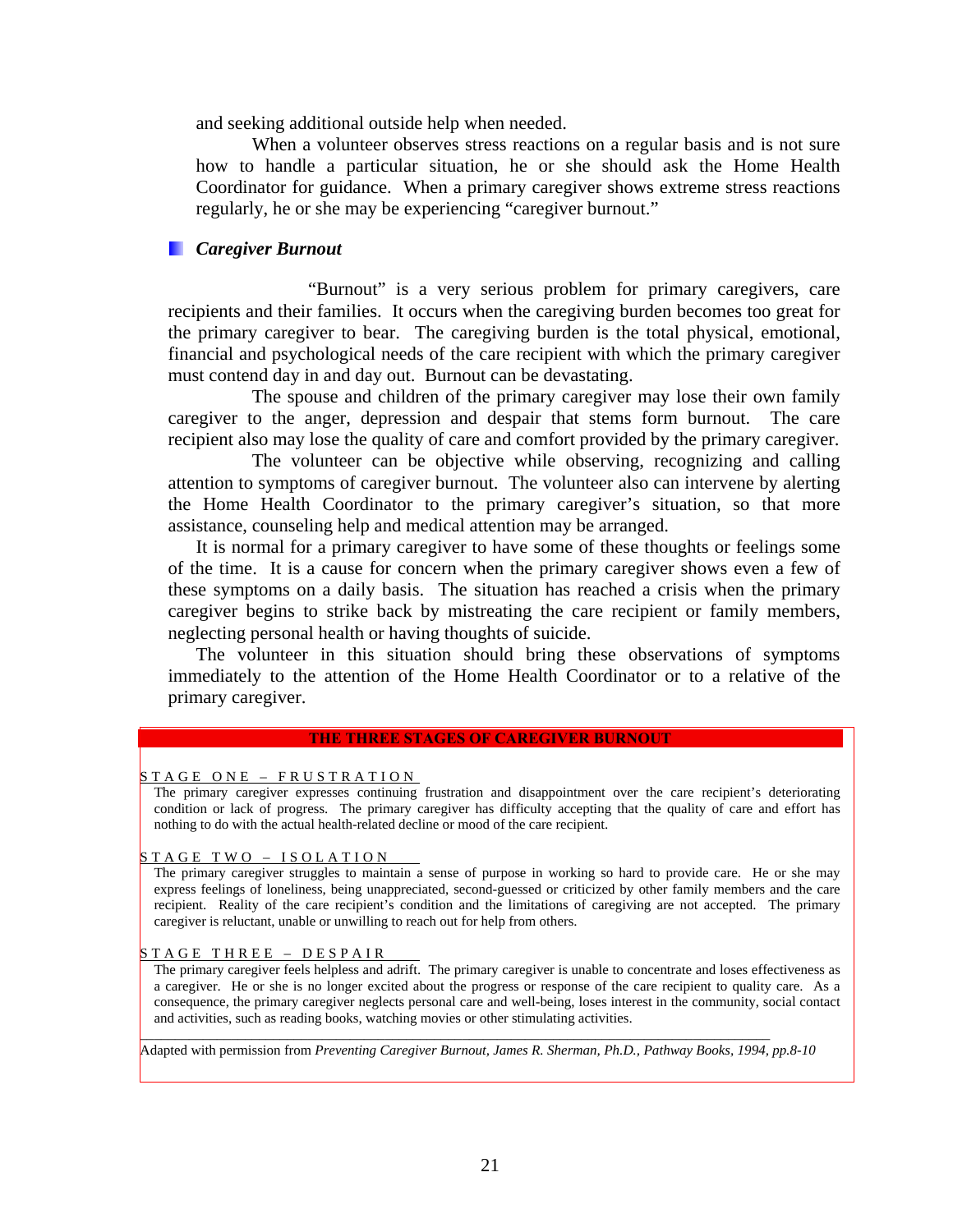and seeking additional outside help when needed.

When a volunteer observes stress reactions on a regular basis and is not sure how to handle a particular situation, he or she should ask the Home Health Coordinator for guidance. When a primary caregiver shows extreme stress reactions regularly, he or she may be experiencing "caregiver burnout."

### *Caregiver Burnout*

"Burnout" is a very serious problem for primary caregivers, care recipients and their families. It occurs when the caregiving burden becomes too great for the primary caregiver to bear. The caregiving burden is the total physical, emotional, financial and psychological needs of the care recipient with which the primary caregiver must contend day in and day out. Burnout can be devastating.

The spouse and children of the primary caregiver may lose their own family caregiver to the anger, depression and despair that stems form burnout. The care recipient also may lose the quality of care and comfort provided by the primary caregiver.

The volunteer can be objective while observing, recognizing and calling attention to symptoms of caregiver burnout. The volunteer also can intervene by alerting the Home Health Coordinator to the primary caregiver's situation, so that more assistance, counseling help and medical attention may be arranged.

It is normal for a primary caregiver to have some of these thoughts or feelings some of the time. It is a cause for concern when the primary caregiver shows even a few of these symptoms on a daily basis. The situation has reached a crisis when the primary caregiver begins to strike back by mistreating the care recipient or family members, neglecting personal health or having thoughts of suicide.

The volunteer in this situation should bring these observations of symptoms immediately to the attention of the Home Health Coordinator or to a relative of the primary caregiver.

**THE THREE STAGES OF CAREGIVER BURNOUT**

STAGE ONE – FRUSTRATION

The primary caregiver expresses continuing frustration and disappointment over the care recipient's deteriorating condition or lack of progress. The primary caregiver has difficulty accepting that the quality of care and effort has nothing to do with the actual health-related decline or mood of the care recipient.

STAGE TWO – ISOLATION

The primary caregiver struggles to maintain a sense of purpose in working so hard to provide care. He or she may express feelings of loneliness, being unappreciated, second-guessed or criticized by other family members and the care recipient. Reality of the care recipient's condition and the limitations of caregiving are not accepted. The primary caregiver is reluctant, unable or unwilling to reach out for help from others.

STAGE THREE – DESPAIR

The primary caregiver feels helpless and adrift. The primary caregiver is unable to concentrate and loses effectiveness as a caregiver. He or she is no longer excited about the progress or response of the care recipient to quality care. As a consequence, the primary caregiver neglects personal care and well-being, loses interest in the community, social contact and activities, such as reading books, watching movies or other stimulating activities.

Adapted with permission from *Preventing Caregiver Burnout, James R. Sherman, Ph.D., Pathway Books, 1994, pp.8-10*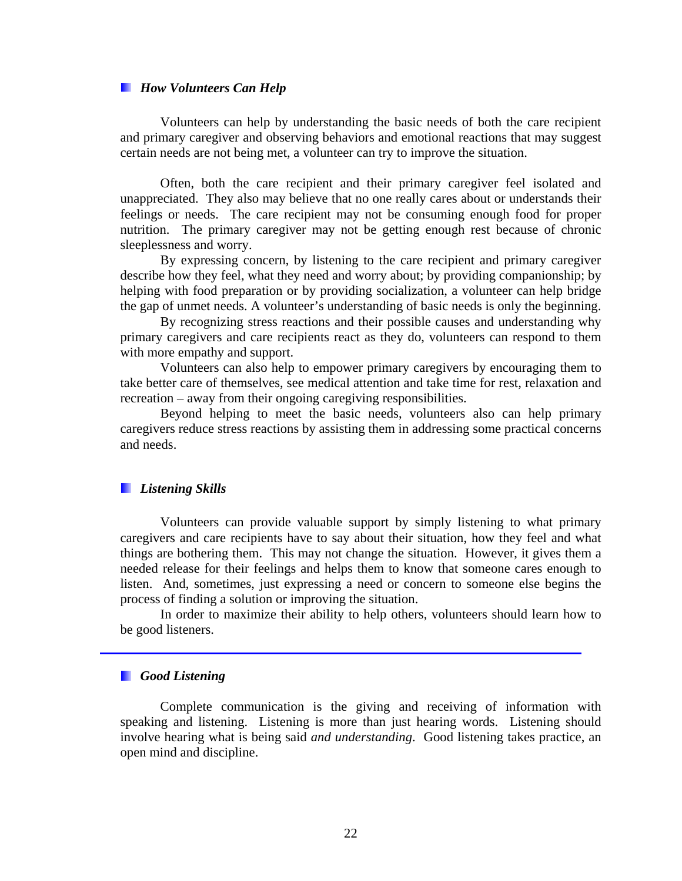### *How Volunteers Can Help*

Volunteers can help by understanding the basic needs of both the care recipient and primary caregiver and observing behaviors and emotional reactions that may suggest certain needs are not being met, a volunteer can try to improve the situation.

Often, both the care recipient and their primary caregiver feel isolated and unappreciated. They also may believe that no one really cares about or understands their feelings or needs. The care recipient may not be consuming enough food for proper nutrition. The primary caregiver may not be getting enough rest because of chronic sleeplessness and worry.

By expressing concern, by listening to the care recipient and primary caregiver describe how they feel, what they need and worry about; by providing companionship; by helping with food preparation or by providing socialization, a volunteer can help bridge the gap of unmet needs. A volunteer's understanding of basic needs is only the beginning.

By recognizing stress reactions and their possible causes and understanding why primary caregivers and care recipients react as they do, volunteers can respond to them with more empathy and support.

Volunteers can also help to empower primary caregivers by encouraging them to take better care of themselves, see medical attention and take time for rest, relaxation and recreation – away from their ongoing caregiving responsibilities.

Beyond helping to meet the basic needs, volunteers also can help primary caregivers reduce stress reactions by assisting them in addressing some practical concerns and needs.

### *Listening Skills*

Volunteers can provide valuable support by simply listening to what primary caregivers and care recipients have to say about their situation, how they feel and what things are bothering them. This may not change the situation. However, it gives them a needed release for their feelings and helps them to know that someone cares enough to listen. And, sometimes, just expressing a need or concern to someone else begins the process of finding a solution or improving the situation.

In order to maximize their ability to help others, volunteers should learn how to be good listeners.

---

### *Good Listening*

Complete communication is the giving and receiving of information with speaking and listening. Listening is more than just hearing words. Listening should involve hearing what is being said *and understanding*. Good listening takes practice, an open mind and discipline.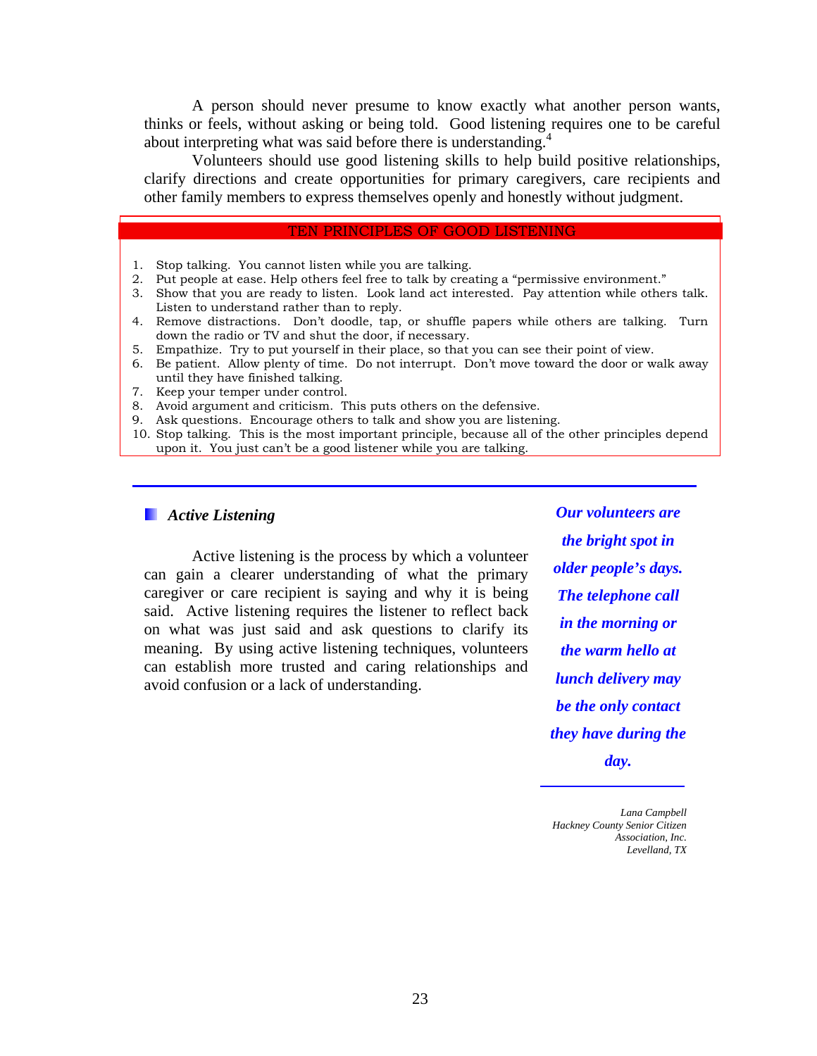A person should never presume to know exactly what another person wants, thinks or feels, without asking or being told. Good listening requires one to be careful about interpreting what was said before there is understanding.[4]

Volunteers should use good listening skills to help build positive relationships, clarify directions and create opportunities for primary caregivers, care recipients and other family members to express themselves openly and honestly without judgment.

**TEN PRINCIPLES OF GOOD LISTENING**

1. Stop talking. You cannot listen while you are talking.
2. Put people at ease. Help others feel free to talk by creating a "permissive environment."
3. Show that you are ready to listen. Look land act interested. Pay attention while others talk. Listen to understand rather than to reply.
4. Remove distractions. Don't doodle, tap, or shuffle papers while others are talking. Turn down the radio or TV and shut the door, if necessary.
5. Empathize. Try to put yourself in their place, so that you can see their point of view.
6. Be patient. Allow plenty of time. Do not interrupt. Don't move toward the door or walk away until they have finished talking.
7. Keep your temper under control.
8. Avoid argument and criticism. This puts others on the defensive.
9. Ask questions. Encourage others to talk and show you are listening.
10. Stop talking. This is the most important principle, because all of the other principles depend upon it. You just can't be a good listener while you are talking.

---

### *Active Listening*

Active listening is the process by which a volunteer can gain a clearer understanding of what the primary caregiver or care recipient is saying and why it is being said. Active listening requires the listener to reflect back on what was just said and ask questions to clarify its meaning. By using active listening techniques, volunteers can establish more trusted and caring relationships and avoid confusion or a lack of understanding.

***Our volunteers are the bright spot in older people's days. The telephone call in the morning or the warm hello at lunch delivery may be the only contact they have during the day.***

*Lana Campbell*
*Hackney County Senior Citizen Association, Inc.*
*Levelland, TX*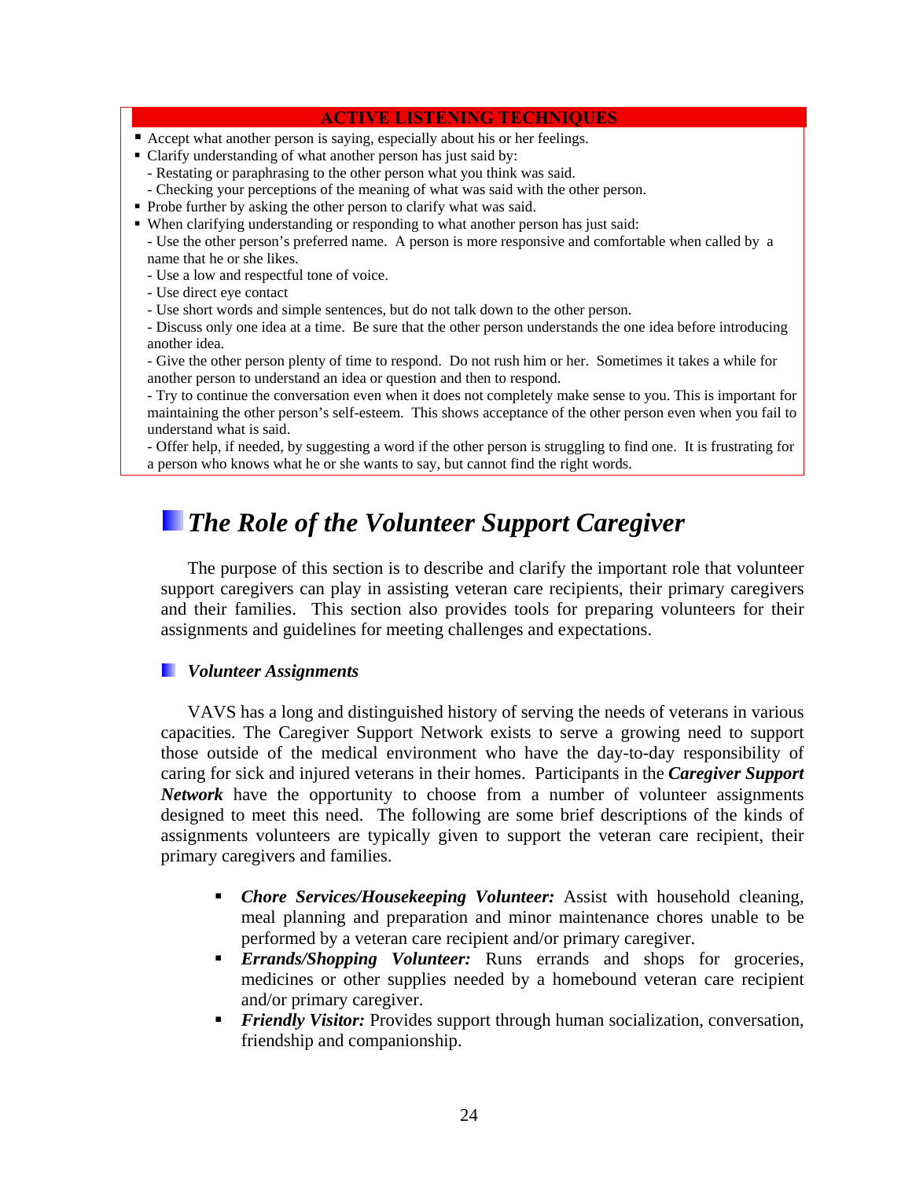**ACTIVE LISTENING TECHNIQUES**

- Accept what another person is saying, especially about his or her feelings.
- Clarify understanding of what another person has just said by:
  - Restating or paraphrasing to the other person what you think was said.
  - Checking your perceptions of the meaning of what was said with the other person.
- Probe further by asking the other person to clarify what was said.
- When clarifying understanding or responding to what another person has just said:
  - Use the other person's preferred name. A person is more responsive and comfortable when called by a name that he or she likes.
  - Use a low and respectful tone of voice.
  - Use direct eye contact
  - Use short words and simple sentences, but do not talk down to the other person.
  - Discuss only one idea at a time. Be sure that the other person understands the one idea before introducing another idea.
  - Give the other person plenty of time to respond. Do not rush him or her. Sometimes it takes a while for another person to understand an idea or question and then to respond.
  - Try to continue the conversation even when it does not completely make sense to you. This is important for maintaining the other person's self-esteem. This shows acceptance of the other person even when you fail to understand what is said.
  - Offer help, if needed, by suggesting a word if the other person is struggling to find one. It is frustrating for a person who knows what he or she wants to say, but cannot find the right words.

## *The Role of the Volunteer Support Caregiver*

The purpose of this section is to describe and clarify the important role that volunteer support caregivers can play in assisting veteran care recipients, their primary caregivers and their families. This section also provides tools for preparing volunteers for their assignments and guidelines for meeting challenges and expectations.

### *Volunteer Assignments*

VAVS has a long and distinguished history of serving the needs of veterans in various capacities. The Caregiver Support Network exists to serve a growing need to support those outside of the medical environment who have the day-to-day responsibility of caring for sick and injured veterans in their homes. Participants in the ***Caregiver Support Network*** have the opportunity to choose from a number of volunteer assignments designed to meet this need. The following are some brief descriptions of the kinds of assignments volunteers are typically given to support the veteran care recipient, their primary caregivers and families.

- ***Chore Services/Housekeeping Volunteer:*** Assist with household cleaning, meal planning and preparation and minor maintenance chores unable to be performed by a veteran care recipient and/or primary caregiver.
- ***Errands/Shopping Volunteer:*** Runs errands and shops for groceries, medicines or other supplies needed by a homebound veteran care recipient and/or primary caregiver.
- ***Friendly Visitor:*** Provides support through human socialization, conversation, friendship and companionship.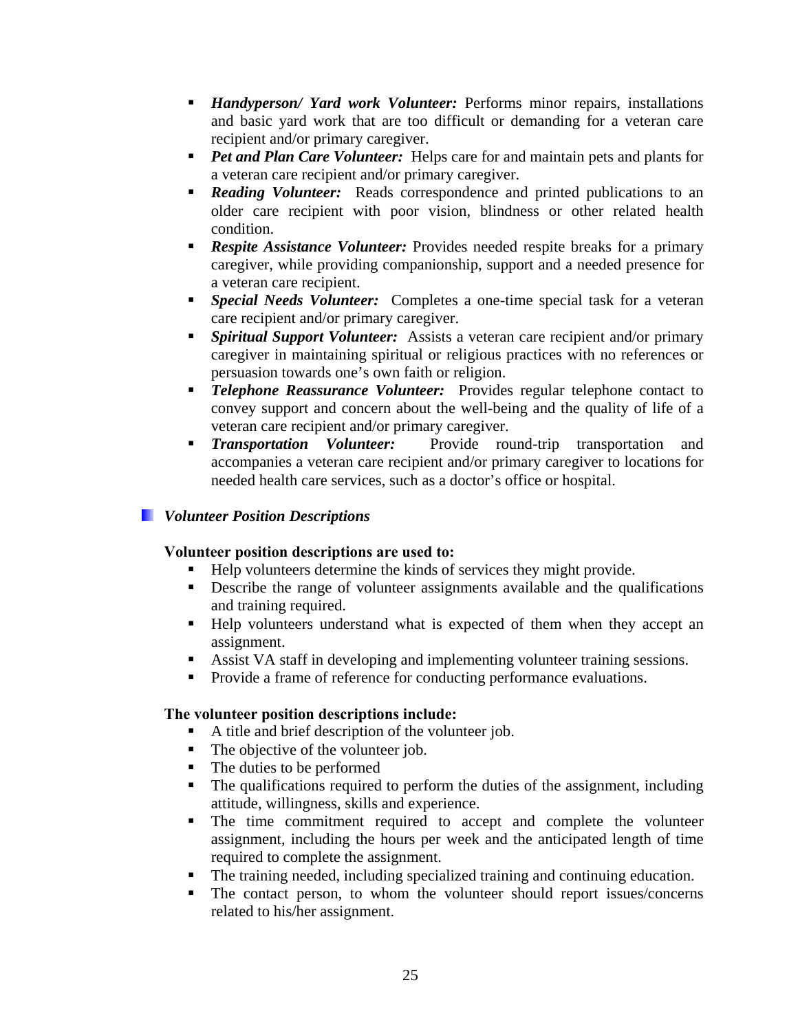- ***Handyperson/ Yard work Volunteer:*** Performs minor repairs, installations and basic yard work that are too difficult or demanding for a veteran care recipient and/or primary caregiver.
- ***Pet and Plan Care Volunteer:*** Helps care for and maintain pets and plants for a veteran care recipient and/or primary caregiver.
- ***Reading Volunteer:*** Reads correspondence and printed publications to an older care recipient with poor vision, blindness or other related health condition.
- ***Respite Assistance Volunteer:*** Provides needed respite breaks for a primary caregiver, while providing companionship, support and a needed presence for a veteran care recipient.
- ***Special Needs Volunteer:*** Completes a one-time special task for a veteran care recipient and/or primary caregiver.
- ***Spiritual Support Volunteer:*** Assists a veteran care recipient and/or primary caregiver in maintaining spiritual or religious practices with no references or persuasion towards one's own faith or religion.
- ***Telephone Reassurance Volunteer:*** Provides regular telephone contact to convey support and concern about the well-being and the quality of life of a veteran care recipient and/or primary caregiver.
- ***Transportation Volunteer:*** Provide round-trip transportation and accompanies a veteran care recipient and/or primary caregiver to locations for needed health care services, such as a doctor's office or hospital.

### *Volunteer Position Descriptions*

**Volunteer position descriptions are used to:**

- Help volunteers determine the kinds of services they might provide.
- Describe the range of volunteer assignments available and the qualifications and training required.
- Help volunteers understand what is expected of them when they accept an assignment.
- Assist VA staff in developing and implementing volunteer training sessions.
- Provide a frame of reference for conducting performance evaluations.

**The volunteer position descriptions include:**

- A title and brief description of the volunteer job.
- The objective of the volunteer job.
- The duties to be performed
- The qualifications required to perform the duties of the assignment, including attitude, willingness, skills and experience.
- The time commitment required to accept and complete the volunteer assignment, including the hours per week and the anticipated length of time required to complete the assignment.
- The training needed, including specialized training and continuing education.
- The contact person, to whom the volunteer should report issues/concerns related to his/her assignment.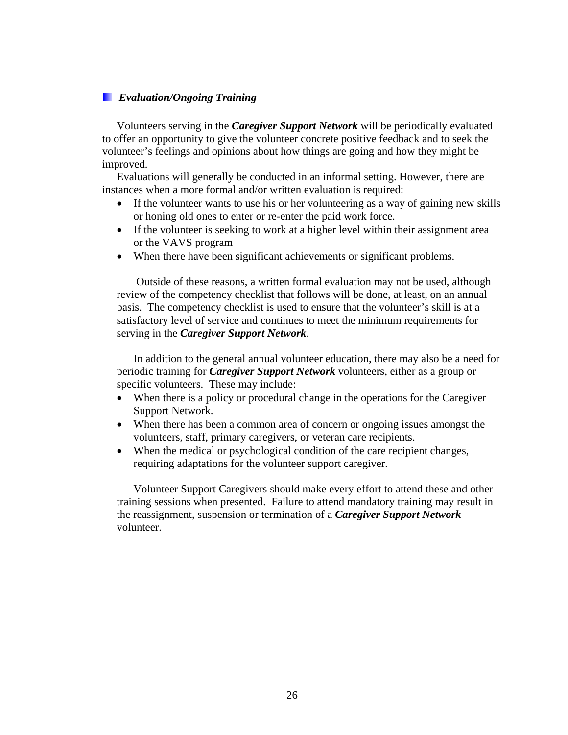## *Evaluation/Ongoing Training*

Volunteers serving in the ***Caregiver Support Network*** will be periodically evaluated to offer an opportunity to give the volunteer concrete positive feedback and to seek the volunteer's feelings and opinions about how things are going and how they might be improved.

Evaluations will generally be conducted in an informal setting. However, there are instances when a more formal and/or written evaluation is required:

- If the volunteer wants to use his or her volunteering as a way of gaining new skills or honing old ones to enter or re-enter the paid work force.
- If the volunteer is seeking to work at a higher level within their assignment area or the VAVS program
- When there have been significant achievements or significant problems.

Outside of these reasons, a written formal evaluation may not be used, although review of the competency checklist that follows will be done, at least, on an annual basis. The competency checklist is used to ensure that the volunteer's skill is at a satisfactory level of service and continues to meet the minimum requirements for serving in the ***Caregiver Support Network***.

In addition to the general annual volunteer education, there may also be a need for periodic training for ***Caregiver Support Network*** volunteers, either as a group or specific volunteers. These may include:

- When there is a policy or procedural change in the operations for the Caregiver Support Network.
- When there has been a common area of concern or ongoing issues amongst the volunteers, staff, primary caregivers, or veteran care recipients.
- When the medical or psychological condition of the care recipient changes, requiring adaptations for the volunteer support caregiver.

Volunteer Support Caregivers should make every effort to attend these and other training sessions when presented. Failure to attend mandatory training may result in the reassignment, suspension or termination of a ***Caregiver Support Network*** volunteer.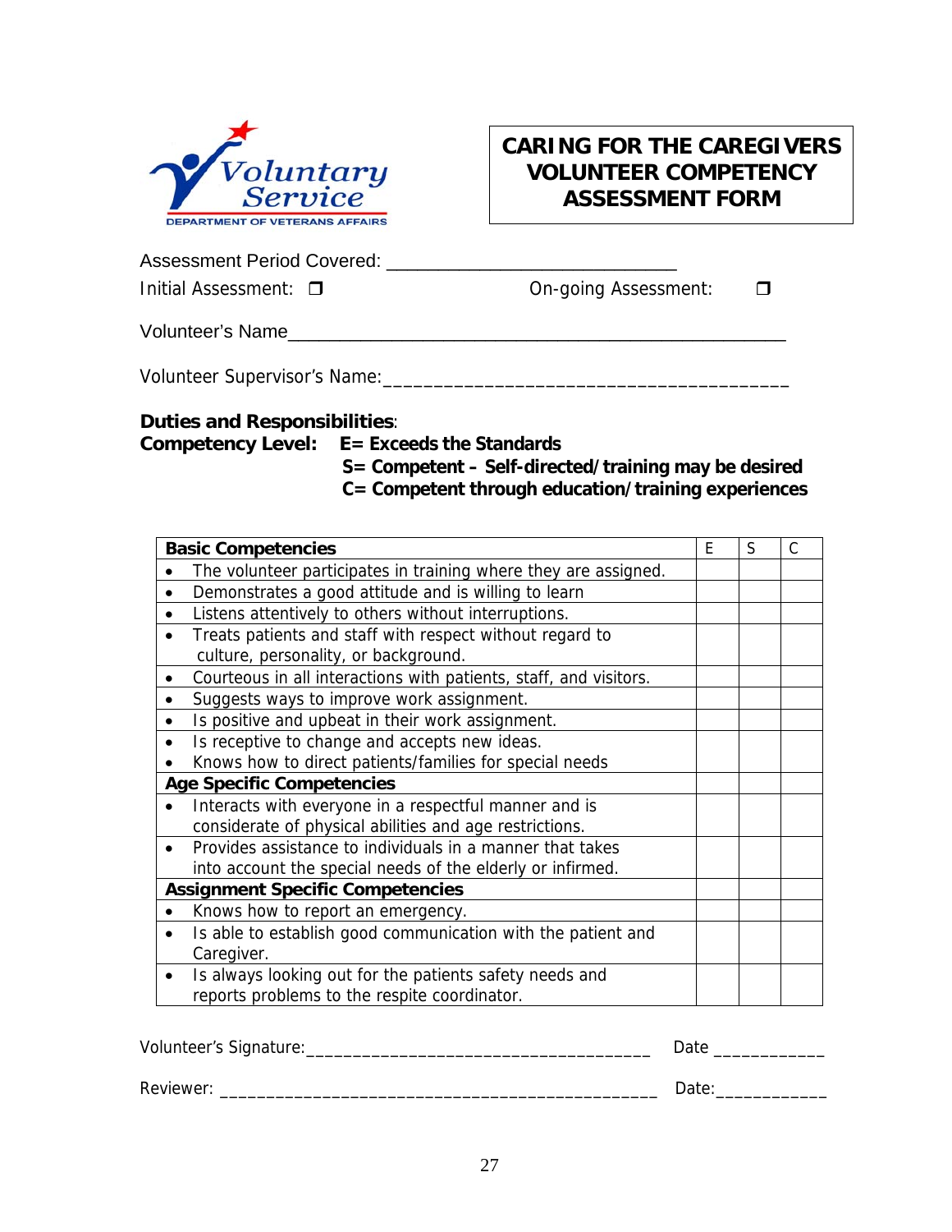Voluntary Service
DEPARTMENT OF VETERANS AFFAIRS

# CARING FOR THE CAREGIVERS VOLUNTEER COMPETENCY ASSESSMENT FORM

Assessment Period Covered: ____________________________

Initial Assessment: ❒ On-going Assessment: ❒

Volunteer's Name________________________________________________

Volunteer Supervisor's Name:_______________________________________

**Duties and Responsibilities**:

**Competency Level:** **E= Exceeds the Standards**

**S= Competent – Self-directed/training may be desired**

**C= Competent through education/training experiences**

| **Basic Competencies** | E | S | C |
|---|---|---|---|
| • The volunteer participates in training where they are assigned. | | | |
| • Demonstrates a good attitude and is willing to learn | | | |
| • Listens attentively to others without interruptions. | | | |
| • Treats patients and staff with respect without regard to culture, personality, or background. | | | |
| • Courteous in all interactions with patients, staff, and visitors. | | | |
| • Suggests ways to improve work assignment. | | | |
| • Is positive and upbeat in their work assignment. | | | |
| • Is receptive to change and accepts new ideas. • Knows how to direct patients/families for special needs | | | |
| **Age Specific Competencies** | | | |
| • Interacts with everyone in a respectful manner and is considerate of physical abilities and age restrictions. | | | |
| • Provides assistance to individuals in a manner that takes into account the special needs of the elderly or infirmed. | | | |
| **Assignment Specific Competencies** | | | |
| • Knows how to report an emergency. | | | |
| • Is able to establish good communication with the patient and Caregiver. | | | |
| • Is always looking out for the patients safety needs and reports problems to the respite coordinator. | | | |

Volunteer's Signature:___________________________________ Date ___________

Reviewer: ______________________________________________ Date:___________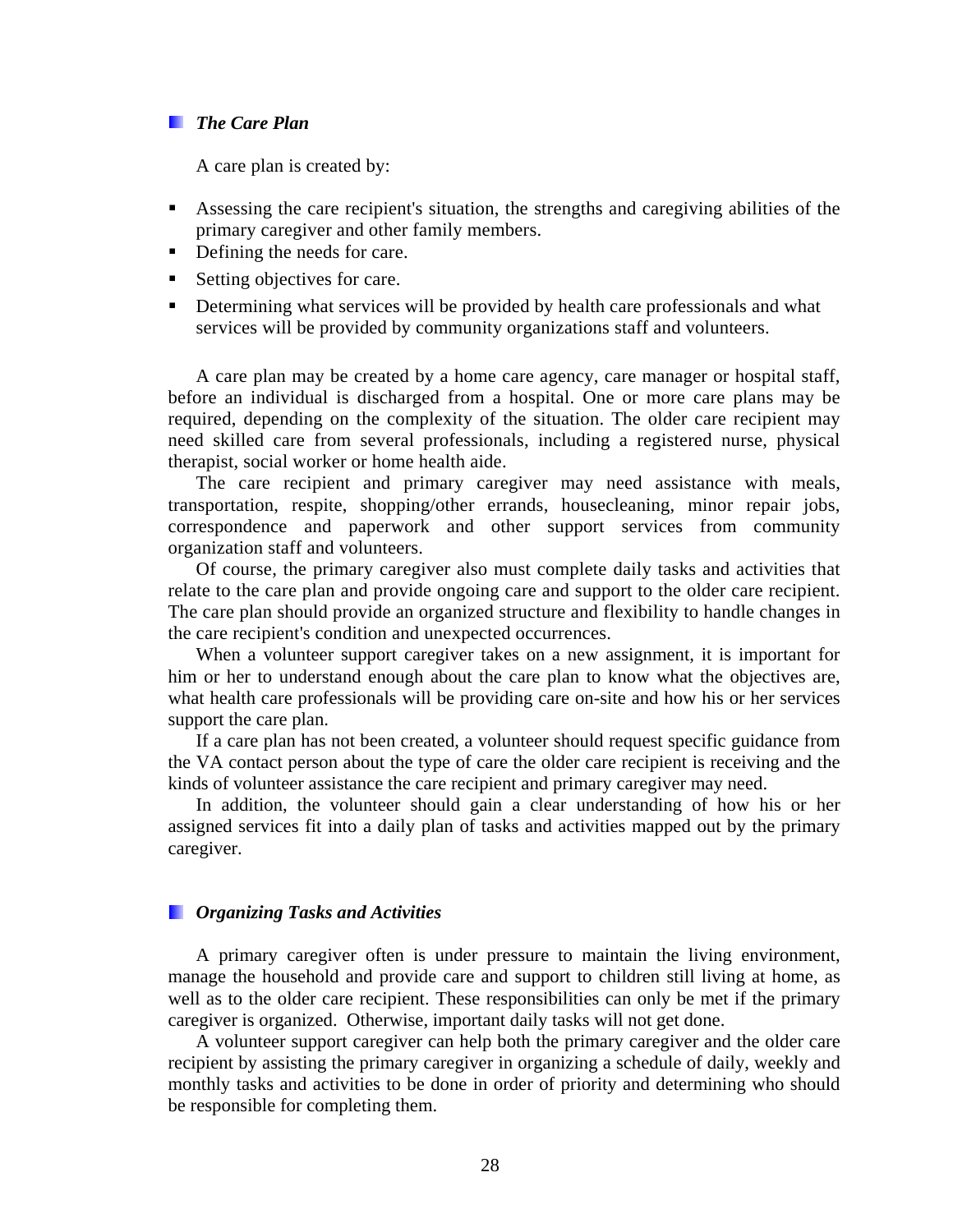### *The Care Plan*

A care plan is created by:

- Assessing the care recipient's situation, the strengths and caregiving abilities of the primary caregiver and other family members.
- Defining the needs for care.
- Setting objectives for care.
- Determining what services will be provided by health care professionals and what services will be provided by community organizations staff and volunteers.

A care plan may be created by a home care agency, care manager or hospital staff, before an individual is discharged from a hospital. One or more care plans may be required, depending on the complexity of the situation. The older care recipient may need skilled care from several professionals, including a registered nurse, physical therapist, social worker or home health aide.

The care recipient and primary caregiver may need assistance with meals, transportation, respite, shopping/other errands, housecleaning, minor repair jobs, correspondence and paperwork and other support services from community organization staff and volunteers.

Of course, the primary caregiver also must complete daily tasks and activities that relate to the care plan and provide ongoing care and support to the older care recipient. The care plan should provide an organized structure and flexibility to handle changes in the care recipient's condition and unexpected occurrences.

When a volunteer support caregiver takes on a new assignment, it is important for him or her to understand enough about the care plan to know what the objectives are, what health care professionals will be providing care on-site and how his or her services support the care plan.

If a care plan has not been created, a volunteer should request specific guidance from the VA contact person about the type of care the older care recipient is receiving and the kinds of volunteer assistance the care recipient and primary caregiver may need.

In addition, the volunteer should gain a clear understanding of how his or her assigned services fit into a daily plan of tasks and activities mapped out by the primary caregiver.

### *Organizing Tasks and Activities*

A primary caregiver often is under pressure to maintain the living environment, manage the household and provide care and support to children still living at home, as well as to the older care recipient. These responsibilities can only be met if the primary caregiver is organized. Otherwise, important daily tasks will not get done.

A volunteer support caregiver can help both the primary caregiver and the older care recipient by assisting the primary caregiver in organizing a schedule of daily, weekly and monthly tasks and activities to be done in order of priority and determining who should be responsible for completing them.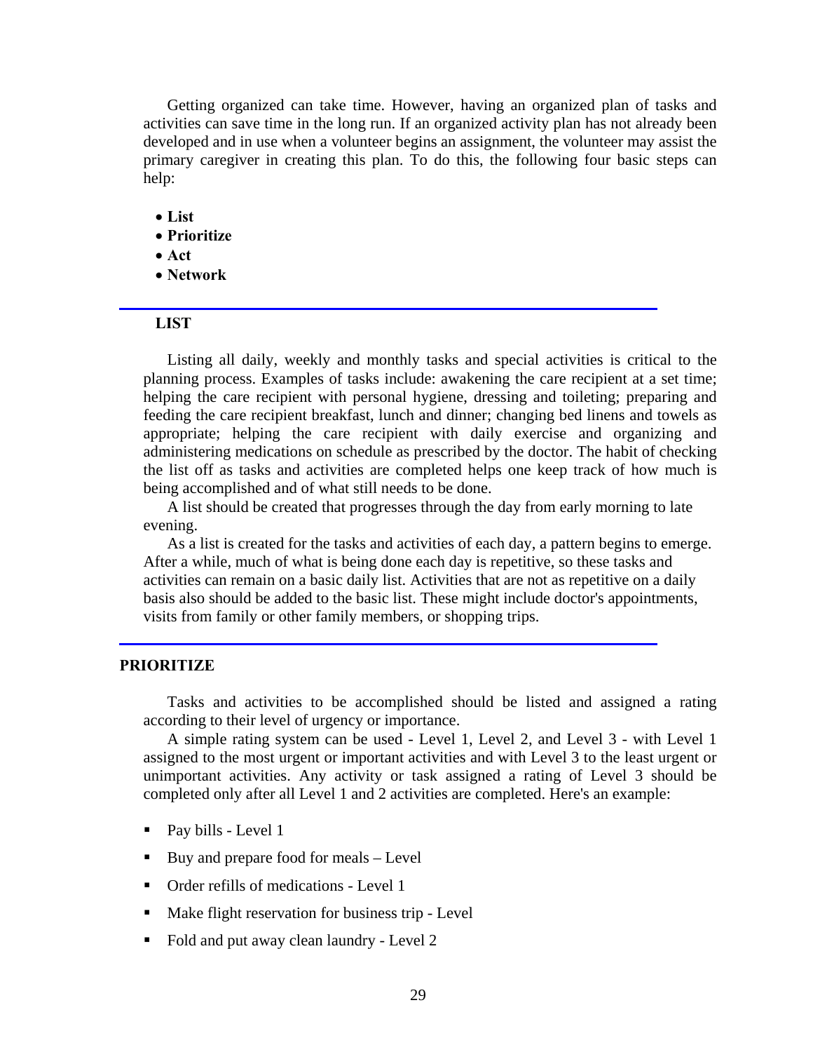Getting organized can take time. However, having an organized plan of tasks and activities can save time in the long run. If an organized activity plan has not already been developed and in use when a volunteer begins an assignment, the volunteer may assist the primary caregiver in creating this plan. To do this, the following four basic steps can help:

- **List**
- **Prioritize**
- **Act**
- **Network**

## LIST

Listing all daily, weekly and monthly tasks and special activities is critical to the planning process. Examples of tasks include: awakening the care recipient at a set time; helping the care recipient with personal hygiene, dressing and toileting; preparing and feeding the care recipient breakfast, lunch and dinner; changing bed linens and towels as appropriate; helping the care recipient with daily exercise and organizing and administering medications on schedule as prescribed by the doctor. The habit of checking the list off as tasks and activities are completed helps one keep track of how much is being accomplished and of what still needs to be done.

A list should be created that progresses through the day from early morning to late evening.

As a list is created for the tasks and activities of each day, a pattern begins to emerge. After a while, much of what is being done each day is repetitive, so these tasks and activities can remain on a basic daily list. Activities that are not as repetitive on a daily basis also should be added to the basic list. These might include doctor's appointments, visits from family or other family members, or shopping trips.

## PRIORITIZE

Tasks and activities to be accomplished should be listed and assigned a rating according to their level of urgency or importance.

A simple rating system can be used - Level 1, Level 2, and Level 3 - with Level 1 assigned to the most urgent or important activities and with Level 3 to the least urgent or unimportant activities. Any activity or task assigned a rating of Level 3 should be completed only after all Level 1 and 2 activities are completed. Here's an example:

- Pay bills - Level 1
- Buy and prepare food for meals – Level
- Order refills of medications - Level 1
- Make flight reservation for business trip - Level
- Fold and put away clean laundry - Level 2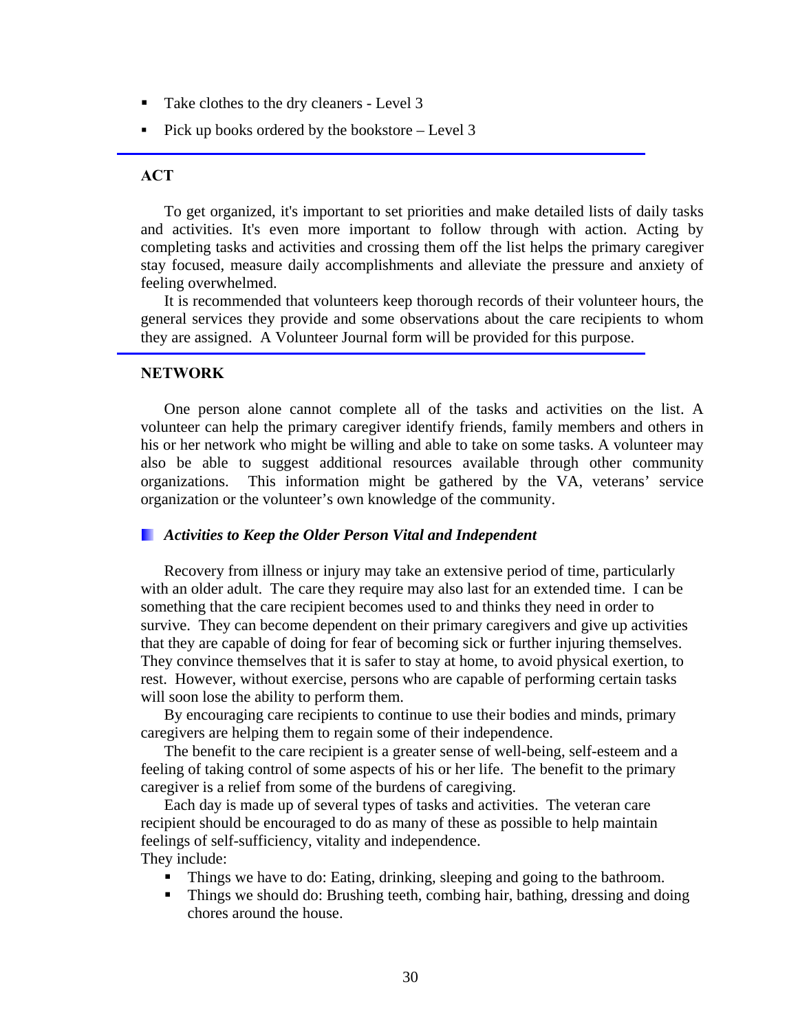- Take clothes to the dry cleaners - Level 3
- Pick up books ordered by the bookstore – Level 3

### ACT

To get organized, it's important to set priorities and make detailed lists of daily tasks and activities. It's even more important to follow through with action. Acting by completing tasks and activities and crossing them off the list helps the primary caregiver stay focused, measure daily accomplishments and alleviate the pressure and anxiety of feeling overwhelmed.

It is recommended that volunteers keep thorough records of their volunteer hours, the general services they provide and some observations about the care recipients to whom they are assigned. A Volunteer Journal form will be provided for this purpose.

### NETWORK

One person alone cannot complete all of the tasks and activities on the list. A volunteer can help the primary caregiver identify friends, family members and others in his or her network who might be willing and able to take on some tasks. A volunteer may also be able to suggest additional resources available through other community organizations. This information might be gathered by the VA, veterans' service organization or the volunteer's own knowledge of the community.

### *Activities to Keep the Older Person Vital and Independent*

Recovery from illness or injury may take an extensive period of time, particularly with an older adult. The care they require may also last for an extended time. I can be something that the care recipient becomes used to and thinks they need in order to survive. They can become dependent on their primary caregivers and give up activities that they are capable of doing for fear of becoming sick or further injuring themselves. They convince themselves that it is safer to stay at home, to avoid physical exertion, to rest. However, without exercise, persons who are capable of performing certain tasks will soon lose the ability to perform them.

By encouraging care recipients to continue to use their bodies and minds, primary caregivers are helping them to regain some of their independence.

The benefit to the care recipient is a greater sense of well-being, self-esteem and a feeling of taking control of some aspects of his or her life. The benefit to the primary caregiver is a relief from some of the burdens of caregiving.

Each day is made up of several types of tasks and activities. The veteran care recipient should be encouraged to do as many of these as possible to help maintain feelings of self-sufficiency, vitality and independence.

They include:

- Things we have to do: Eating, drinking, sleeping and going to the bathroom.
- Things we should do: Brushing teeth, combing hair, bathing, dressing and doing chores around the house.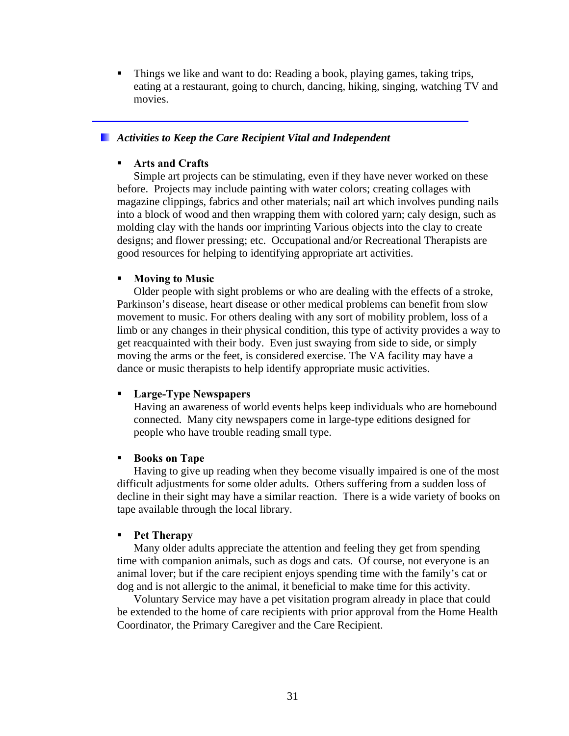- Things we like and want to do: Reading a book, playing games, taking trips, eating at a restaurant, going to church, dancing, hiking, singing, watching TV and movies.

---

### *Activities to Keep the Care Recipient Vital and Independent*

- **Arts and Crafts**

Simple art projects can be stimulating, even if they have never worked on these before. Projects may include painting with water colors; creating collages with magazine clippings, fabrics and other materials; nail art which involves punding nails into a block of wood and then wrapping them with colored yarn; caly design, such as molding clay with the hands oor imprinting Various objects into the clay to create designs; and flower pressing; etc. Occupational and/or Recreational Therapists are good resources for helping to identifying appropriate art activities.

- **Moving to Music**

Older people with sight problems or who are dealing with the effects of a stroke, Parkinson's disease, heart disease or other medical problems can benefit from slow movement to music. For others dealing with any sort of mobility problem, loss of a limb or any changes in their physical condition, this type of activity provides a way to get reacquainted with their body. Even just swaying from side to side, or simply moving the arms or the feet, is considered exercise. The VA facility may have a dance or music therapists to help identify appropriate music activities.

- **Large-Type Newspapers**

  Having an awareness of world events helps keep individuals who are homebound connected. Many city newspapers come in large-type editions designed for people who have trouble reading small type.

- **Books on Tape**

Having to give up reading when they become visually impaired is one of the most difficult adjustments for some older adults. Others suffering from a sudden loss of decline in their sight may have a similar reaction. There is a wide variety of books on tape available through the local library.

- **Pet Therapy**

Many older adults appreciate the attention and feeling they get from spending time with companion animals, such as dogs and cats. Of course, not everyone is an animal lover; but if the care recipient enjoys spending time with the family's cat or dog and is not allergic to the animal, it beneficial to make time for this activity.

Voluntary Service may have a pet visitation program already in place that could be extended to the home of care recipients with prior approval from the Home Health Coordinator, the Primary Caregiver and the Care Recipient.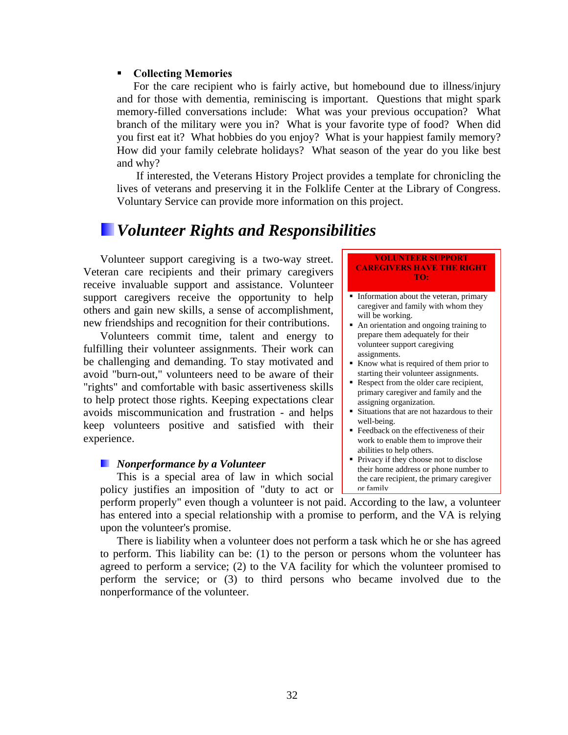- **Collecting Memories**

  For the care recipient who is fairly active, but homebound due to illness/injury and for those with dementia, reminiscing is important. Questions that might spark memory-filled conversations include: What was your previous occupation? What branch of the military were you in? What is your favorite type of food? When did you first eat it? What hobbies do you enjoy? What is your happiest family memory? How did your family celebrate holidays? What season of the year do you like best and why?

  If interested, the Veterans History Project provides a template for chronicling the lives of veterans and preserving it in the Folklife Center at the Library of Congress. Voluntary Service can provide more information on this project.

## *Volunteer Rights and Responsibilities*

Volunteer support caregiving is a two-way street. Veteran care recipients and their primary caregivers receive invaluable support and assistance. Volunteer support caregivers receive the opportunity to help others and gain new skills, a sense of accomplishment, new friendships and recognition for their contributions.

Volunteers commit time, talent and energy to fulfilling their volunteer assignments. Their work can be challenging and demanding. To stay motivated and avoid "burn-out," volunteers need to be aware of their "rights" and comfortable with basic assertiveness skills to help protect those rights. Keeping expectations clear avoids miscommunication and frustration - and helps keep volunteers positive and satisfied with their experience.

**VOLUNTEER SUPPORT CAREGIVERS HAVE THE RIGHT TO:**

- Information about the veteran, primary caregiver and family with whom they will be working.
- An orientation and ongoing training to prepare them adequately for their volunteer support caregiving assignments.
- Know what is required of them prior to starting their volunteer assignments.
- Respect from the older care recipient, primary caregiver and family and the assigning organization.
- Situations that are not hazardous to their well-being.
- Feedback on the effectiveness of their work to enable them to improve their abilities to help others.
- Privacy if they choose not to disclose their home address or phone number to the care recipient, the primary caregiver or family

### *Nonperformance by a Volunteer*

This is a special area of law in which social policy justifies an imposition of "duty to act or perform properly" even though a volunteer is not paid. According to the law, a volunteer has entered into a special relationship with a promise to perform, and the VA is relying upon the volunteer's promise.

There is liability when a volunteer does not perform a task which he or she has agreed to perform. This liability can be: (1) to the person or persons whom the volunteer has agreed to perform a service; (2) to the VA facility for which the volunteer promised to perform the service; or (3) to third persons who became involved due to the nonperformance of the volunteer.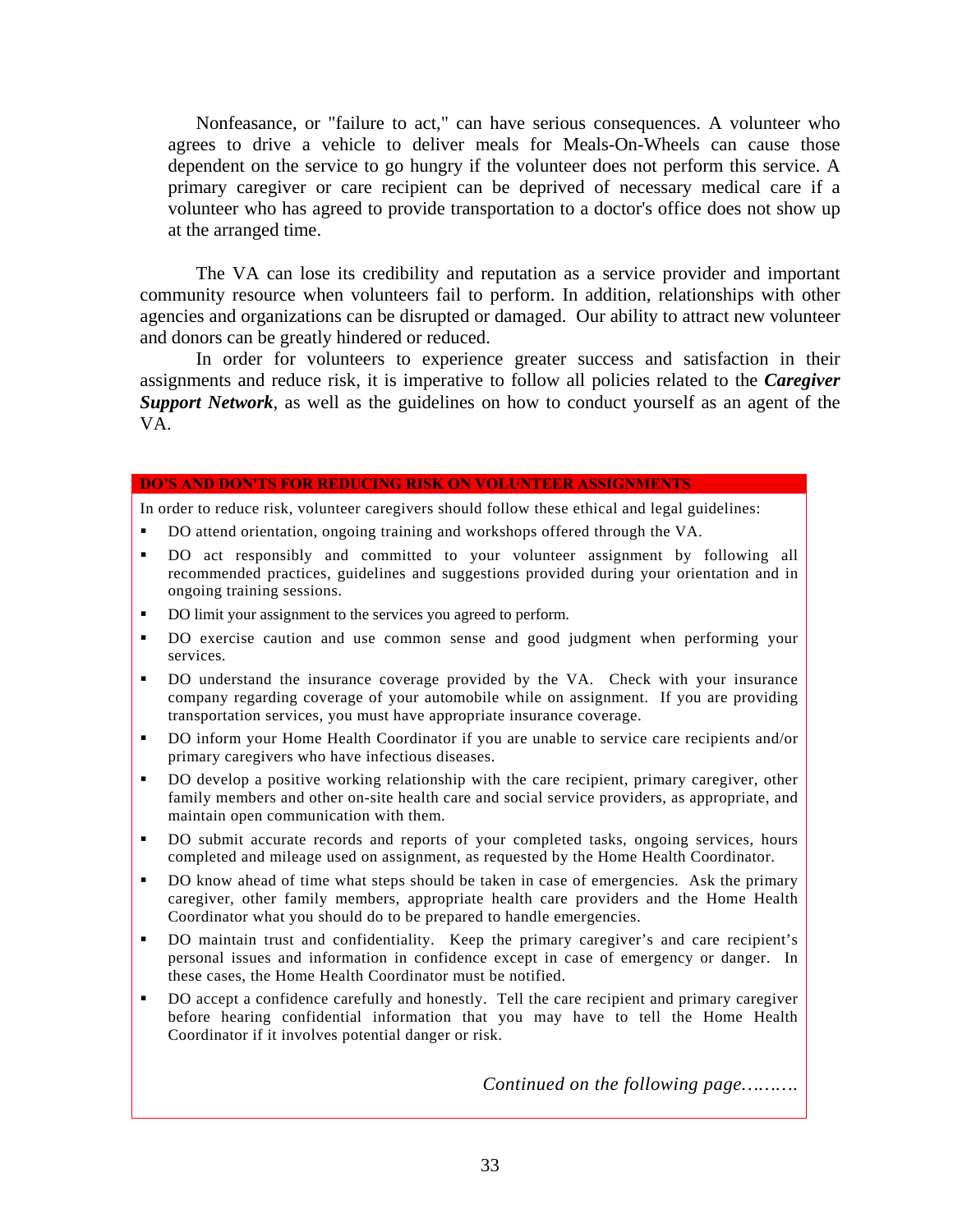Nonfeasance, or "failure to act," can have serious consequences. A volunteer who agrees to drive a vehicle to deliver meals for Meals-On-Wheels can cause those dependent on the service to go hungry if the volunteer does not perform this service. A primary caregiver or care recipient can be deprived of necessary medical care if a volunteer who has agreed to provide transportation to a doctor's office does not show up at the arranged time.

The VA can lose its credibility and reputation as a service provider and important community resource when volunteers fail to perform. In addition, relationships with other agencies and organizations can be disrupted or damaged. Our ability to attract new volunteer and donors can be greatly hindered or reduced.

In order for volunteers to experience greater success and satisfaction in their assignments and reduce risk, it is imperative to follow all policies related to the ***Caregiver Support Network***, as well as the guidelines on how to conduct yourself as an agent of the VA.

**DO'S AND DON'TS FOR REDUCING RISK ON VOLUNTEER ASSIGNMENTS**

In order to reduce risk, volunteer caregivers should follow these ethical and legal guidelines:

- DO attend orientation, ongoing training and workshops offered through the VA.
- DO act responsibly and committed to your volunteer assignment by following all recommended practices, guidelines and suggestions provided during your orientation and in ongoing training sessions.
- DO limit your assignment to the services you agreed to perform.
- DO exercise caution and use common sense and good judgment when performing your services.
- DO understand the insurance coverage provided by the VA. Check with your insurance company regarding coverage of your automobile while on assignment. If you are providing transportation services, you must have appropriate insurance coverage.
- DO inform your Home Health Coordinator if you are unable to service care recipients and/or primary caregivers who have infectious diseases.
- DO develop a positive working relationship with the care recipient, primary caregiver, other family members and other on-site health care and social service providers, as appropriate, and maintain open communication with them.
- DO submit accurate records and reports of your completed tasks, ongoing services, hours completed and mileage used on assignment, as requested by the Home Health Coordinator.
- DO know ahead of time what steps should be taken in case of emergencies. Ask the primary caregiver, other family members, appropriate health care providers and the Home Health Coordinator what you should do to be prepared to handle emergencies.
- DO maintain trust and confidentiality. Keep the primary caregiver's and care recipient's personal issues and information in confidence except in case of emergency or danger. In these cases, the Home Health Coordinator must be notified.
- DO accept a confidence carefully and honestly. Tell the care recipient and primary caregiver before hearing confidential information that you may have to tell the Home Health Coordinator if it involves potential danger or risk.

*Continued on the following page……….*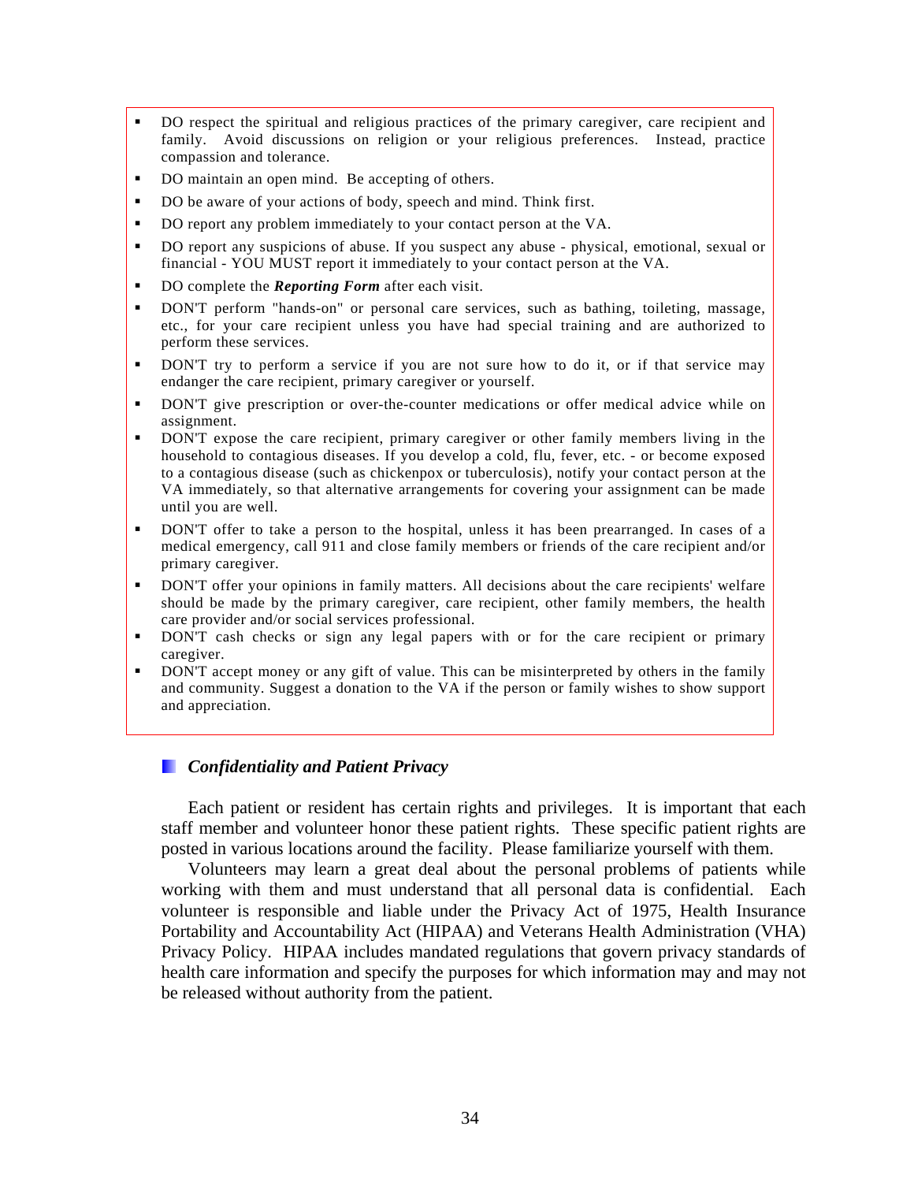- DO respect the spiritual and religious practices of the primary caregiver, care recipient and family. Avoid discussions on religion or your religious preferences. Instead, practice compassion and tolerance.
- DO maintain an open mind. Be accepting of others.
- DO be aware of your actions of body, speech and mind. Think first.
- DO report any problem immediately to your contact person at the VA.
- DO report any suspicions of abuse. If you suspect any abuse - physical, emotional, sexual or financial - YOU MUST report it immediately to your contact person at the VA.
- DO complete the ***Reporting Form*** after each visit.
- DON'T perform "hands-on" or personal care services, such as bathing, toileting, massage, etc., for your care recipient unless you have had special training and are authorized to perform these services.
- DON'T try to perform a service if you are not sure how to do it, or if that service may endanger the care recipient, primary caregiver or yourself.
- DON'T give prescription or over-the-counter medications or offer medical advice while on assignment.
- DON'T expose the care recipient, primary caregiver or other family members living in the household to contagious diseases. If you develop a cold, flu, fever, etc. - or become exposed to a contagious disease (such as chickenpox or tuberculosis), notify your contact person at the VA immediately, so that alternative arrangements for covering your assignment can be made until you are well.
- DON'T offer to take a person to the hospital, unless it has been prearranged. In cases of a medical emergency, call 911 and close family members or friends of the care recipient and/or primary caregiver.
- DON'T offer your opinions in family matters. All decisions about the care recipients' welfare should be made by the primary caregiver, care recipient, other family members, the health care provider and/or social services professional.
- DON'T cash checks or sign any legal papers with or for the care recipient or primary caregiver.
- DON'T accept money or any gift of value. This can be misinterpreted by others in the family and community. Suggest a donation to the VA if the person or family wishes to show support and appreciation.

### *Confidentiality and Patient Privacy*

Each patient or resident has certain rights and privileges. It is important that each staff member and volunteer honor these patient rights. These specific patient rights are posted in various locations around the facility. Please familiarize yourself with them.

Volunteers may learn a great deal about the personal problems of patients while working with them and must understand that all personal data is confidential. Each volunteer is responsible and liable under the Privacy Act of 1975, Health Insurance Portability and Accountability Act (HIPAA) and Veterans Health Administration (VHA) Privacy Policy. HIPAA includes mandated regulations that govern privacy standards of health care information and specify the purposes for which information may and may not be released without authority from the patient.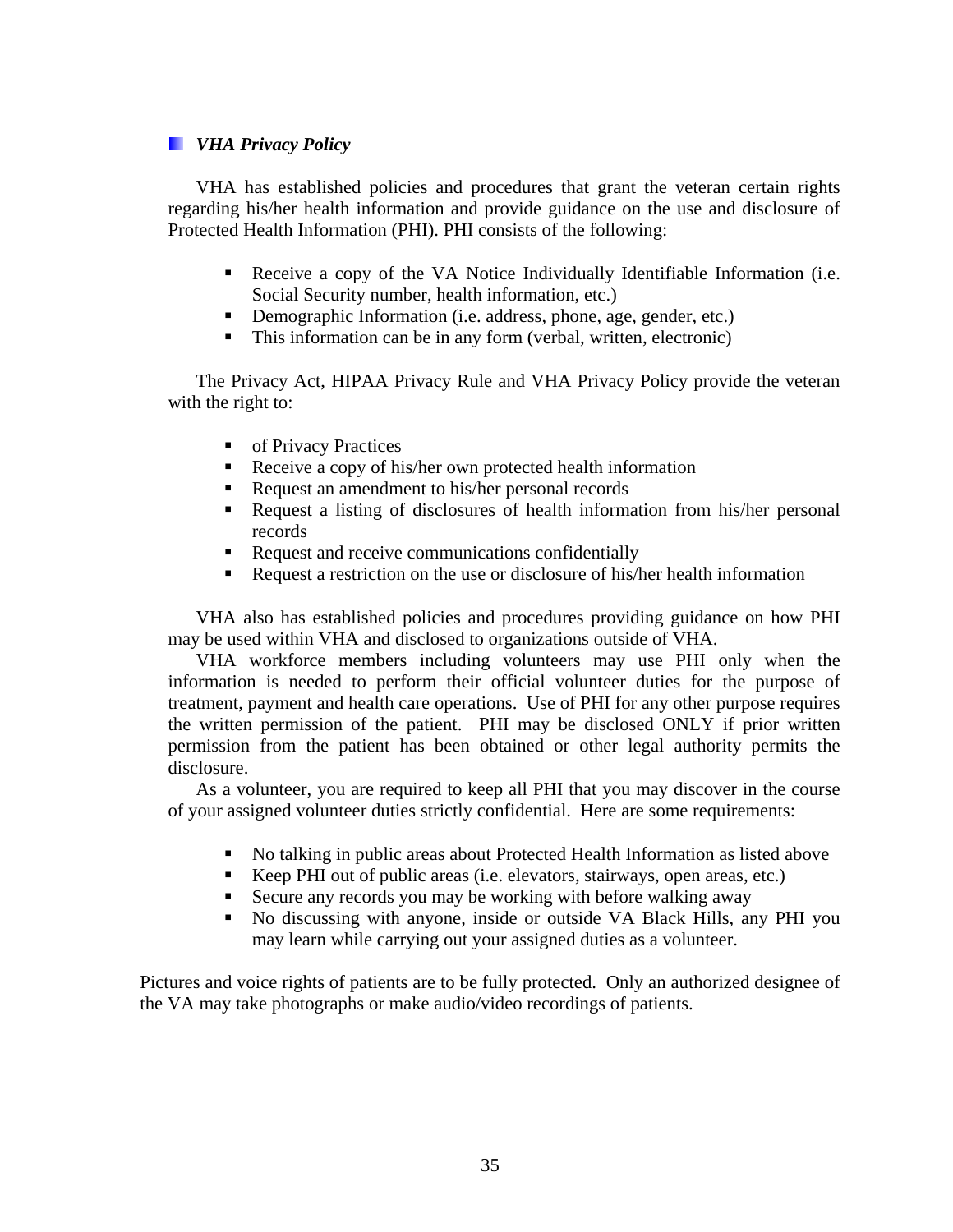## *VHA Privacy Policy*

VHA has established policies and procedures that grant the veteran certain rights regarding his/her health information and provide guidance on the use and disclosure of Protected Health Information (PHI). PHI consists of the following:

- Receive a copy of the VA Notice Individually Identifiable Information (i.e. Social Security number, health information, etc.)
- Demographic Information (i.e. address, phone, age, gender, etc.)
- This information can be in any form (verbal, written, electronic)

The Privacy Act, HIPAA Privacy Rule and VHA Privacy Policy provide the veteran with the right to:

- of Privacy Practices
- Receive a copy of his/her own protected health information
- Request an amendment to his/her personal records
- Request a listing of disclosures of health information from his/her personal records
- Request and receive communications confidentially
- Request a restriction on the use or disclosure of his/her health information

VHA also has established policies and procedures providing guidance on how PHI may be used within VHA and disclosed to organizations outside of VHA.

VHA workforce members including volunteers may use PHI only when the information is needed to perform their official volunteer duties for the purpose of treatment, payment and health care operations. Use of PHI for any other purpose requires the written permission of the patient. PHI may be disclosed ONLY if prior written permission from the patient has been obtained or other legal authority permits the disclosure.

As a volunteer, you are required to keep all PHI that you may discover in the course of your assigned volunteer duties strictly confidential. Here are some requirements:

- No talking in public areas about Protected Health Information as listed above
- Keep PHI out of public areas (i.e. elevators, stairways, open areas, etc.)
- Secure any records you may be working with before walking away
- No discussing with anyone, inside or outside VA Black Hills, any PHI you may learn while carrying out your assigned duties as a volunteer.

Pictures and voice rights of patients are to be fully protected. Only an authorized designee of the VA may take photographs or make audio/video recordings of patients.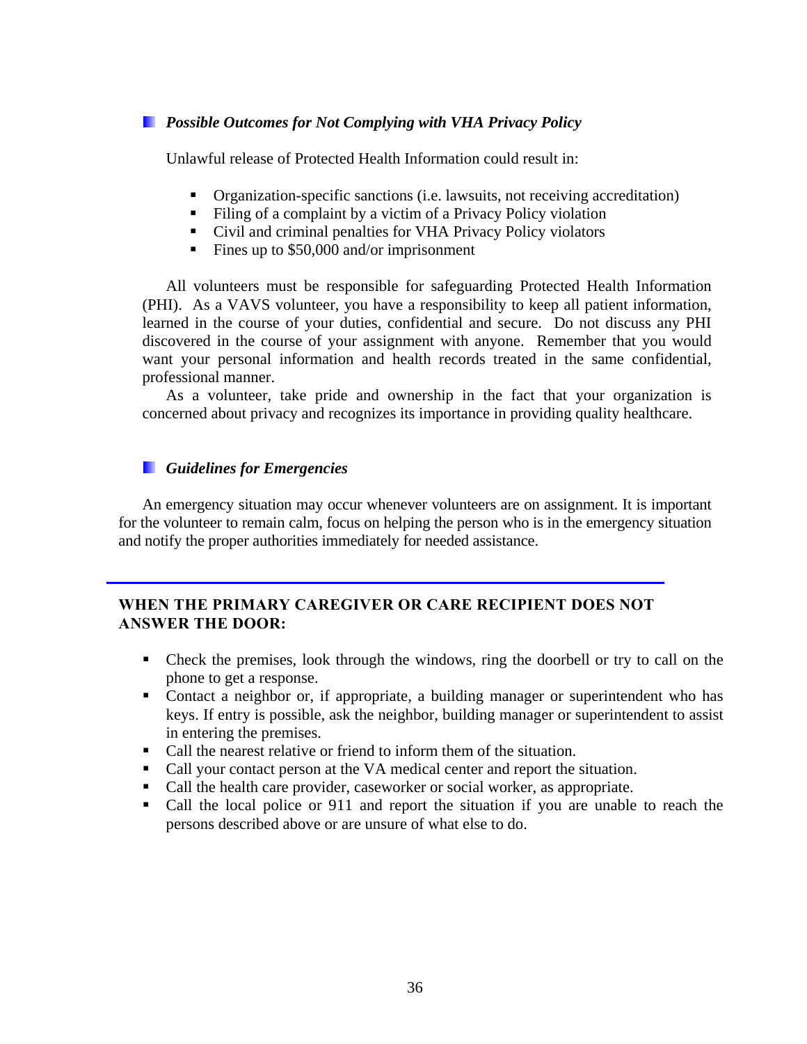### *Possible Outcomes for Not Complying with VHA Privacy Policy*

Unlawful release of Protected Health Information could result in:

- Organization-specific sanctions (i.e. lawsuits, not receiving accreditation)
- Filing of a complaint by a victim of a Privacy Policy violation
- Civil and criminal penalties for VHA Privacy Policy violators
- Fines up to $50,000 and/or imprisonment

All volunteers must be responsible for safeguarding Protected Health Information (PHI). As a VAVS volunteer, you have a responsibility to keep all patient information, learned in the course of your duties, confidential and secure. Do not discuss any PHI discovered in the course of your assignment with anyone. Remember that you would want your personal information and health records treated in the same confidential, professional manner.

As a volunteer, take pride and ownership in the fact that your organization is concerned about privacy and recognizes its importance in providing quality healthcare.

### *Guidelines for Emergencies*

An emergency situation may occur whenever volunteers are on assignment. It is important for the volunteer to remain calm, focus on helping the person who is in the emergency situation and notify the proper authorities immediately for needed assistance.

---

**WHEN THE PRIMARY CAREGIVER OR CARE RECIPIENT DOES NOT ANSWER THE DOOR:**

- Check the premises, look through the windows, ring the doorbell or try to call on the phone to get a response.
- Contact a neighbor or, if appropriate, a building manager or superintendent who has keys. If entry is possible, ask the neighbor, building manager or superintendent to assist in entering the premises.
- Call the nearest relative or friend to inform them of the situation.
- Call your contact person at the VA medical center and report the situation.
- Call the health care provider, caseworker or social worker, as appropriate.
- Call the local police or 911 and report the situation if you are unable to reach the persons described above or are unsure of what else to do.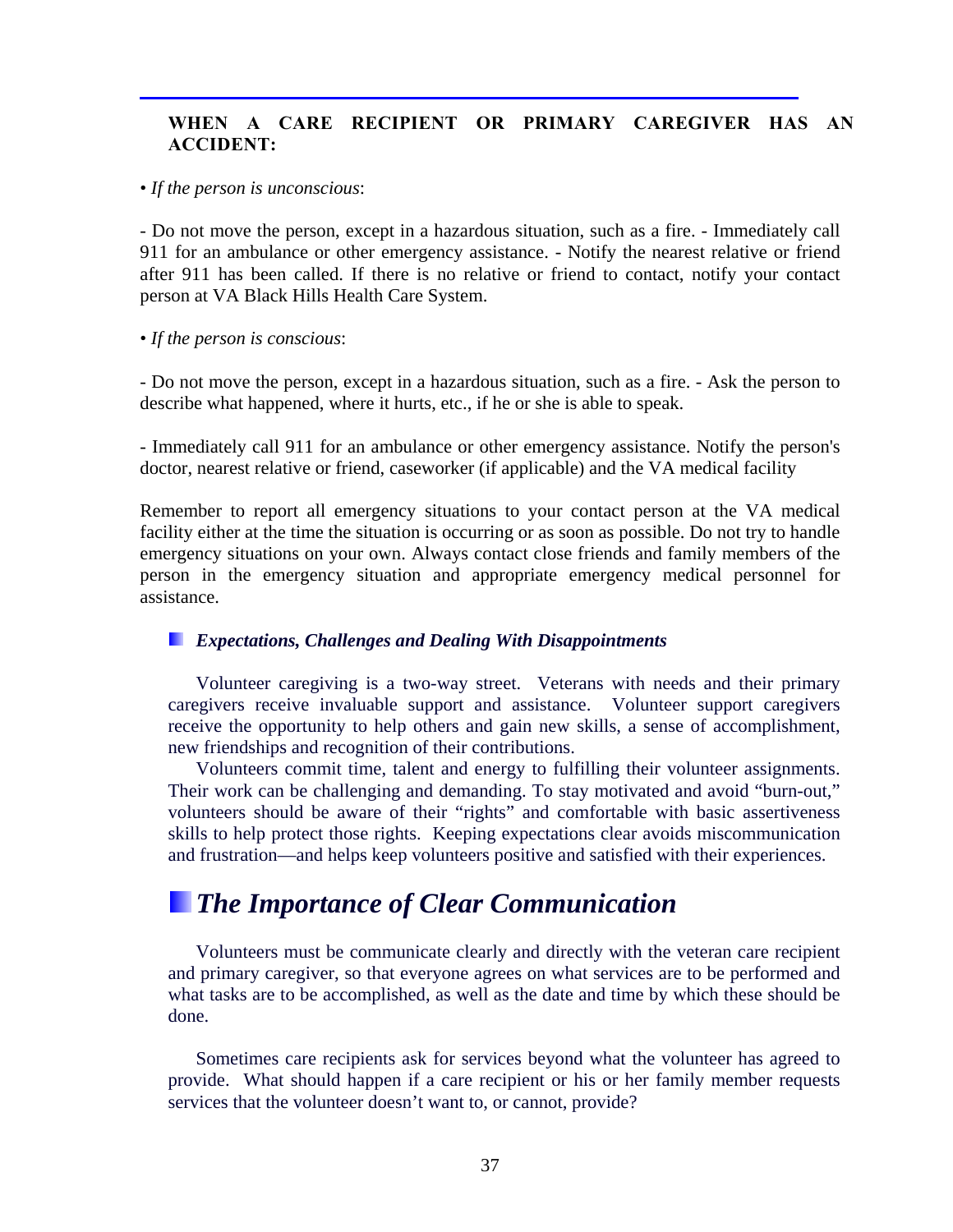**WHEN A CARE RECIPIENT OR PRIMARY CAREGIVER HAS AN ACCIDENT:**

• *If the person is unconscious*:

- Do not move the person, except in a hazardous situation, such as a fire. - Immediately call 911 for an ambulance or other emergency assistance. - Notify the nearest relative or friend after 911 has been called. If there is no relative or friend to contact, notify your contact person at VA Black Hills Health Care System.

• *If the person is conscious*:

- Do not move the person, except in a hazardous situation, such as a fire. - Ask the person to describe what happened, where it hurts, etc., if he or she is able to speak.

- Immediately call 911 for an ambulance or other emergency assistance. Notify the person's doctor, nearest relative or friend, caseworker (if applicable) and the VA medical facility

Remember to report all emergency situations to your contact person at the VA medical facility either at the time the situation is occurring or as soon as possible. Do not try to handle emergency situations on your own. Always contact close friends and family members of the person in the emergency situation and appropriate emergency medical personnel for assistance.

### *Expectations, Challenges and Dealing With Disappointments*

Volunteer caregiving is a two-way street. Veterans with needs and their primary caregivers receive invaluable support and assistance. Volunteer support caregivers receive the opportunity to help others and gain new skills, a sense of accomplishment, new friendships and recognition of their contributions.

Volunteers commit time, talent and energy to fulfilling their volunteer assignments. Their work can be challenging and demanding. To stay motivated and avoid "burn-out," volunteers should be aware of their "rights" and comfortable with basic assertiveness skills to help protect those rights. Keeping expectations clear avoids miscommunication and frustration—and helps keep volunteers positive and satisfied with their experiences.

## *The Importance of Clear Communication*

Volunteers must be communicate clearly and directly with the veteran care recipient and primary caregiver, so that everyone agrees on what services are to be performed and what tasks are to be accomplished, as well as the date and time by which these should be done.

Sometimes care recipients ask for services beyond what the volunteer has agreed to provide. What should happen if a care recipient or his or her family member requests services that the volunteer doesn't want to, or cannot, provide?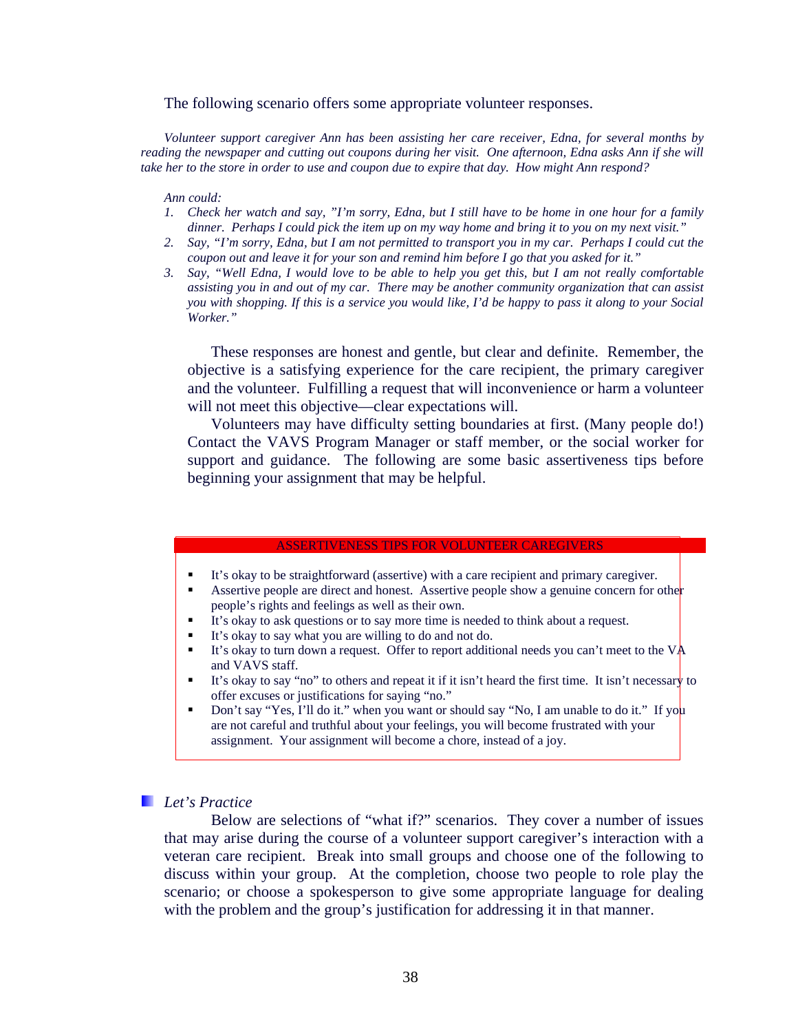The following scenario offers some appropriate volunteer responses.

*Volunteer support caregiver Ann has been assisting her care receiver, Edna, for several months by reading the newspaper and cutting out coupons during her visit. One afternoon, Edna asks Ann if she will take her to the store in order to use and coupon due to expire that day. How might Ann respond?*

*Ann could:*

1. *Check her watch and say, "I'm sorry, Edna, but I still have to be home in one hour for a family dinner. Perhaps I could pick the item up on my way home and bring it to you on my next visit."*
2. *Say, "I'm sorry, Edna, but I am not permitted to transport you in my car. Perhaps I could cut the coupon out and leave it for your son and remind him before I go that you asked for it."*
3. *Say, "Well Edna, I would love to be able to help you get this, but I am not really comfortable assisting you in and out of my car. There may be another community organization that can assist you with shopping. If this is a service you would like, I'd be happy to pass it along to your Social Worker."*

These responses are honest and gentle, but clear and definite. Remember, the objective is a satisfying experience for the care recipient, the primary caregiver and the volunteer. Fulfilling a request that will inconvenience or harm a volunteer will not meet this objective—clear expectations will.

Volunteers may have difficulty setting boundaries at first. (Many people do!) Contact the VAVS Program Manager or staff member, or the social worker for support and guidance. The following are some basic assertiveness tips before beginning your assignment that may be helpful.

### ASSERTIVENESS TIPS FOR VOLUNTEER CAREGIVERS

- It's okay to be straightforward (assertive) with a care recipient and primary caregiver.
- Assertive people are direct and honest. Assertive people show a genuine concern for other people's rights and feelings as well as their own.
- It's okay to ask questions or to say more time is needed to think about a request.
- It's okay to say what you are willing to do and not do.
- It's okay to turn down a request. Offer to report additional needs you can't meet to the VA and VAVS staff.
- It's okay to say "no" to others and repeat it if it isn't heard the first time. It isn't necessary to offer excuses or justifications for saying "no."
- Don't say "Yes, I'll do it." when you want or should say "No, I am unable to do it." If you are not careful and truthful about your feelings, you will become frustrated with your assignment. Your assignment will become a chore, instead of a joy.

### *Let's Practice*

Below are selections of "what if?" scenarios. They cover a number of issues that may arise during the course of a volunteer support caregiver's interaction with a veteran care recipient. Break into small groups and choose one of the following to discuss within your group. At the completion, choose two people to role play the scenario; or choose a spokesperson to give some appropriate language for dealing with the problem and the group's justification for addressing it in that manner.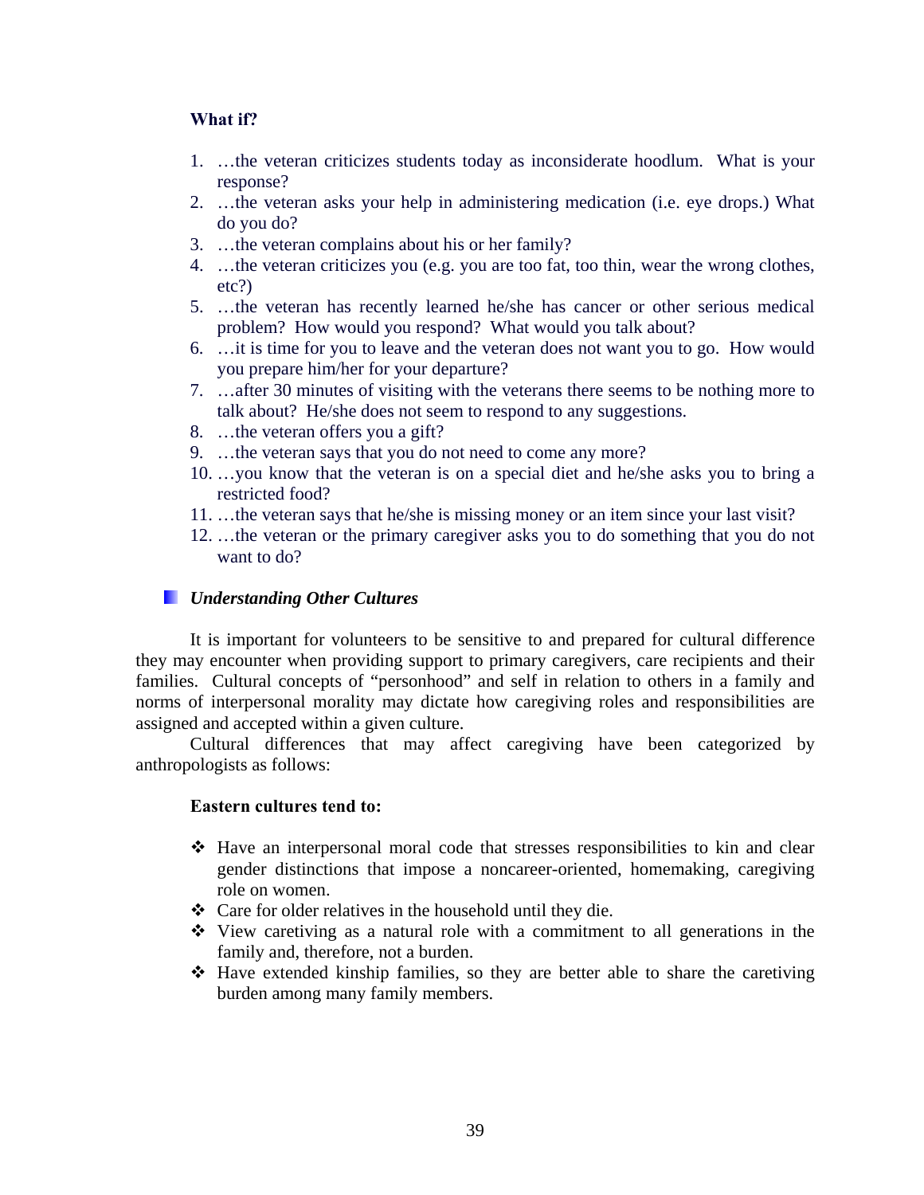**What if?**

1. …the veteran criticizes students today as inconsiderate hoodlum.  What is your response?
2. …the veteran asks your help in administering medication (i.e. eye drops.) What do you do?
3. …the veteran complains about his or her family?
4. …the veteran criticizes you (e.g. you are too fat, too thin, wear the wrong clothes, etc?)
5. …the veteran has recently learned he/she has cancer or other serious medical problem?  How would you respond?  What would you talk about?
6. …it is time for you to leave and the veteran does not want you to go.  How would you prepare him/her for your departure?
7. …after 30 minutes of visiting with the veterans there seems to be nothing more to talk about?  He/she does not seem to respond to any suggestions.
8. …the veteran offers you a gift?
9. …the veteran says that you do not need to come any more?
10. …you know that the veteran is on a special diet and he/she asks you to bring a restricted food?
11. …the veteran says that he/she is missing money or an item since your last visit?
12. …the veteran or the primary caregiver asks you to do something that you do not want to do?

## *Understanding Other Cultures*

It is important for volunteers to be sensitive to and prepared for cultural difference they may encounter when providing support to primary caregivers, care recipients and their families.  Cultural concepts of "personhood" and self in relation to others in a family and norms of interpersonal morality may dictate how caregiving roles and responsibilities are assigned and accepted within a given culture.

Cultural differences that may affect caregiving have been categorized by anthropologists as follows:

**Eastern cultures tend to:**

- Have an interpersonal moral code that stresses responsibilities to kin and clear gender distinctions that impose a noncareer-oriented, homemaking, caregiving role on women.
- Care for older relatives in the household until they die.
- View caretiving as a natural role with a commitment to all generations in the family and, therefore, not a burden.
- Have extended kinship families, so they are better able to share the caretiving burden among many family members.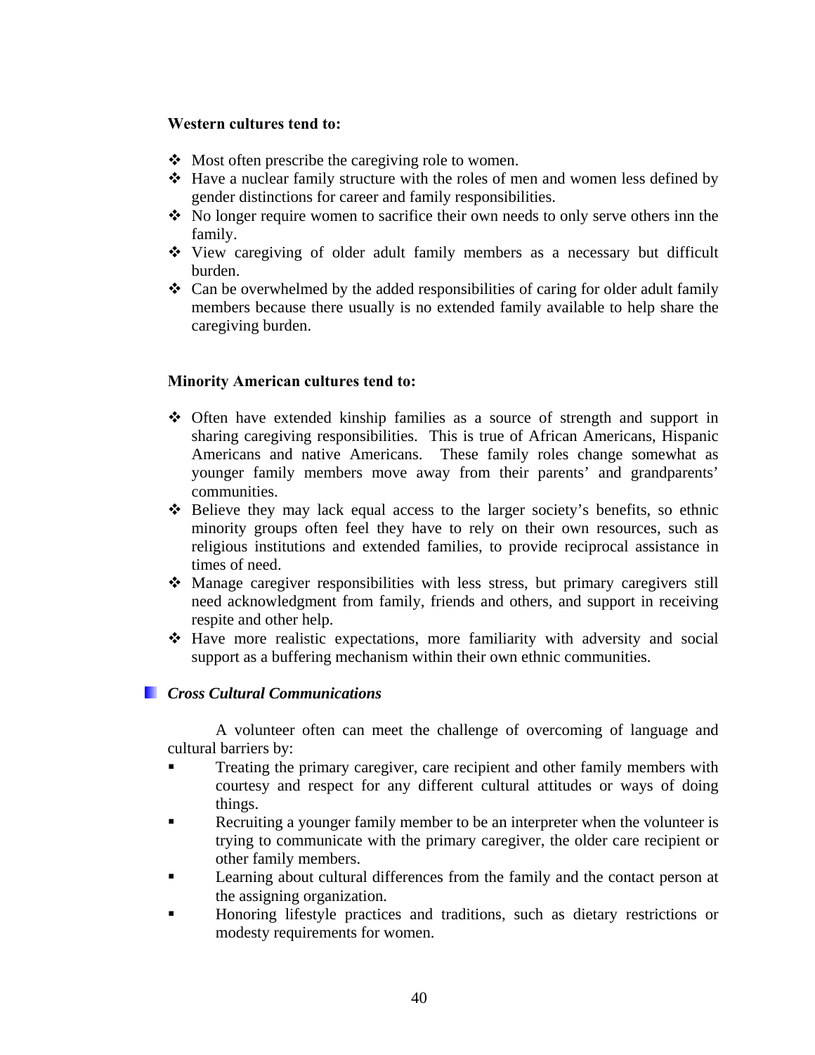**Western cultures tend to:**

- Most often prescribe the caregiving role to women.
- Have a nuclear family structure with the roles of men and women less defined by gender distinctions for career and family responsibilities.
- No longer require women to sacrifice their own needs to only serve others inn the family.
- View caregiving of older adult family members as a necessary but difficult burden.
- Can be overwhelmed by the added responsibilities of caring for older adult family members because there usually is no extended family available to help share the caregiving burden.

**Minority American cultures tend to:**

- Often have extended kinship families as a source of strength and support in sharing caregiving responsibilities. This is true of African Americans, Hispanic Americans and native Americans. These family roles change somewhat as younger family members move away from their parents' and grandparents' communities.
- Believe they may lack equal access to the larger society's benefits, so ethnic minority groups often feel they have to rely on their own resources, such as religious institutions and extended families, to provide reciprocal assistance in times of need.
- Manage caregiver responsibilities with less stress, but primary caregivers still need acknowledgment from family, friends and others, and support in receiving respite and other help.
- Have more realistic expectations, more familiarity with adversity and social support as a buffering mechanism within their own ethnic communities.

### *Cross Cultural Communications*

A volunteer often can meet the challenge of overcoming of language and cultural barriers by:

- Treating the primary caregiver, care recipient and other family members with courtesy and respect for any different cultural attitudes or ways of doing things.
- Recruiting a younger family member to be an interpreter when the volunteer is trying to communicate with the primary caregiver, the older care recipient or other family members.
- Learning about cultural differences from the family and the contact person at the assigning organization.
- Honoring lifestyle practices and traditions, such as dietary restrictions or modesty requirements for women.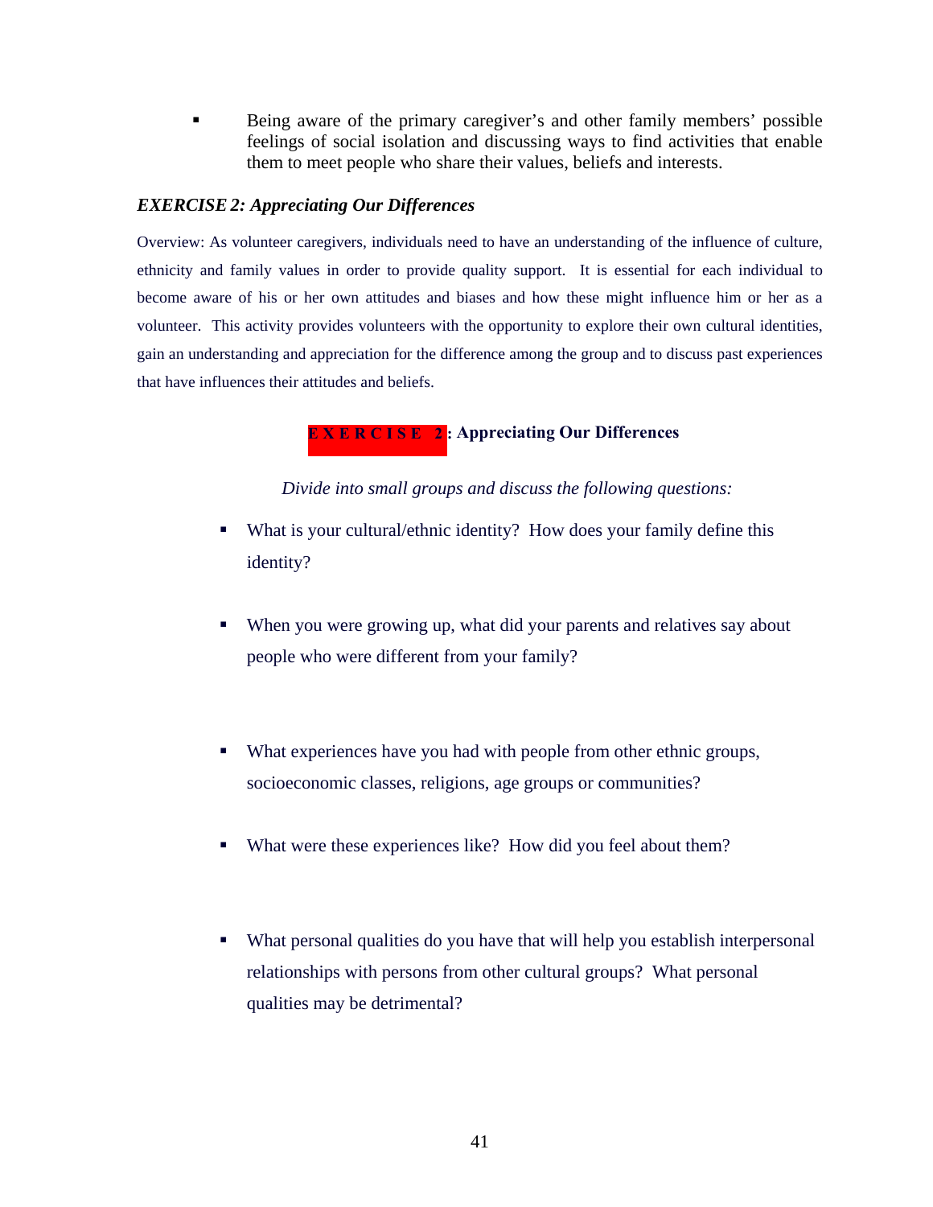- Being aware of the primary caregiver's and other family members' possible feelings of social isolation and discussing ways to find activities that enable them to meet people who share their values, beliefs and interests.

### *EXERCISE 2: Appreciating Our Differences*

Overview: As volunteer caregivers, individuals need to have an understanding of the influence of culture, ethnicity and family values in order to provide quality support. It is essential for each individual to become aware of his or her own attitudes and biases and how these might influence him or her as a volunteer. This activity provides volunteers with the opportunity to explore their own cultural identities, gain an understanding and appreciation for the difference among the group and to discuss past experiences that have influences their attitudes and beliefs.

**EXERCISE 2: Appreciating Our Differences**

*Divide into small groups and discuss the following questions:*

- What is your cultural/ethnic identity? How does your family define this identity?
- When you were growing up, what did your parents and relatives say about people who were different from your family?
- What experiences have you had with people from other ethnic groups, socioeconomic classes, religions, age groups or communities?
- What were these experiences like? How did you feel about them?
- What personal qualities do you have that will help you establish interpersonal relationships with persons from other cultural groups? What personal qualities may be detrimental?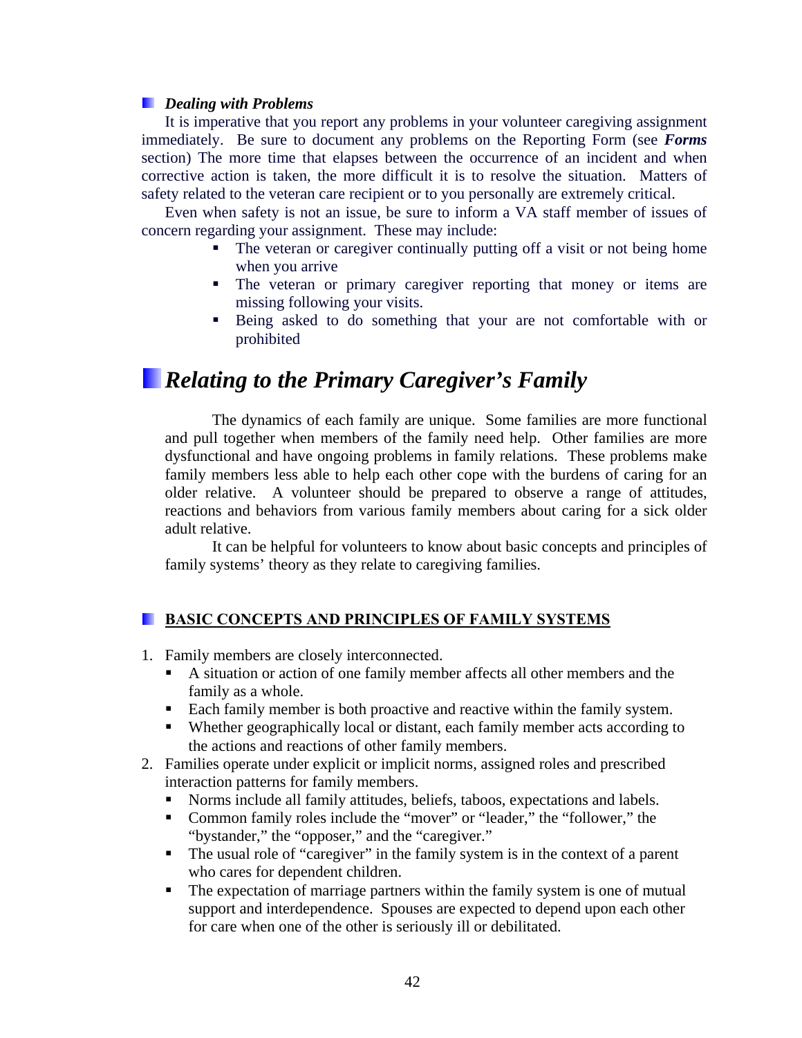### *Dealing with Problems*

It is imperative that you report any problems in your volunteer caregiving assignment immediately. Be sure to document any problems on the Reporting Form (see ***Forms*** section) The more time that elapses between the occurrence of an incident and when corrective action is taken, the more difficult it is to resolve the situation. Matters of safety related to the veteran care recipient or to you personally are extremely critical.

Even when safety is not an issue, be sure to inform a VA staff member of issues of concern regarding your assignment. These may include:

- The veteran or caregiver continually putting off a visit or not being home when you arrive
- The veteran or primary caregiver reporting that money or items are missing following your visits.
- Being asked to do something that your are not comfortable with or prohibited

## *Relating to the Primary Caregiver's Family*

The dynamics of each family are unique. Some families are more functional and pull together when members of the family need help. Other families are more dysfunctional and have ongoing problems in family relations. These problems make family members less able to help each other cope with the burdens of caring for an older relative. A volunteer should be prepared to observe a range of attitudes, reactions and behaviors from various family members about caring for a sick older adult relative.

It can be helpful for volunteers to know about basic concepts and principles of family systems' theory as they relate to caregiving families.

### BASIC CONCEPTS AND PRINCIPLES OF FAMILY SYSTEMS

1. Family members are closely interconnected.
   - A situation or action of one family member affects all other members and the family as a whole.
   - Each family member is both proactive and reactive within the family system.
   - Whether geographically local or distant, each family member acts according to the actions and reactions of other family members.
2. Families operate under explicit or implicit norms, assigned roles and prescribed interaction patterns for family members.
   - Norms include all family attitudes, beliefs, taboos, expectations and labels.
   - Common family roles include the "mover" or "leader," the "follower," the "bystander," the "opposer," and the "caregiver."
   - The usual role of "caregiver" in the family system is in the context of a parent who cares for dependent children.
   - The expectation of marriage partners within the family system is one of mutual support and interdependence. Spouses are expected to depend upon each other for care when one of the other is seriously ill or debilitated.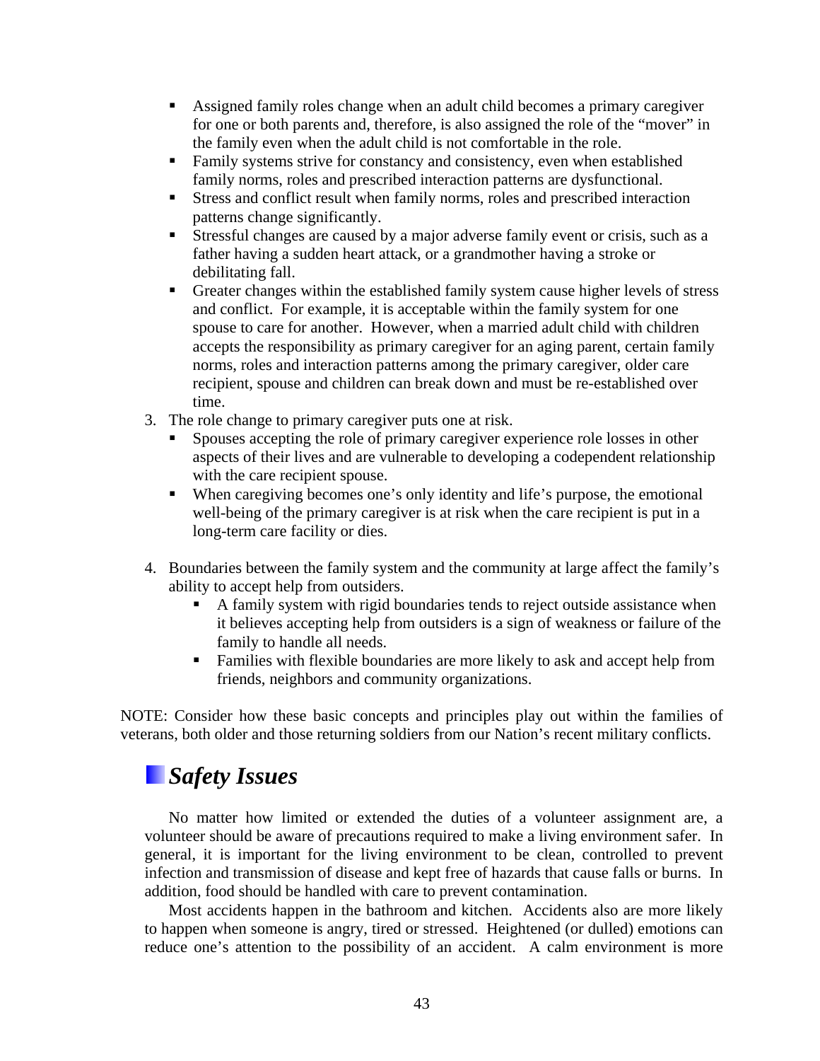- Assigned family roles change when an adult child becomes a primary caregiver for one or both parents and, therefore, is also assigned the role of the "mover" in the family even when the adult child is not comfortable in the role.
- Family systems strive for constancy and consistency, even when established family norms, roles and prescribed interaction patterns are dysfunctional.
- Stress and conflict result when family norms, roles and prescribed interaction patterns change significantly.
- Stressful changes are caused by a major adverse family event or crisis, such as a father having a sudden heart attack, or a grandmother having a stroke or debilitating fall.
- Greater changes within the established family system cause higher levels of stress and conflict. For example, it is acceptable within the family system for one spouse to care for another. However, when a married adult child with children accepts the responsibility as primary caregiver for an aging parent, certain family norms, roles and interaction patterns among the primary caregiver, older care recipient, spouse and children can break down and must be re-established over time.

3. The role change to primary caregiver puts one at risk.
   - Spouses accepting the role of primary caregiver experience role losses in other aspects of their lives and are vulnerable to developing a codependent relationship with the care recipient spouse.
   - When caregiving becomes one's only identity and life's purpose, the emotional well-being of the primary caregiver is at risk when the care recipient is put in a long-term care facility or dies.

4. Boundaries between the family system and the community at large affect the family's ability to accept help from outsiders.
   - A family system with rigid boundaries tends to reject outside assistance when it believes accepting help from outsiders is a sign of weakness or failure of the family to handle all needs.
   - Families with flexible boundaries are more likely to ask and accept help from friends, neighbors and community organizations.

NOTE: Consider how these basic concepts and principles play out within the families of veterans, both older and those returning soldiers from our Nation's recent military conflicts.

## *Safety Issues*

No matter how limited or extended the duties of a volunteer assignment are, a volunteer should be aware of precautions required to make a living environment safer. In general, it is important for the living environment to be clean, controlled to prevent infection and transmission of disease and kept free of hazards that cause falls or burns. In addition, food should be handled with care to prevent contamination.

Most accidents happen in the bathroom and kitchen. Accidents also are more likely to happen when someone is angry, tired or stressed. Heightened (or dulled) emotions can reduce one's attention to the possibility of an accident. A calm environment is more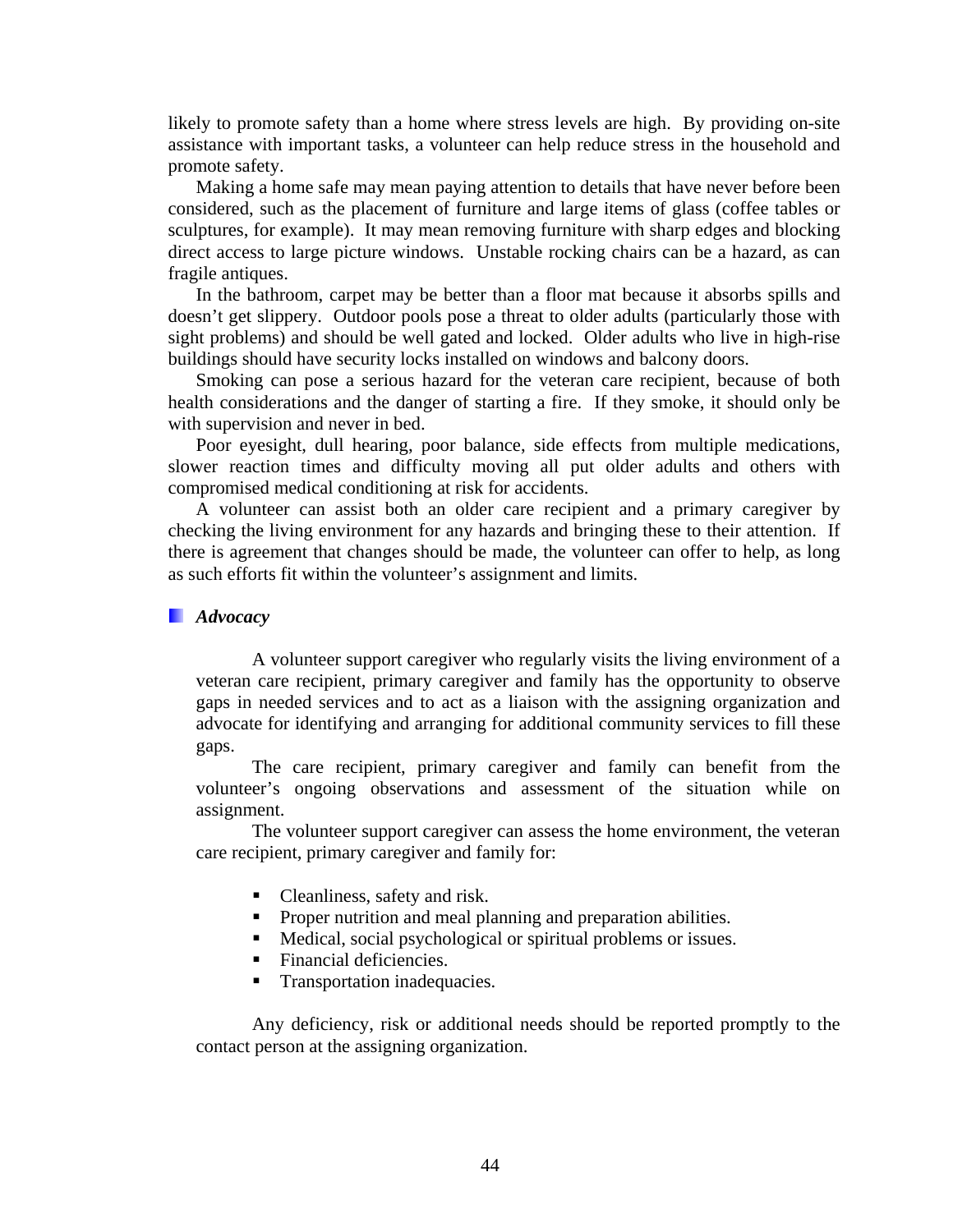likely to promote safety than a home where stress levels are high. By providing on-site assistance with important tasks, a volunteer can help reduce stress in the household and promote safety.

Making a home safe may mean paying attention to details that have never before been considered, such as the placement of furniture and large items of glass (coffee tables or sculptures, for example). It may mean removing furniture with sharp edges and blocking direct access to large picture windows. Unstable rocking chairs can be a hazard, as can fragile antiques.

In the bathroom, carpet may be better than a floor mat because it absorbs spills and doesn't get slippery. Outdoor pools pose a threat to older adults (particularly those with sight problems) and should be well gated and locked. Older adults who live in high-rise buildings should have security locks installed on windows and balcony doors.

Smoking can pose a serious hazard for the veteran care recipient, because of both health considerations and the danger of starting a fire. If they smoke, it should only be with supervision and never in bed.

Poor eyesight, dull hearing, poor balance, side effects from multiple medications, slower reaction times and difficulty moving all put older adults and others with compromised medical conditioning at risk for accidents.

A volunteer can assist both an older care recipient and a primary caregiver by checking the living environment for any hazards and bringing these to their attention. If there is agreement that changes should be made, the volunteer can offer to help, as long as such efforts fit within the volunteer's assignment and limits.

### *Advocacy*

A volunteer support caregiver who regularly visits the living environment of a veteran care recipient, primary caregiver and family has the opportunity to observe gaps in needed services and to act as a liaison with the assigning organization and advocate for identifying and arranging for additional community services to fill these gaps.

The care recipient, primary caregiver and family can benefit from the volunteer's ongoing observations and assessment of the situation while on assignment.

The volunteer support caregiver can assess the home environment, the veteran care recipient, primary caregiver and family for:

- Cleanliness, safety and risk.
- Proper nutrition and meal planning and preparation abilities.
- Medical, social psychological or spiritual problems or issues.
- Financial deficiencies.
- Transportation inadequacies.

Any deficiency, risk or additional needs should be reported promptly to the contact person at the assigning organization.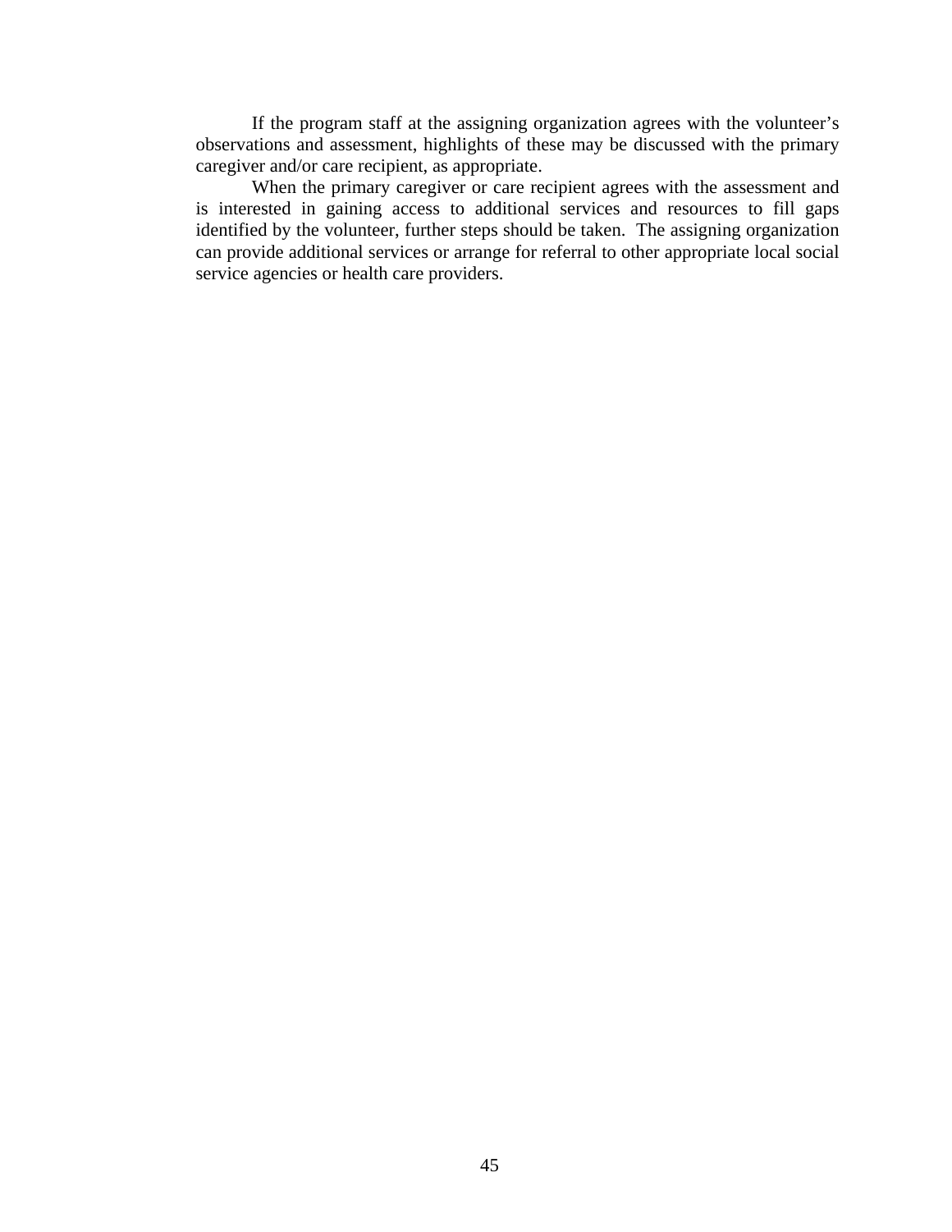If the program staff at the assigning organization agrees with the volunteer's observations and assessment, highlights of these may be discussed with the primary caregiver and/or care recipient, as appropriate.

When the primary caregiver or care recipient agrees with the assessment and is interested in gaining access to additional services and resources to fill gaps identified by the volunteer, further steps should be taken. The assigning organization can provide additional services or arrange for referral to other appropriate local social service agencies or health care providers.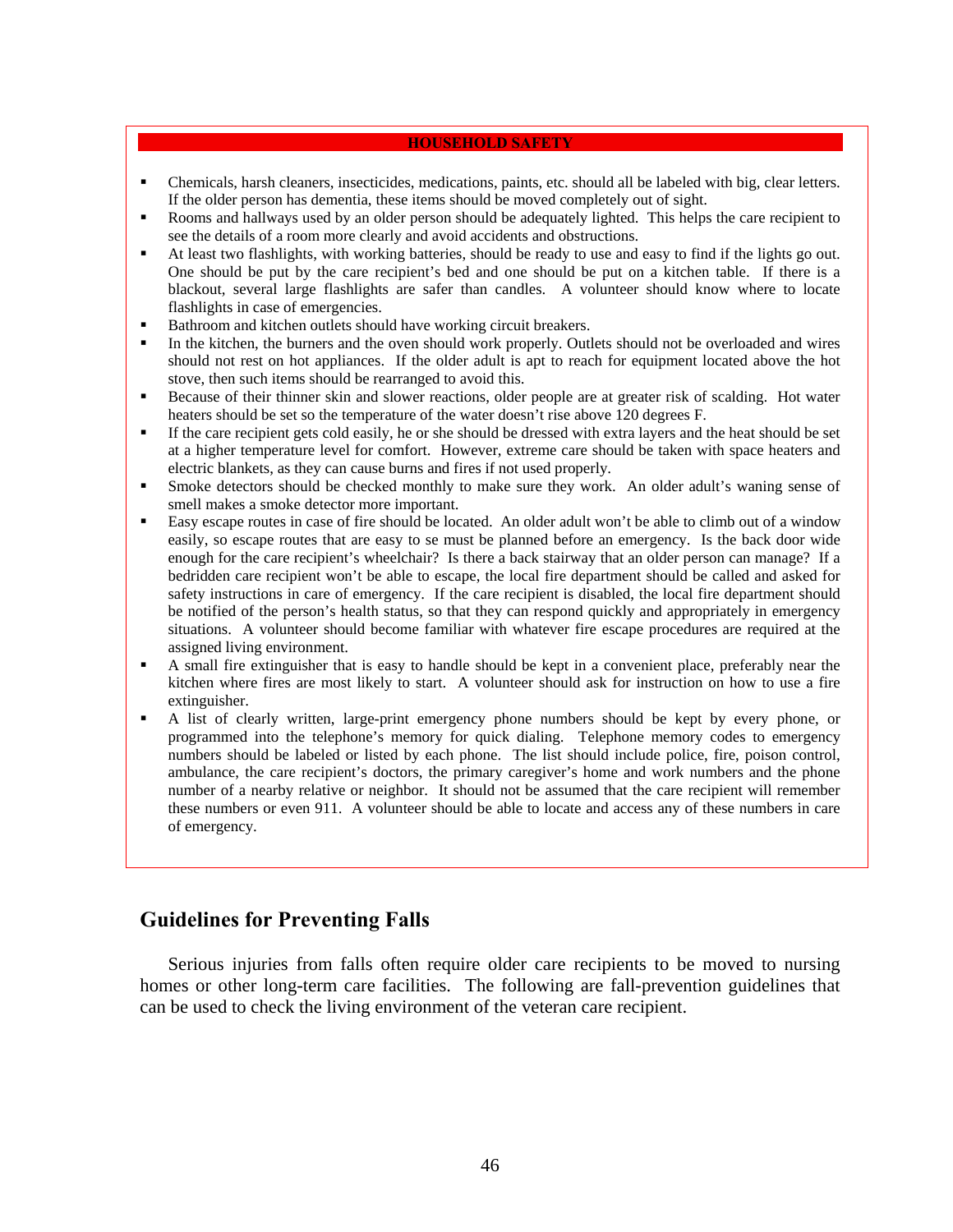**HOUSEHOLD SAFETY**

- Chemicals, harsh cleaners, insecticides, medications, paints, etc. should all be labeled with big, clear letters. If the older person has dementia, these items should be moved completely out of sight.
- Rooms and hallways used by an older person should be adequately lighted. This helps the care recipient to see the details of a room more clearly and avoid accidents and obstructions.
- At least two flashlights, with working batteries, should be ready to use and easy to find if the lights go out. One should be put by the care recipient's bed and one should be put on a kitchen table. If there is a blackout, several large flashlights are safer than candles. A volunteer should know where to locate flashlights in case of emergencies.
- Bathroom and kitchen outlets should have working circuit breakers.
- In the kitchen, the burners and the oven should work properly. Outlets should not be overloaded and wires should not rest on hot appliances. If the older adult is apt to reach for equipment located above the hot stove, then such items should be rearranged to avoid this.
- Because of their thinner skin and slower reactions, older people are at greater risk of scalding. Hot water heaters should be set so the temperature of the water doesn't rise above 120 degrees F.
- If the care recipient gets cold easily, he or she should be dressed with extra layers and the heat should be set at a higher temperature level for comfort. However, extreme care should be taken with space heaters and electric blankets, as they can cause burns and fires if not used properly.
- Smoke detectors should be checked monthly to make sure they work. An older adult's waning sense of smell makes a smoke detector more important.
- Easy escape routes in case of fire should be located. An older adult won't be able to climb out of a window easily, so escape routes that are easy to se must be planned before an emergency. Is the back door wide enough for the care recipient's wheelchair? Is there a back stairway that an older person can manage? If a bedridden care recipient won't be able to escape, the local fire department should be called and asked for safety instructions in care of emergency. If the care recipient is disabled, the local fire department should be notified of the person's health status, so that they can respond quickly and appropriately in emergency situations. A volunteer should become familiar with whatever fire escape procedures are required at the assigned living environment.
- A small fire extinguisher that is easy to handle should be kept in a convenient place, preferably near the kitchen where fires are most likely to start. A volunteer should ask for instruction on how to use a fire extinguisher.
- A list of clearly written, large-print emergency phone numbers should be kept by every phone, or programmed into the telephone's memory for quick dialing. Telephone memory codes to emergency numbers should be labeled or listed by each phone. The list should include police, fire, poison control, ambulance, the care recipient's doctors, the primary caregiver's home and work numbers and the phone number of a nearby relative or neighbor. It should not be assumed that the care recipient will remember these numbers or even 911. A volunteer should be able to locate and access any of these numbers in care of emergency.

## Guidelines for Preventing Falls

Serious injuries from falls often require older care recipients to be moved to nursing homes or other long-term care facilities. The following are fall-prevention guidelines that can be used to check the living environment of the veteran care recipient.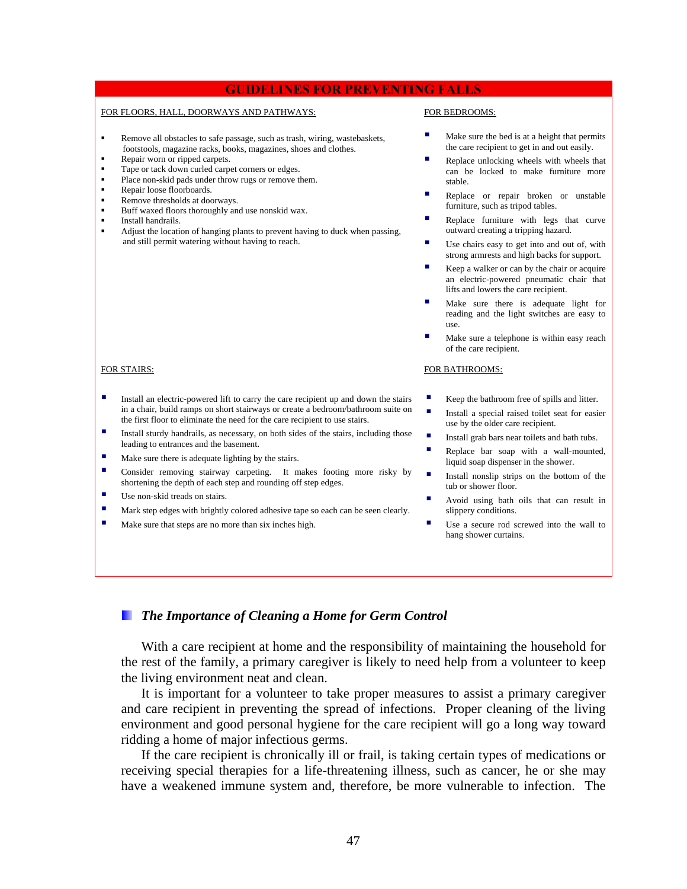## GUIDELINES FOR PREVENTING FALLS

FOR FLOORS, HALL, DOORWAYS AND PATHWAYS:

- Remove all obstacles to safe passage, such as trash, wiring, wastebaskets, footstools, magazine racks, books, magazines, shoes and clothes.
- Repair worn or ripped carpets.
- Tape or tack down curled carpet corners or edges.
- Place non-skid pads under throw rugs or remove them.
- Repair loose floorboards.
- Remove thresholds at doorways.
- Buff waxed floors thoroughly and use nonskid wax.
- Install handrails.
- Adjust the location of hanging plants to prevent having to duck when passing, and still permit watering without having to reach.

FOR BEDROOMS:

- Make sure the bed is at a height that permits the care recipient to get in and out easily.
- Replace unlocking wheels with wheels that can be locked to make furniture more stable.
- Replace or repair broken or unstable furniture, such as tripod tables.
- Replace furniture with legs that curve outward creating a tripping hazard.
- Use chairs easy to get into and out of, with strong armrests and high backs for support.
- Keep a walker or can by the chair or acquire an electric-powered pneumatic chair that lifts and lowers the care recipient.
- Make sure there is adequate light for reading and the light switches are easy to use.
- Make sure a telephone is within easy reach of the care recipient.

FOR STAIRS:

- Install an electric-powered lift to carry the care recipient up and down the stairs in a chair, build ramps on short stairways or create a bedroom/bathroom suite on the first floor to eliminate the need for the care recipient to use stairs.
- Install sturdy handrails, as necessary, on both sides of the stairs, including those leading to entrances and the basement.
- Make sure there is adequate lighting by the stairs.
- Consider removing stairway carpeting. It makes footing more risky by shortening the depth of each step and rounding off step edges.
- Use non-skid treads on stairs.
- Mark step edges with brightly colored adhesive tape so each can be seen clearly.
- Make sure that steps are no more than six inches high.

FOR BATHROOMS:

- Keep the bathroom free of spills and litter.
- Install a special raised toilet seat for easier use by the older care recipient.
- Install grab bars near toilets and bath tubs.
- Replace bar soap with a wall-mounted, liquid soap dispenser in the shower.
- Install nonslip strips on the bottom of the tub or shower floor.
- Avoid using bath oils that can result in slippery conditions.
- Use a secure rod screwed into the wall to hang shower curtains.

### *The Importance of Cleaning a Home for Germ Control*

With a care recipient at home and the responsibility of maintaining the household for the rest of the family, a primary caregiver is likely to need help from a volunteer to keep the living environment neat and clean.

It is important for a volunteer to take proper measures to assist a primary caregiver and care recipient in preventing the spread of infections. Proper cleaning of the living environment and good personal hygiene for the care recipient will go a long way toward ridding a home of major infectious germs.

If the care recipient is chronically ill or frail, is taking certain types of medications or receiving special therapies for a life-threatening illness, such as cancer, he or she may have a weakened immune system and, therefore, be more vulnerable to infection. The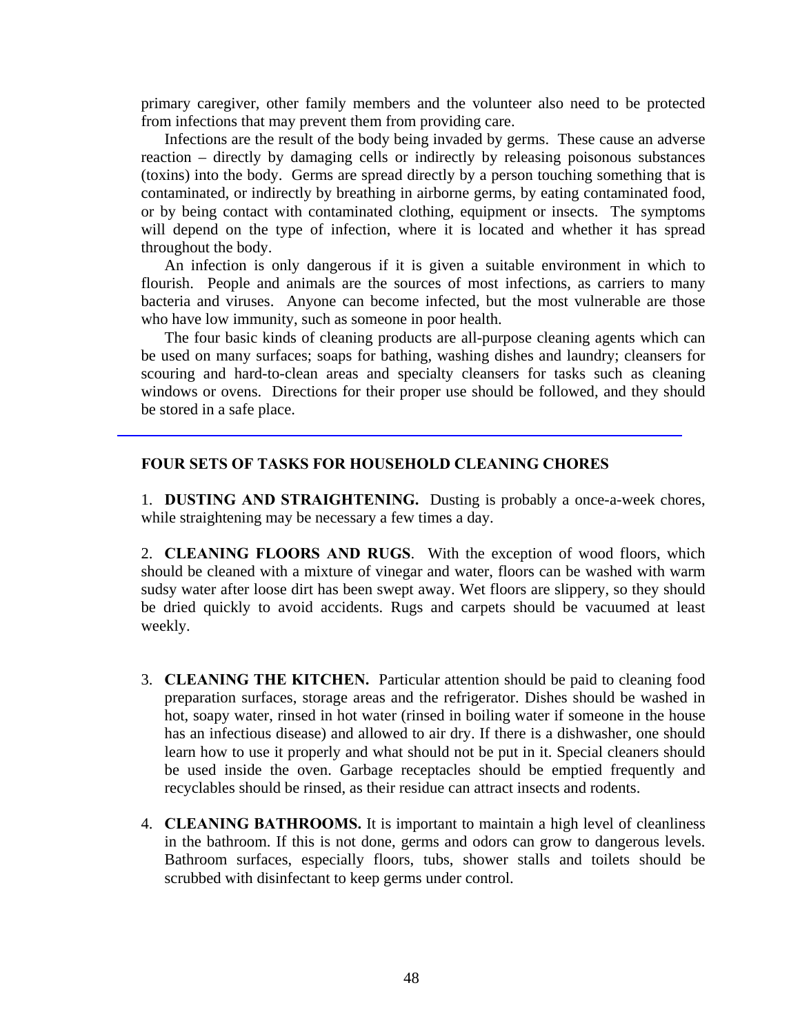primary caregiver, other family members and the volunteer also need to be protected from infections that may prevent them from providing care.

Infections are the result of the body being invaded by germs. These cause an adverse reaction – directly by damaging cells or indirectly by releasing poisonous substances (toxins) into the body. Germs are spread directly by a person touching something that is contaminated, or indirectly by breathing in airborne germs, by eating contaminated food, or by being contact with contaminated clothing, equipment or insects. The symptoms will depend on the type of infection, where it is located and whether it has spread throughout the body.

An infection is only dangerous if it is given a suitable environment in which to flourish. People and animals are the sources of most infections, as carriers to many bacteria and viruses. Anyone can become infected, but the most vulnerable are those who have low immunity, such as someone in poor health.

The four basic kinds of cleaning products are all-purpose cleaning agents which can be used on many surfaces; soaps for bathing, washing dishes and laundry; cleansers for scouring and hard-to-clean areas and specialty cleansers for tasks such as cleaning windows or ovens. Directions for their proper use should be followed, and they should be stored in a safe place.

---

## FOUR SETS OF TASKS FOR HOUSEHOLD CLEANING CHORES

1. **DUSTING AND STRAIGHTENING.** Dusting is probably a once-a-week chores, while straightening may be necessary a few times a day.

2. **CLEANING FLOORS AND RUGS**. With the exception of wood floors, which should be cleaned with a mixture of vinegar and water, floors can be washed with warm sudsy water after loose dirt has been swept away. Wet floors are slippery, so they should be dried quickly to avoid accidents. Rugs and carpets should be vacuumed at least weekly.

3. **CLEANING THE KITCHEN.** Particular attention should be paid to cleaning food preparation surfaces, storage areas and the refrigerator. Dishes should be washed in hot, soapy water, rinsed in hot water (rinsed in boiling water if someone in the house has an infectious disease) and allowed to air dry. If there is a dishwasher, one should learn how to use it properly and what should not be put in it. Special cleaners should be used inside the oven. Garbage receptacles should be emptied frequently and recyclables should be rinsed, as their residue can attract insects and rodents.

4. **CLEANING BATHROOMS.** It is important to maintain a high level of cleanliness in the bathroom. If this is not done, germs and odors can grow to dangerous levels. Bathroom surfaces, especially floors, tubs, shower stalls and toilets should be scrubbed with disinfectant to keep germs under control.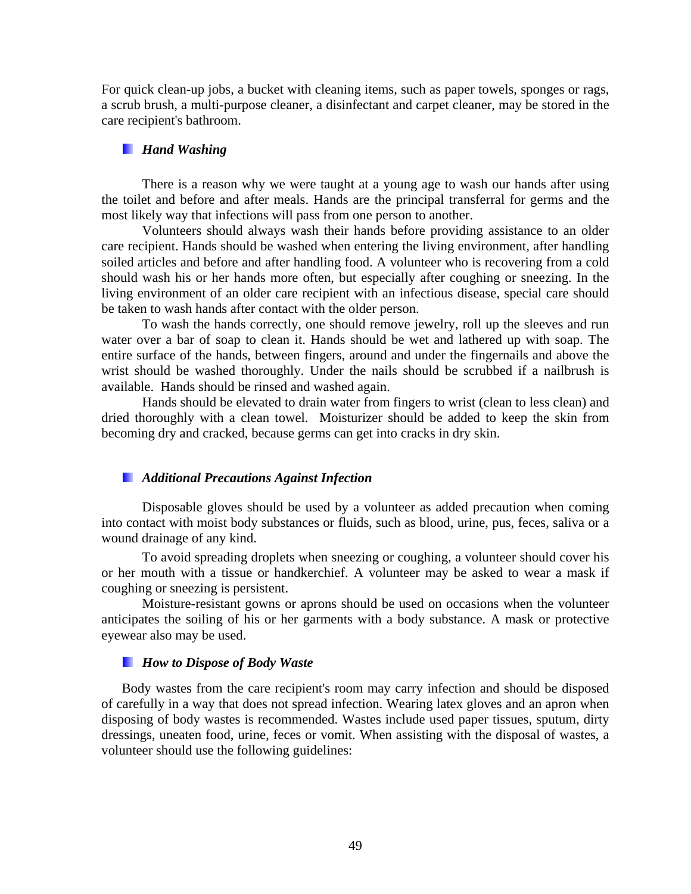For quick clean-up jobs, a bucket with cleaning items, such as paper towels, sponges or rags, a scrub brush, a multi-purpose cleaner, a disinfectant and carpet cleaner, may be stored in the care recipient's bathroom.

### *Hand Washing*

There is a reason why we were taught at a young age to wash our hands after using the toilet and before and after meals. Hands are the principal transferral for germs and the most likely way that infections will pass from one person to another.

Volunteers should always wash their hands before providing assistance to an older care recipient. Hands should be washed when entering the living environment, after handling soiled articles and before and after handling food. A volunteer who is recovering from a cold should wash his or her hands more often, but especially after coughing or sneezing. In the living environment of an older care recipient with an infectious disease, special care should be taken to wash hands after contact with the older person.

To wash the hands correctly, one should remove jewelry, roll up the sleeves and run water over a bar of soap to clean it. Hands should be wet and lathered up with soap. The entire surface of the hands, between fingers, around and under the fingernails and above the wrist should be washed thoroughly. Under the nails should be scrubbed if a nailbrush is available. Hands should be rinsed and washed again.

Hands should be elevated to drain water from fingers to wrist (clean to less clean) and dried thoroughly with a clean towel. Moisturizer should be added to keep the skin from becoming dry and cracked, because germs can get into cracks in dry skin.

### *Additional Precautions Against Infection*

Disposable gloves should be used by a volunteer as added precaution when coming into contact with moist body substances or fluids, such as blood, urine, pus, feces, saliva or a wound drainage of any kind.

To avoid spreading droplets when sneezing or coughing, a volunteer should cover his or her mouth with a tissue or handkerchief. A volunteer may be asked to wear a mask if coughing or sneezing is persistent.

Moisture-resistant gowns or aprons should be used on occasions when the volunteer anticipates the soiling of his or her garments with a body substance. A mask or protective eyewear also may be used.

### *How to Dispose of Body Waste*

Body wastes from the care recipient's room may carry infection and should be disposed of carefully in a way that does not spread infection. Wearing latex gloves and an apron when disposing of body wastes is recommended. Wastes include used paper tissues, sputum, dirty dressings, uneaten food, urine, feces or vomit. When assisting with the disposal of wastes, a volunteer should use the following guidelines: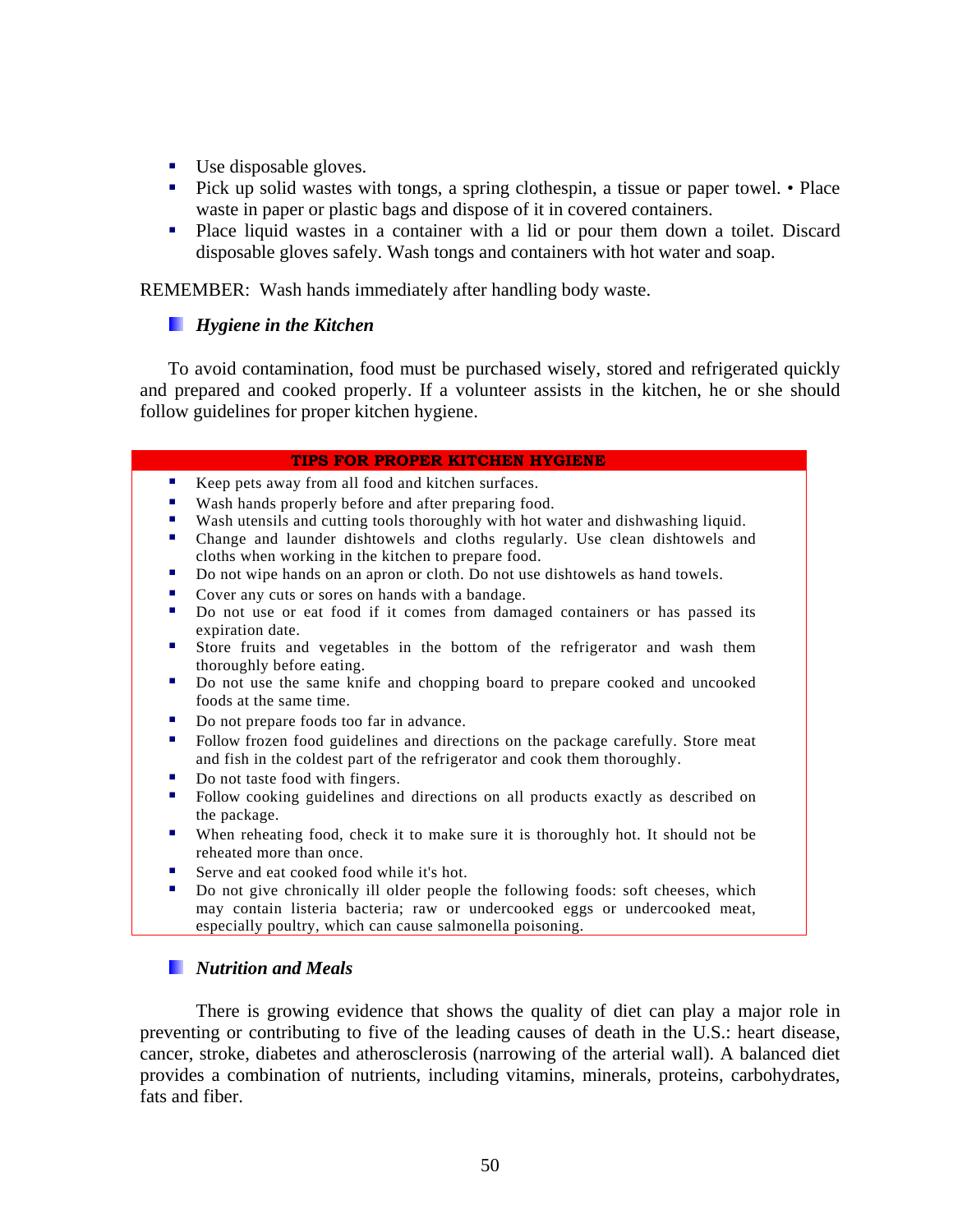- Use disposable gloves.
- Pick up solid wastes with tongs, a spring clothespin, a tissue or paper towel. • Place waste in paper or plastic bags and dispose of it in covered containers.
- Place liquid wastes in a container with a lid or pour them down a toilet. Discard disposable gloves safely. Wash tongs and containers with hot water and soap.

REMEMBER: Wash hands immediately after handling body waste.

### *Hygiene in the Kitchen*

To avoid contamination, food must be purchased wisely, stored and refrigerated quickly and prepared and cooked properly. If a volunteer assists in the kitchen, he or she should follow guidelines for proper kitchen hygiene.

**TIPS FOR PROPER KITCHEN HYGIENE**

- Keep pets away from all food and kitchen surfaces.
- Wash hands properly before and after preparing food.
- Wash utensils and cutting tools thoroughly with hot water and dishwashing liquid.
- Change and launder dishtowels and cloths regularly. Use clean dishtowels and cloths when working in the kitchen to prepare food.
- Do not wipe hands on an apron or cloth. Do not use dishtowels as hand towels.
- Cover any cuts or sores on hands with a bandage.
- Do not use or eat food if it comes from damaged containers or has passed its expiration date.
- Store fruits and vegetables in the bottom of the refrigerator and wash them thoroughly before eating.
- Do not use the same knife and chopping board to prepare cooked and uncooked foods at the same time.
- Do not prepare foods too far in advance.
- Follow frozen food guidelines and directions on the package carefully. Store meat and fish in the coldest part of the refrigerator and cook them thoroughly.
- Do not taste food with fingers.
- Follow cooking guidelines and directions on all products exactly as described on the package.
- When reheating food, check it to make sure it is thoroughly hot. It should not be reheated more than once.
- Serve and eat cooked food while it's hot.
- Do not give chronically ill older people the following foods: soft cheeses, which may contain listeria bacteria; raw or undercooked eggs or undercooked meat, especially poultry, which can cause salmonella poisoning.

### *Nutrition and Meals*

There is growing evidence that shows the quality of diet can play a major role in preventing or contributing to five of the leading causes of death in the U.S.: heart disease, cancer, stroke, diabetes and atherosclerosis (narrowing of the arterial wall). A balanced diet provides a combination of nutrients, including vitamins, minerals, proteins, carbohydrates, fats and fiber.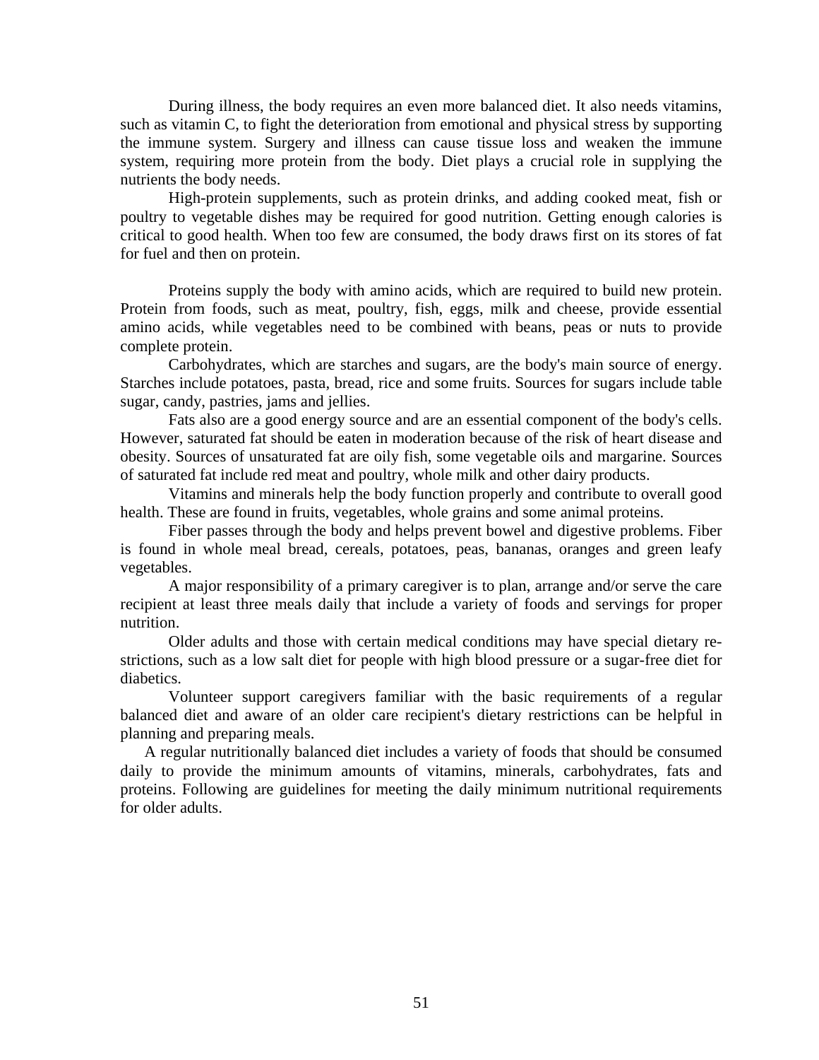During illness, the body requires an even more balanced diet. It also needs vitamins, such as vitamin C, to fight the deterioration from emotional and physical stress by supporting the immune system. Surgery and illness can cause tissue loss and weaken the immune system, requiring more protein from the body. Diet plays a crucial role in supplying the nutrients the body needs.

High-protein supplements, such as protein drinks, and adding cooked meat, fish or poultry to vegetable dishes may be required for good nutrition. Getting enough calories is critical to good health. When too few are consumed, the body draws first on its stores of fat for fuel and then on protein.

Proteins supply the body with amino acids, which are required to build new protein. Protein from foods, such as meat, poultry, fish, eggs, milk and cheese, provide essential amino acids, while vegetables need to be combined with beans, peas or nuts to provide complete protein.

Carbohydrates, which are starches and sugars, are the body's main source of energy. Starches include potatoes, pasta, bread, rice and some fruits. Sources for sugars include table sugar, candy, pastries, jams and jellies.

Fats also are a good energy source and are an essential component of the body's cells. However, saturated fat should be eaten in moderation because of the risk of heart disease and obesity. Sources of unsaturated fat are oily fish, some vegetable oils and margarine. Sources of saturated fat include red meat and poultry, whole milk and other dairy products.

Vitamins and minerals help the body function properly and contribute to overall good health. These are found in fruits, vegetables, whole grains and some animal proteins.

Fiber passes through the body and helps prevent bowel and digestive problems. Fiber is found in whole meal bread, cereals, potatoes, peas, bananas, oranges and green leafy vegetables.

A major responsibility of a primary caregiver is to plan, arrange and/or serve the care recipient at least three meals daily that include a variety of foods and servings for proper nutrition.

Older adults and those with certain medical conditions may have special dietary restrictions, such as a low salt diet for people with high blood pressure or a sugar-free diet for diabetics.

Volunteer support caregivers familiar with the basic requirements of a regular balanced diet and aware of an older care recipient's dietary restrictions can be helpful in planning and preparing meals.

A regular nutritionally balanced diet includes a variety of foods that should be consumed daily to provide the minimum amounts of vitamins, minerals, carbohydrates, fats and proteins. Following are guidelines for meeting the daily minimum nutritional requirements for older adults.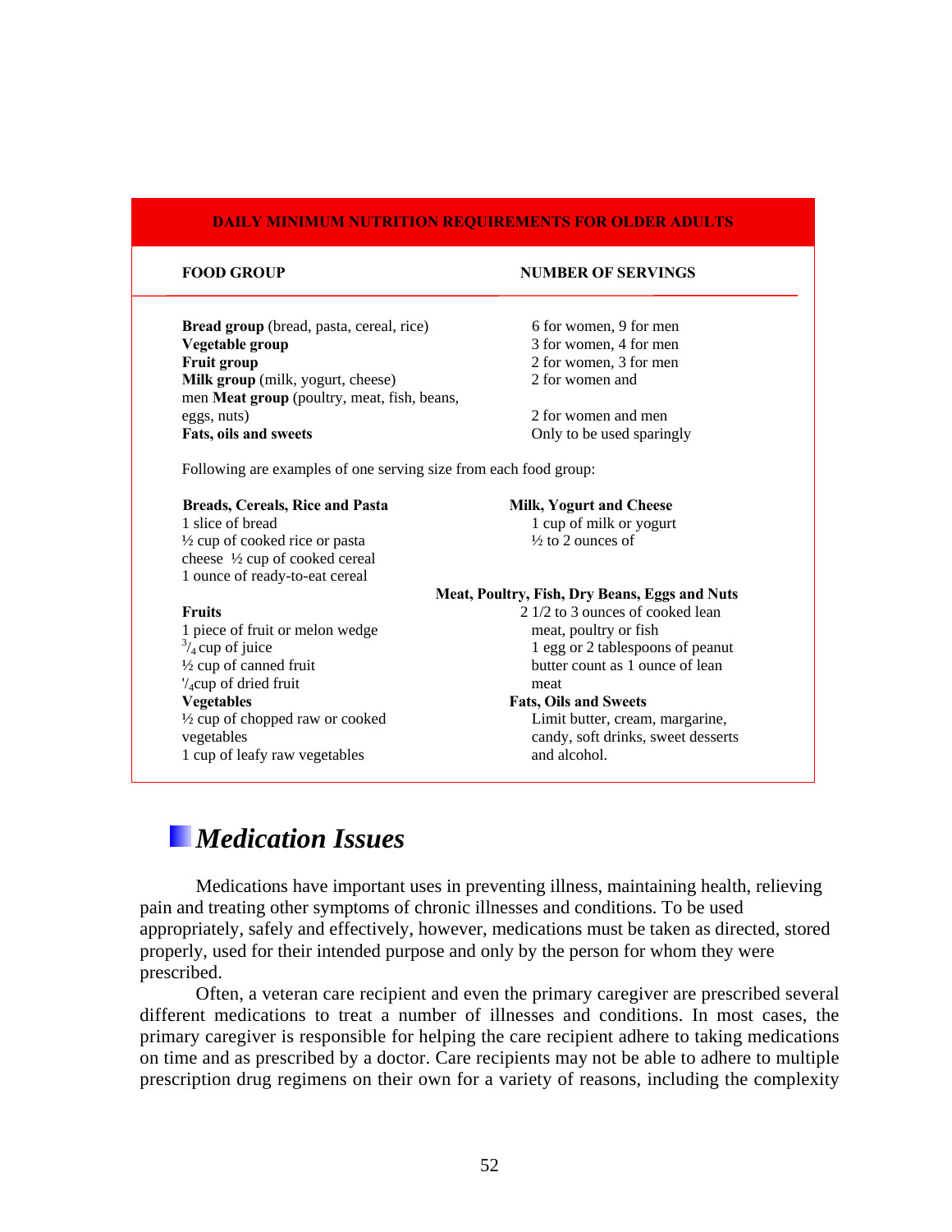**DAILY MINIMUM NUTRITION REQUIREMENTS FOR OLDER ADULTS**

| FOOD GROUP | NUMBER OF SERVINGS |
|---|---|
| **Bread group** (bread, pasta, cereal, rice) | 6 for women, 9 for men |
| **Vegetable group** | 3 for women, 4 for men |
| **Fruit group** | 2 for women, 3 for men |
| **Milk group** (milk, yogurt, cheese) | 2 for women and men |
| **Meat group** (poultry, meat, fish, beans, eggs, nuts) | 2 for women and men |
| **Fats, oils and sweets** | Only to be used sparingly |

Following are examples of one serving size from each food group:

**Breads, Cereals, Rice and Pasta**
1 slice of bread
½ cup of cooked rice or pasta
½ cup of cooked cereal
1 ounce of ready-to-eat cereal

**Fruits**
1 piece of fruit or melon wedge
¾ cup of juice
½ cup of canned fruit
¼ cup of dried fruit

**Vegetables**
½ cup of chopped raw or cooked vegetables
1 cup of leafy raw vegetables

**Milk, Yogurt and Cheese**
1 cup of milk or yogurt
½ to 2 ounces of cheese

**Meat, Poultry, Fish, Dry Beans, Eggs and Nuts**
2 1/2 to 3 ounces of cooked lean meat, poultry or fish
1 egg or 2 tablespoons of peanut butter count as 1 ounce of lean meat

**Fats, Oils and Sweets**
Limit butter, cream, margarine, candy, soft drinks, sweet desserts and alcohol.

## *Medication Issues*

Medications have important uses in preventing illness, maintaining health, relieving pain and treating other symptoms of chronic illnesses and conditions. To be used appropriately, safely and effectively, however, medications must be taken as directed, stored properly, used for their intended purpose and only by the person for whom they were prescribed.

Often, a veteran care recipient and even the primary caregiver are prescribed several different medications to treat a number of illnesses and conditions. In most cases, the primary caregiver is responsible for helping the care recipient adhere to taking medications on time and as prescribed by a doctor. Care recipients may not be able to adhere to multiple prescription drug regimens on their own for a variety of reasons, including the complexity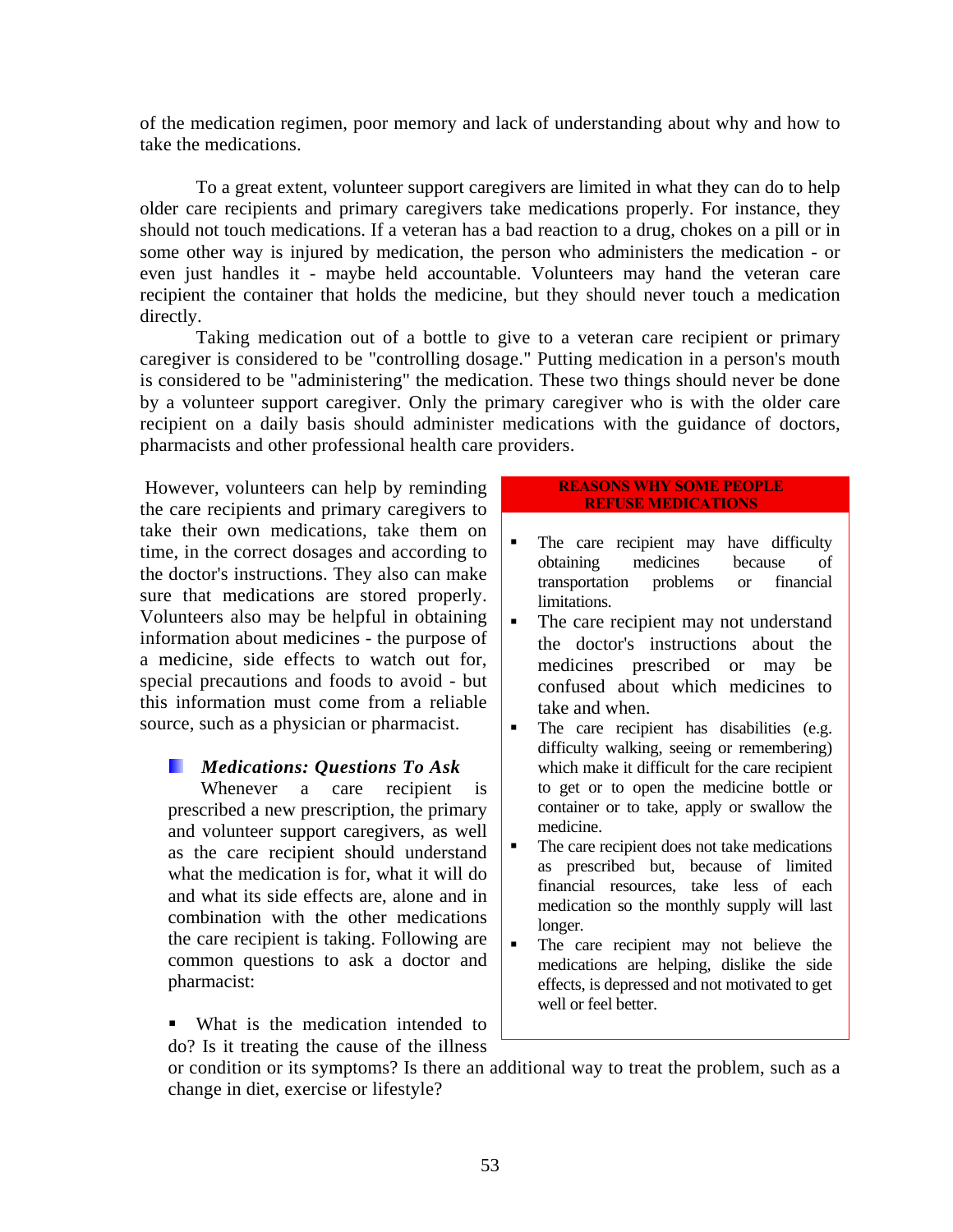of the medication regimen, poor memory and lack of understanding about why and how to take the medications.

To a great extent, volunteer support caregivers are limited in what they can do to help older care recipients and primary caregivers take medications properly. For instance, they should not touch medications. If a veteran has a bad reaction to a drug, chokes on a pill or in some other way is injured by medication, the person who administers the medication - or even just handles it - maybe held accountable. Volunteers may hand the veteran care recipient the container that holds the medicine, but they should never touch a medication directly.

Taking medication out of a bottle to give to a veteran care recipient or primary caregiver is considered to be "controlling dosage." Putting medication in a person's mouth is considered to be "administering" the medication. These two things should never be done by a volunteer support caregiver. Only the primary caregiver who is with the older care recipient on a daily basis should administer medications with the guidance of doctors, pharmacists and other professional health care providers.

However, volunteers can help by reminding the care recipients and primary caregivers to take their own medications, take them on time, in the correct dosages and according to the doctor's instructions. They also can make sure that medications are stored properly. Volunteers also may be helpful in obtaining information about medicines - the purpose of a medicine, side effects to watch out for, special precautions and foods to avoid - but this information must come from a reliable source, such as a physician or pharmacist.

**REASONS WHY SOME PEOPLE REFUSE MEDICATIONS**

- The care recipient may have difficulty obtaining medicines because of transportation problems or financial limitations.
- The care recipient may not understand the doctor's instructions about the medicines prescribed or may be confused about which medicines to take and when.
- The care recipient has disabilities (e.g. difficulty walking, seeing or remembering) which make it difficult for the care recipient to get or to open the medicine bottle or container or to take, apply or swallow the medicine.
- The care recipient does not take medications as prescribed but, because of limited financial resources, take less of each medication so the monthly supply will last longer.
- The care recipient may not believe the medications are helping, dislike the side effects, is depressed and not motivated to get well or feel better.

### *Medications: Questions To Ask*

Whenever a care recipient is prescribed a new prescription, the primary and volunteer support caregivers, as well as the care recipient should understand what the medication is for, what it will do and what its side effects are, alone and in combination with the other medications the care recipient is taking. Following are common questions to ask a doctor and pharmacist:

- What is the medication intended to do? Is it treating the cause of the illness or condition or its symptoms? Is there an additional way to treat the problem, such as a change in diet, exercise or lifestyle?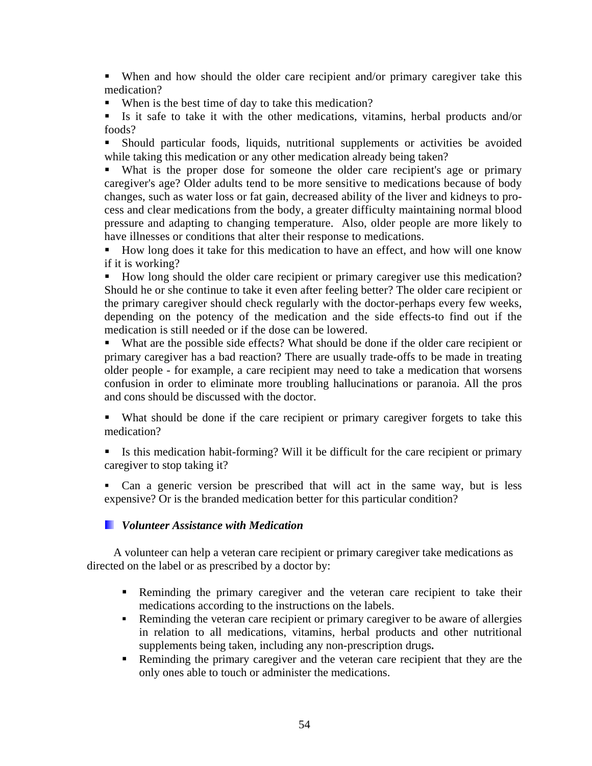- When and how should the older care recipient and/or primary caregiver take this medication?
- When is the best time of day to take this medication?
- Is it safe to take it with the other medications, vitamins, herbal products and/or foods?
- Should particular foods, liquids, nutritional supplements or activities be avoided while taking this medication or any other medication already being taken?
- What is the proper dose for someone the older care recipient's age or primary caregiver's age? Older adults tend to be more sensitive to medications because of body changes, such as water loss or fat gain, decreased ability of the liver and kidneys to process and clear medications from the body, a greater difficulty maintaining normal blood pressure and adapting to changing temperature. Also, older people are more likely to have illnesses or conditions that alter their response to medications.
- How long does it take for this medication to have an effect, and how will one know if it is working?
- How long should the older care recipient or primary caregiver use this medication? Should he or she continue to take it even after feeling better? The older care recipient or the primary caregiver should check regularly with the doctor-perhaps every few weeks, depending on the potency of the medication and the side effects-to find out if the medication is still needed or if the dose can be lowered.
- What are the possible side effects? What should be done if the older care recipient or primary caregiver has a bad reaction? There are usually trade-offs to be made in treating older people - for example, a care recipient may need to take a medication that worsens confusion in order to eliminate more troubling hallucinations or paranoia. All the pros and cons should be discussed with the doctor.
- What should be done if the care recipient or primary caregiver forgets to take this medication?
- Is this medication habit-forming? Will it be difficult for the care recipient or primary caregiver to stop taking it?
- Can a generic version be prescribed that will act in the same way, but is less expensive? Or is the branded medication better for this particular condition?

### *Volunteer Assistance with Medication*

A volunteer can help a veteran care recipient or primary caregiver take medications as directed on the label or as prescribed by a doctor by:

- Reminding the primary caregiver and the veteran care recipient to take their medications according to the instructions on the labels.
- Reminding the veteran care recipient or primary caregiver to be aware of allergies in relation to all medications, vitamins, herbal products and other nutritional supplements being taken, including any non-prescription drugs**.**
- Reminding the primary caregiver and the veteran care recipient that they are the only ones able to touch or administer the medications.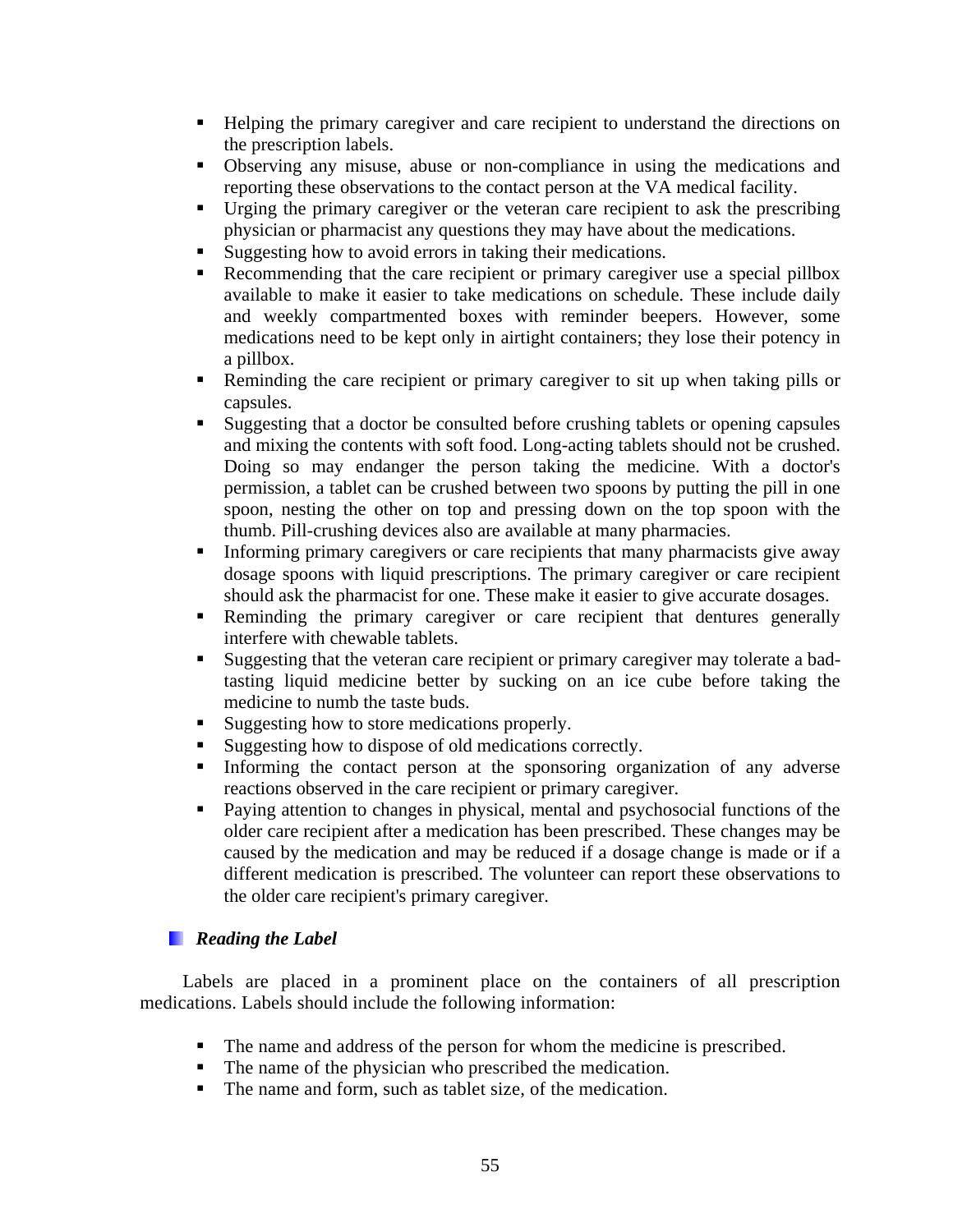- Helping the primary caregiver and care recipient to understand the directions on the prescription labels.
- Observing any misuse, abuse or non-compliance in using the medications and reporting these observations to the contact person at the VA medical facility.
- Urging the primary caregiver or the veteran care recipient to ask the prescribing physician or pharmacist any questions they may have about the medications.
- Suggesting how to avoid errors in taking their medications.
- Recommending that the care recipient or primary caregiver use a special pillbox available to make it easier to take medications on schedule. These include daily and weekly compartmented boxes with reminder beepers. However, some medications need to be kept only in airtight containers; they lose their potency in a pillbox.
- Reminding the care recipient or primary caregiver to sit up when taking pills or capsules.
- Suggesting that a doctor be consulted before crushing tablets or opening capsules and mixing the contents with soft food. Long-acting tablets should not be crushed. Doing so may endanger the person taking the medicine. With a doctor's permission, a tablet can be crushed between two spoons by putting the pill in one spoon, nesting the other on top and pressing down on the top spoon with the thumb. Pill-crushing devices also are available at many pharmacies.
- Informing primary caregivers or care recipients that many pharmacists give away dosage spoons with liquid prescriptions. The primary caregiver or care recipient should ask the pharmacist for one. These make it easier to give accurate dosages.
- Reminding the primary caregiver or care recipient that dentures generally interfere with chewable tablets.
- Suggesting that the veteran care recipient or primary caregiver may tolerate a bad-tasting liquid medicine better by sucking on an ice cube before taking the medicine to numb the taste buds.
- Suggesting how to store medications properly.
- Suggesting how to dispose of old medications correctly.
- Informing the contact person at the sponsoring organization of any adverse reactions observed in the care recipient or primary caregiver.
- Paying attention to changes in physical, mental and psychosocial functions of the older care recipient after a medication has been prescribed. These changes may be caused by the medication and may be reduced if a dosage change is made or if a different medication is prescribed. The volunteer can report these observations to the older care recipient's primary caregiver.

### *Reading the Label*

Labels are placed in a prominent place on the containers of all prescription medications. Labels should include the following information:

- The name and address of the person for whom the medicine is prescribed.
- The name of the physician who prescribed the medication.
- The name and form, such as tablet size, of the medication.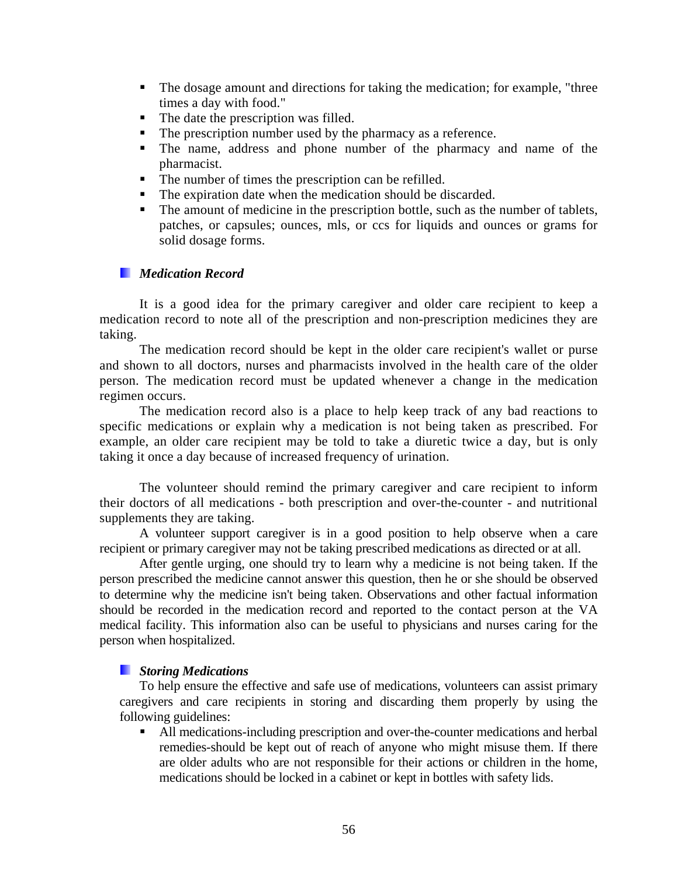- The dosage amount and directions for taking the medication; for example, "three times a day with food."
- The date the prescription was filled.
- The prescription number used by the pharmacy as a reference.
- The name, address and phone number of the pharmacy and name of the pharmacist.
- The number of times the prescription can be refilled.
- The expiration date when the medication should be discarded.
- The amount of medicine in the prescription bottle, such as the number of tablets, patches, or capsules; ounces, mls, or ccs for liquids and ounces or grams for solid dosage forms.

### *Medication Record*

It is a good idea for the primary caregiver and older care recipient to keep a medication record to note all of the prescription and non-prescription medicines they are taking.

The medication record should be kept in the older care recipient's wallet or purse and shown to all doctors, nurses and pharmacists involved in the health care of the older person. The medication record must be updated whenever a change in the medication regimen occurs.

The medication record also is a place to help keep track of any bad reactions to specific medications or explain why a medication is not being taken as prescribed. For example, an older care recipient may be told to take a diuretic twice a day, but is only taking it once a day because of increased frequency of urination.

The volunteer should remind the primary caregiver and care recipient to inform their doctors of all medications - both prescription and over-the-counter - and nutritional supplements they are taking.

A volunteer support caregiver is in a good position to help observe when a care recipient or primary caregiver may not be taking prescribed medications as directed or at all.

After gentle urging, one should try to learn why a medicine is not being taken. If the person prescribed the medicine cannot answer this question, then he or she should be observed to determine why the medicine isn't being taken. Observations and other factual information should be recorded in the medication record and reported to the contact person at the VA medical facility. This information also can be useful to physicians and nurses caring for the person when hospitalized.

### *Storing Medications*

To help ensure the effective and safe use of medications, volunteers can assist primary caregivers and care recipients in storing and discarding them properly by using the following guidelines:

- All medications-including prescription and over-the-counter medications and herbal remedies-should be kept out of reach of anyone who might misuse them. If there are older adults who are not responsible for their actions or children in the home, medications should be locked in a cabinet or kept in bottles with safety lids.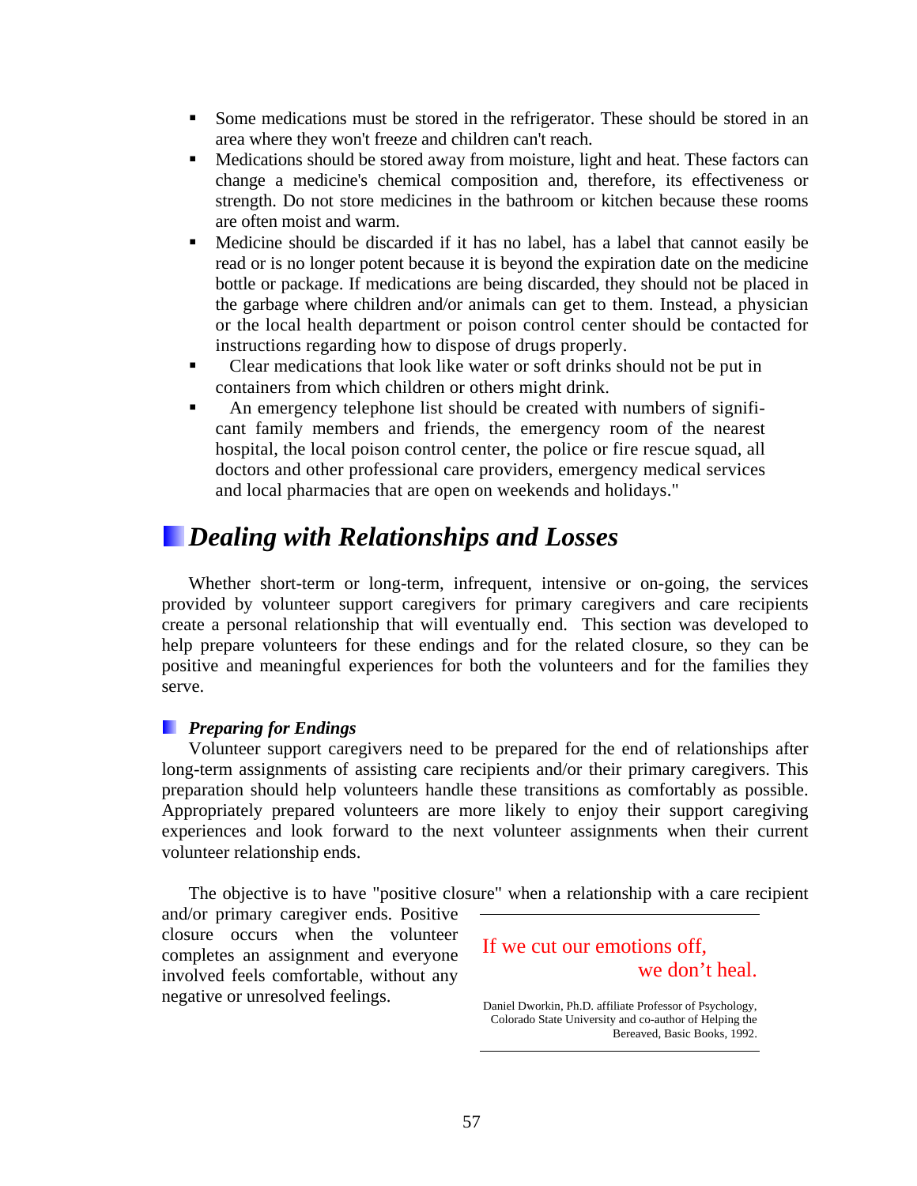- Some medications must be stored in the refrigerator. These should be stored in an area where they won't freeze and children can't reach.
- Medications should be stored away from moisture, light and heat. These factors can change a medicine's chemical composition and, therefore, its effectiveness or strength. Do not store medicines in the bathroom or kitchen because these rooms are often moist and warm.
- Medicine should be discarded if it has no label, has a label that cannot easily be read or is no longer potent because it is beyond the expiration date on the medicine bottle or package. If medications are being discarded, they should not be placed in the garbage where children and/or animals can get to them. Instead, a physician or the local health department or poison control center should be contacted for instructions regarding how to dispose of drugs properly.
- Clear medications that look like water or soft drinks should not be put in containers from which children or others might drink.
- An emergency telephone list should be created with numbers of significant family members and friends, the emergency room of the nearest hospital, the local poison control center, the police or fire rescue squad, all doctors and other professional care providers, emergency medical services and local pharmacies that are open on weekends and holidays."

## *Dealing with Relationships and Losses*

Whether short-term or long-term, infrequent, intensive or on-going, the services provided by volunteer support caregivers for primary caregivers and care recipients create a personal relationship that will eventually end. This section was developed to help prepare volunteers for these endings and for the related closure, so they can be positive and meaningful experiences for both the volunteers and for the families they serve.

### *Preparing for Endings*

Volunteer support caregivers need to be prepared for the end of relationships after long-term assignments of assisting care recipients and/or their primary caregivers. This preparation should help volunteers handle these transitions as comfortably as possible. Appropriately prepared volunteers are more likely to enjoy their support caregiving experiences and look forward to the next volunteer assignments when their current volunteer relationship ends.

The objective is to have "positive closure" when a relationship with a care recipient and/or primary caregiver ends. Positive closure occurs when the volunteer completes an assignment and everyone involved feels comfortable, without any negative or unresolved feelings.

> If we cut our emotions off,
> we don't heal.
>
> Daniel Dworkin, Ph.D. affiliate Professor of Psychology, Colorado State University and co-author of Helping the Bereaved, Basic Books, 1992.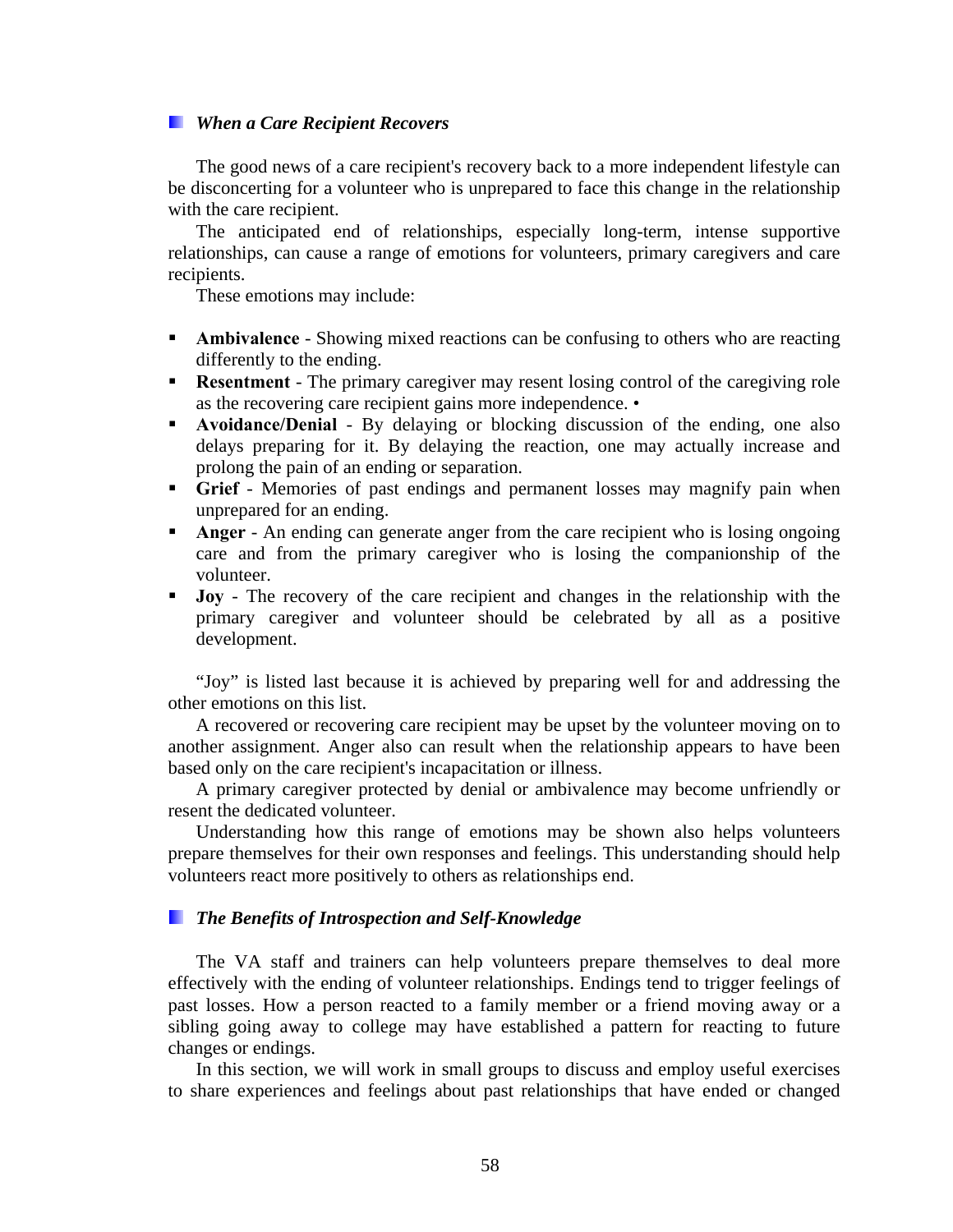### *When a Care Recipient Recovers*

The good news of a care recipient's recovery back to a more independent lifestyle can be disconcerting for a volunteer who is unprepared to face this change in the relationship with the care recipient.

The anticipated end of relationships, especially long-term, intense supportive relationships, can cause a range of emotions for volunteers, primary caregivers and care recipients.

These emotions may include:

- **Ambivalence** - Showing mixed reactions can be confusing to others who are reacting differently to the ending.
- **Resentment** - The primary caregiver may resent losing control of the caregiving role as the recovering care recipient gains more independence. •
- **Avoidance/Denial** - By delaying or blocking discussion of the ending, one also delays preparing for it. By delaying the reaction, one may actually increase and prolong the pain of an ending or separation.
- **Grief** - Memories of past endings and permanent losses may magnify pain when unprepared for an ending.
- **Anger** - An ending can generate anger from the care recipient who is losing ongoing care and from the primary caregiver who is losing the companionship of the volunteer.
- **Joy** - The recovery of the care recipient and changes in the relationship with the primary caregiver and volunteer should be celebrated by all as a positive development.

"Joy" is listed last because it is achieved by preparing well for and addressing the other emotions on this list.

A recovered or recovering care recipient may be upset by the volunteer moving on to another assignment. Anger also can result when the relationship appears to have been based only on the care recipient's incapacitation or illness.

A primary caregiver protected by denial or ambivalence may become unfriendly or resent the dedicated volunteer.

Understanding how this range of emotions may be shown also helps volunteers prepare themselves for their own responses and feelings. This understanding should help volunteers react more positively to others as relationships end.

### *The Benefits of Introspection and Self-Knowledge*

The VA staff and trainers can help volunteers prepare themselves to deal more effectively with the ending of volunteer relationships. Endings tend to trigger feelings of past losses. How a person reacted to a family member or a friend moving away or a sibling going away to college may have established a pattern for reacting to future changes or endings.

In this section, we will work in small groups to discuss and employ useful exercises to share experiences and feelings about past relationships that have ended or changed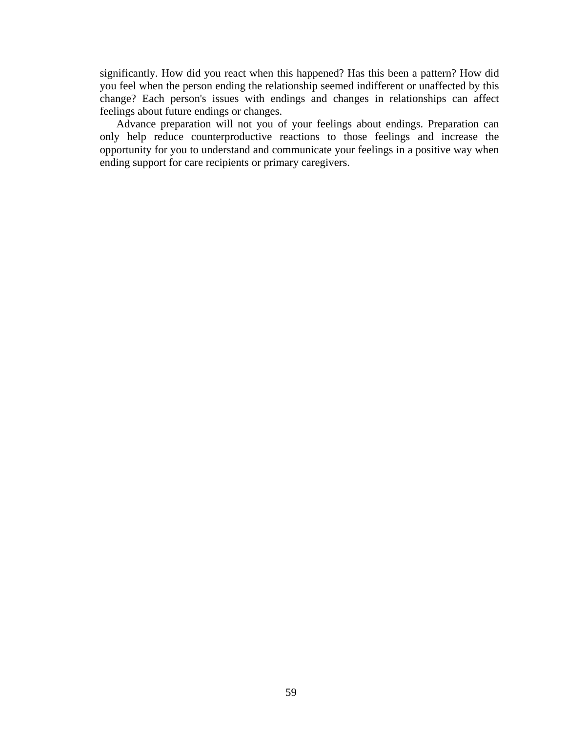significantly. How did you react when this happened? Has this been a pattern? How did you feel when the person ending the relationship seemed indifferent or unaffected by this change? Each person's issues with endings and changes in relationships can affect feelings about future endings or changes.

Advance preparation will not you of your feelings about endings. Preparation can only help reduce counterproductive reactions to those feelings and increase the opportunity for you to understand and communicate your feelings in a positive way when ending support for care recipients or primary caregivers.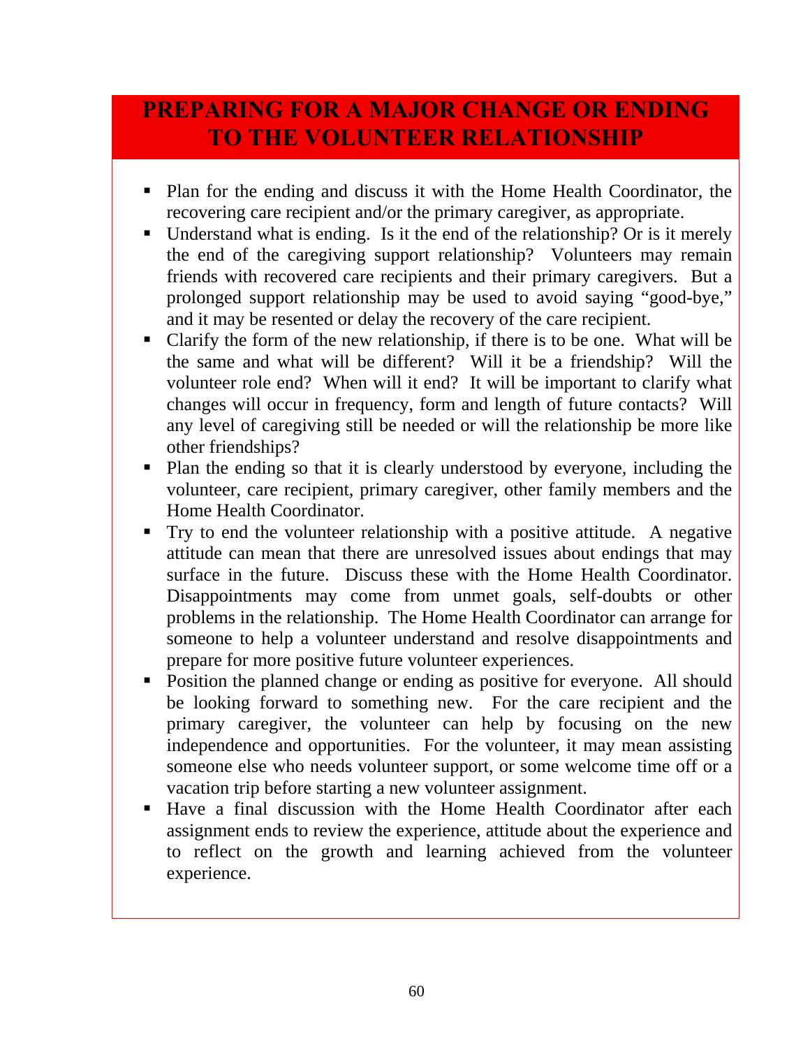# PREPARING FOR A MAJOR CHANGE OR ENDING TO THE VOLUNTEER RELATIONSHIP

- Plan for the ending and discuss it with the Home Health Coordinator, the recovering care recipient and/or the primary caregiver, as appropriate.
- Understand what is ending. Is it the end of the relationship? Or is it merely the end of the caregiving support relationship? Volunteers may remain friends with recovered care recipients and their primary caregivers. But a prolonged support relationship may be used to avoid saying "good-bye," and it may be resented or delay the recovery of the care recipient.
- Clarify the form of the new relationship, if there is to be one. What will be the same and what will be different? Will it be a friendship? Will the volunteer role end? When will it end? It will be important to clarify what changes will occur in frequency, form and length of future contacts? Will any level of caregiving still be needed or will the relationship be more like other friendships?
- Plan the ending so that it is clearly understood by everyone, including the volunteer, care recipient, primary caregiver, other family members and the Home Health Coordinator.
- Try to end the volunteer relationship with a positive attitude. A negative attitude can mean that there are unresolved issues about endings that may surface in the future. Discuss these with the Home Health Coordinator. Disappointments may come from unmet goals, self-doubts or other problems in the relationship. The Home Health Coordinator can arrange for someone to help a volunteer understand and resolve disappointments and prepare for more positive future volunteer experiences.
- Position the planned change or ending as positive for everyone. All should be looking forward to something new. For the care recipient and the primary caregiver, the volunteer can help by focusing on the new independence and opportunities. For the volunteer, it may mean assisting someone else who needs volunteer support, or some welcome time off or a vacation trip before starting a new volunteer assignment.
- Have a final discussion with the Home Health Coordinator after each assignment ends to review the experience, attitude about the experience and to reflect on the growth and learning achieved from the volunteer experience.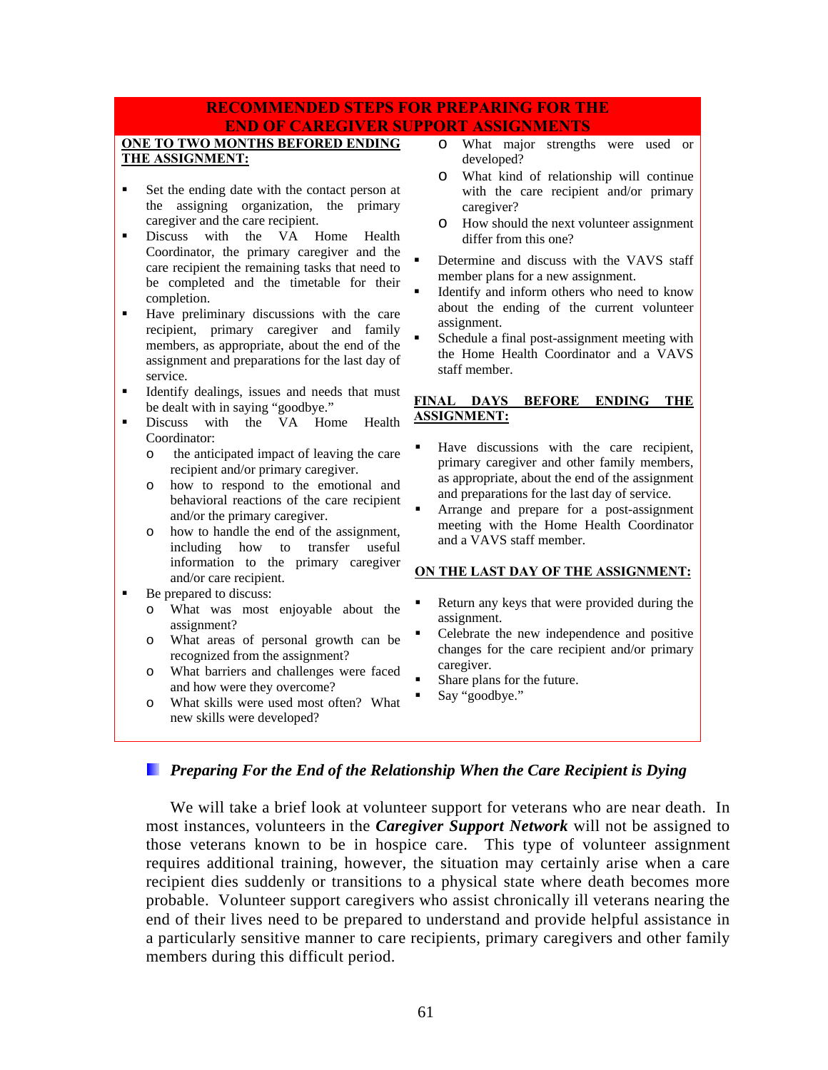## RECOMMENDED STEPS FOR PREPARING FOR THE END OF CAREGIVER SUPPORT ASSIGNMENTS

**ONE TO TWO MONTHS BEFORED ENDING THE ASSIGNMENT:**

- Set the ending date with the contact person at the assigning organization, the primary caregiver and the care recipient.
- Discuss with the VA Home Health Coordinator, the primary caregiver and the care recipient the remaining tasks that need to be completed and the timetable for their completion.
- Have preliminary discussions with the care recipient, primary caregiver and family members, as appropriate, about the end of the assignment and preparations for the last day of service.
- Identify dealings, issues and needs that must be dealt with in saying "goodbye."
- Discuss with the VA Home Health Coordinator:
  - the anticipated impact of leaving the care recipient and/or primary caregiver.
  - how to respond to the emotional and behavioral reactions of the care recipient and/or the primary caregiver.
  - how to handle the end of the assignment, including how to transfer useful information to the primary caregiver and/or care recipient.
- Be prepared to discuss:
  - What was most enjoyable about the assignment?
  - What areas of personal growth can be recognized from the assignment?
  - What barriers and challenges were faced and how were they overcome?
  - What skills were used most often? What new skills were developed?
  - What major strengths were used or developed?
  - What kind of relationship will continue with the care recipient and/or primary caregiver?
  - How should the next volunteer assignment differ from this one?
- Determine and discuss with the VAVS staff member plans for a new assignment.
- Identify and inform others who need to know about the ending of the current volunteer assignment.
- Schedule a final post-assignment meeting with the Home Health Coordinator and a VAVS staff member.

**FINAL DAYS BEFORE ENDING THE ASSIGNMENT:**

- Have discussions with the care recipient, primary caregiver and other family members, as appropriate, about the end of the assignment and preparations for the last day of service.
- Arrange and prepare for a post-assignment meeting with the Home Health Coordinator and a VAVS staff member.

**ON THE LAST DAY OF THE ASSIGNMENT:**

- Return any keys that were provided during the assignment.
- Celebrate the new independence and positive changes for the care recipient and/or primary caregiver.
- Share plans for the future.
- Say "goodbye."

### *Preparing For the End of the Relationship When the Care Recipient is Dying*

We will take a brief look at volunteer support for veterans who are near death. In most instances, volunteers in the ***Caregiver Support Network*** will not be assigned to those veterans known to be in hospice care. This type of volunteer assignment requires additional training, however, the situation may certainly arise when a care recipient dies suddenly or transitions to a physical state where death becomes more probable. Volunteer support caregivers who assist chronically ill veterans nearing the end of their lives need to be prepared to understand and provide helpful assistance in a particularly sensitive manner to care recipients, primary caregivers and other family members during this difficult period.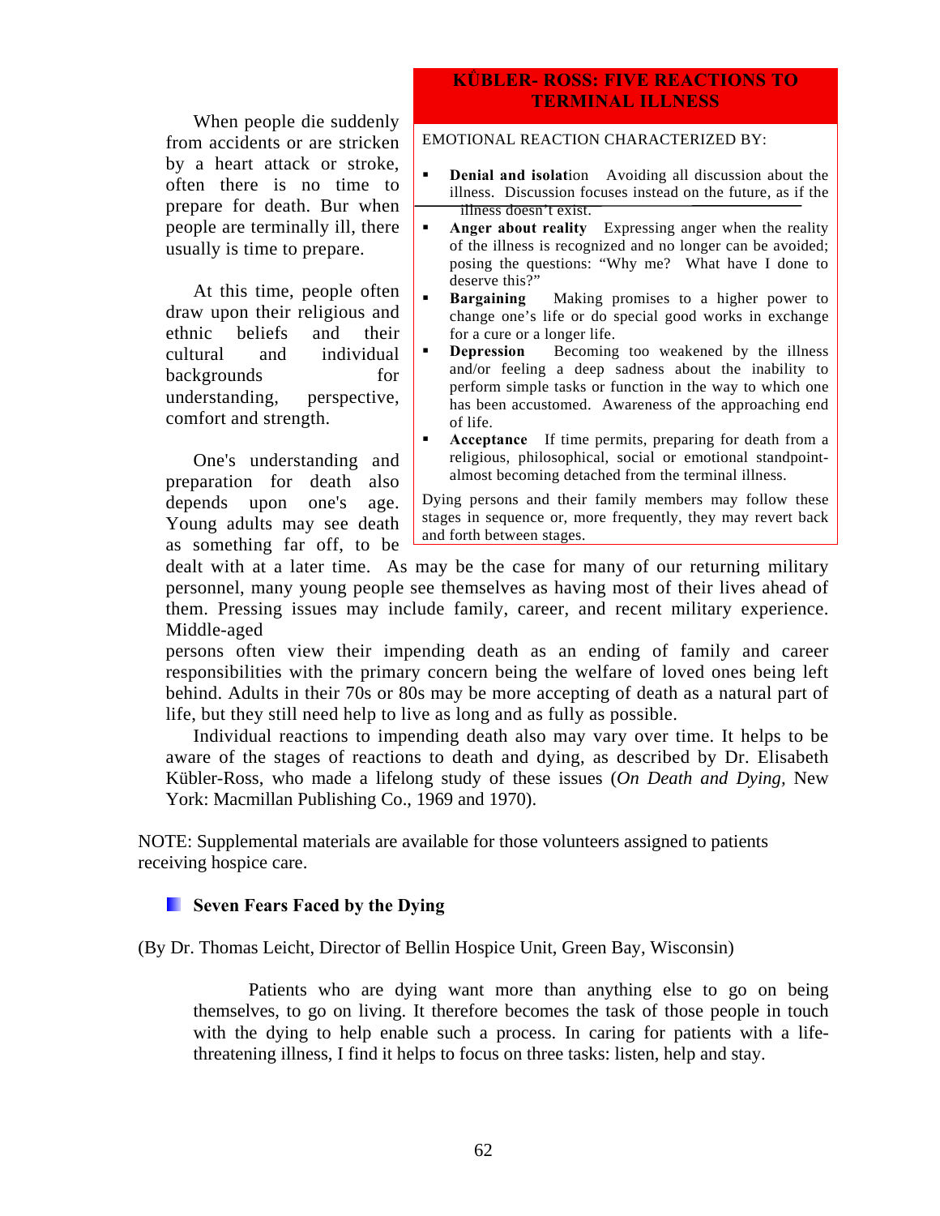When people die suddenly from accidents or are stricken by a heart attack or stroke, often there is no time to prepare for death. Bur when people are terminally ill, there usually is time to prepare.

At this time, people often draw upon their religious and ethnic beliefs and their cultural and individual backgrounds for understanding, perspective, comfort and strength.

One's understanding and preparation for death also depends upon one's age. Young adults may see death as something far off, to be dealt with at a later time. As may be the case for many of our returning military personnel, many young people see themselves as having most of their lives ahead of them. Pressing issues may include family, career, and recent military experience. Middle-aged persons often view their impending death as an ending of family and career responsibilities with the primary concern being the welfare of loved ones being left behind. Adults in their 70s or 80s may be more accepting of death as a natural part of life, but they still need help to live as long and as fully as possible.

Individual reactions to impending death also may vary over time. It helps to be aware of the stages of reactions to death and dying, as described by Dr. Elisabeth Kübler-Ross, who made a lifelong study of these issues (*On Death and Dying*, New York: Macmillan Publishing Co., 1969 and 1970).

> **KÛBLER- ROSS: FIVE REACTIONS TO TERMINAL ILLNESS**
>
> EMOTIONAL REACTION CHARACTERIZED BY:
>
> - **Denial and isolat**ion  Avoiding all discussion about the illness. Discussion focuses instead on the future, as if the illness doesn't exist.
> - **Anger about reality**  Expressing anger when the reality of the illness is recognized and no longer can be avoided; posing the questions: "Why me? What have I done to deserve this?"
> - **Bargaining**  Making promises to a higher power to change one's life or do special good works in exchange for a cure or a longer life.
> - **Depression**  Becoming too weakened by the illness and/or feeling a deep sadness about the inability to perform simple tasks or function in the way to which one has been accustomed. Awareness of the approaching end of life.
> - **Acceptance**  If time permits, preparing for death from a religious, philosophical, social or emotional standpoint-almost becoming detached from the terminal illness.
>
> Dying persons and their family members may follow these stages in sequence or, more frequently, they may revert back and forth between stages.

NOTE: Supplemental materials are available for those volunteers assigned to patients receiving hospice care.

### Seven Fears Faced by the Dying

(By Dr. Thomas Leicht, Director of Bellin Hospice Unit, Green Bay, Wisconsin)

Patients who are dying want more than anything else to go on being themselves, to go on living. It therefore becomes the task of those people in touch with the dying to help enable such a process. In caring for patients with a life-threatening illness, I find it helps to focus on three tasks: listen, help and stay.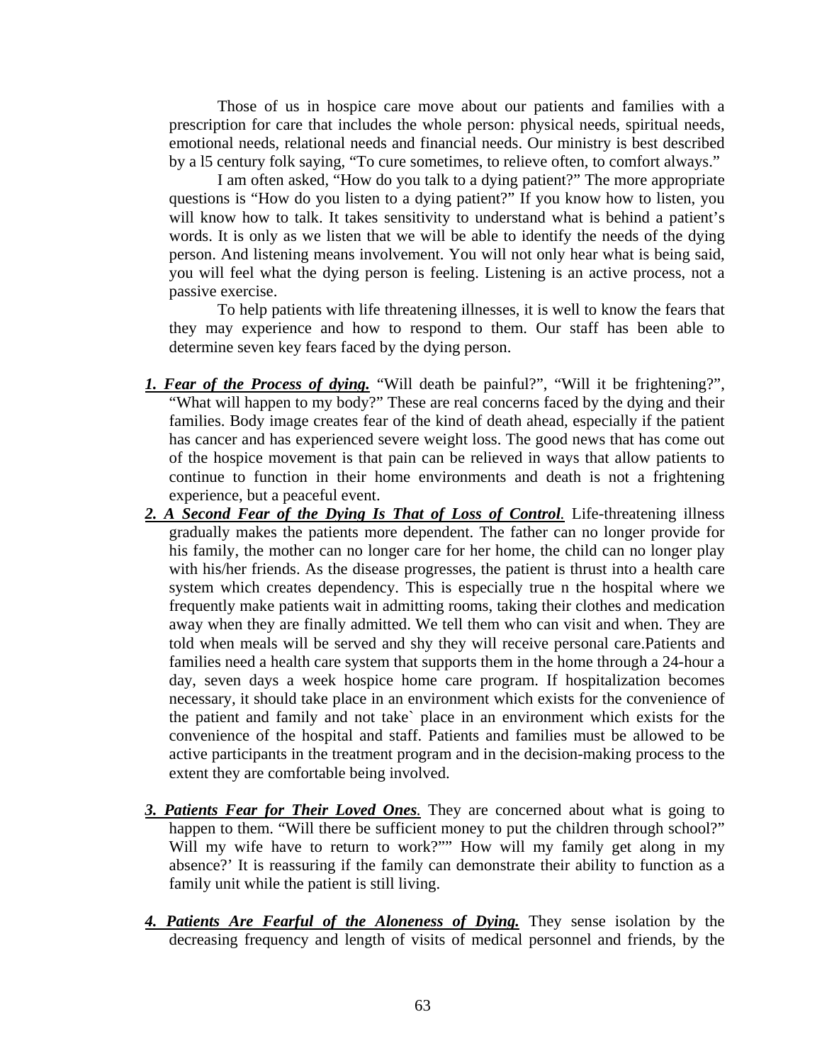Those of us in hospice care move about our patients and families with a prescription for care that includes the whole person: physical needs, spiritual needs, emotional needs, relational needs and financial needs. Our ministry is best described by a l5 century folk saying, “To cure sometimes, to relieve often, to comfort always.”

I am often asked, “How do you talk to a dying patient?” The more appropriate questions is “How do you listen to a dying patient?” If you know how to listen, you will know how to talk. It takes sensitivity to understand what is behind a patient’s words. It is only as we listen that we will be able to identify the needs of the dying person. And listening means involvement. You will not only hear what is being said, you will feel what the dying person is feeling. Listening is an active process, not a passive exercise.

To help patients with life threatening illnesses, it is well to know the fears that they may experience and how to respond to them. Our staff has been able to determine seven key fears faced by the dying person.

***1. Fear of the Process of dying.*** “Will death be painful?”, “Will it be frightening?”, “What will happen to my body?” These are real concerns faced by the dying and their families. Body image creates fear of the kind of death ahead, especially if the patient has cancer and has experienced severe weight loss. The good news that has come out of the hospice movement is that pain can be relieved in ways that allow patients to continue to function in their home environments and death is not a frightening experience, but a peaceful event.

***2. A Second Fear of the Dying Is That of Loss of Control.*** Life-threatening illness gradually makes the patients more dependent. The father can no longer provide for his family, the mother can no longer care for her home, the child can no longer play with his/her friends. As the disease progresses, the patient is thrust into a health care system which creates dependency. This is especially true n the hospital where we frequently make patients wait in admitting rooms, taking their clothes and medication away when they are finally admitted. We tell them who can visit and when. They are told when meals will be served and shy they will receive personal care.Patients and families need a health care system that supports them in the home through a 24-hour a day, seven days a week hospice home care program. If hospitalization becomes necessary, it should take place in an environment which exists for the convenience of the patient and family and not take` place in an environment which exists for the convenience of the hospital and staff. Patients and families must be allowed to be active participants in the treatment program and in the decision-making process to the extent they are comfortable being involved.

***3. Patients Fear for Their Loved Ones.*** They are concerned about what is going to happen to them. “Will there be sufficient money to put the children through school?” Will my wife have to return to work?”” How will my family get along in my absence?’ It is reassuring if the family can demonstrate their ability to function as a family unit while the patient is still living.

***4. Patients Are Fearful of the Aloneness of Dying.*** They sense isolation by the decreasing frequency and length of visits of medical personnel and friends, by the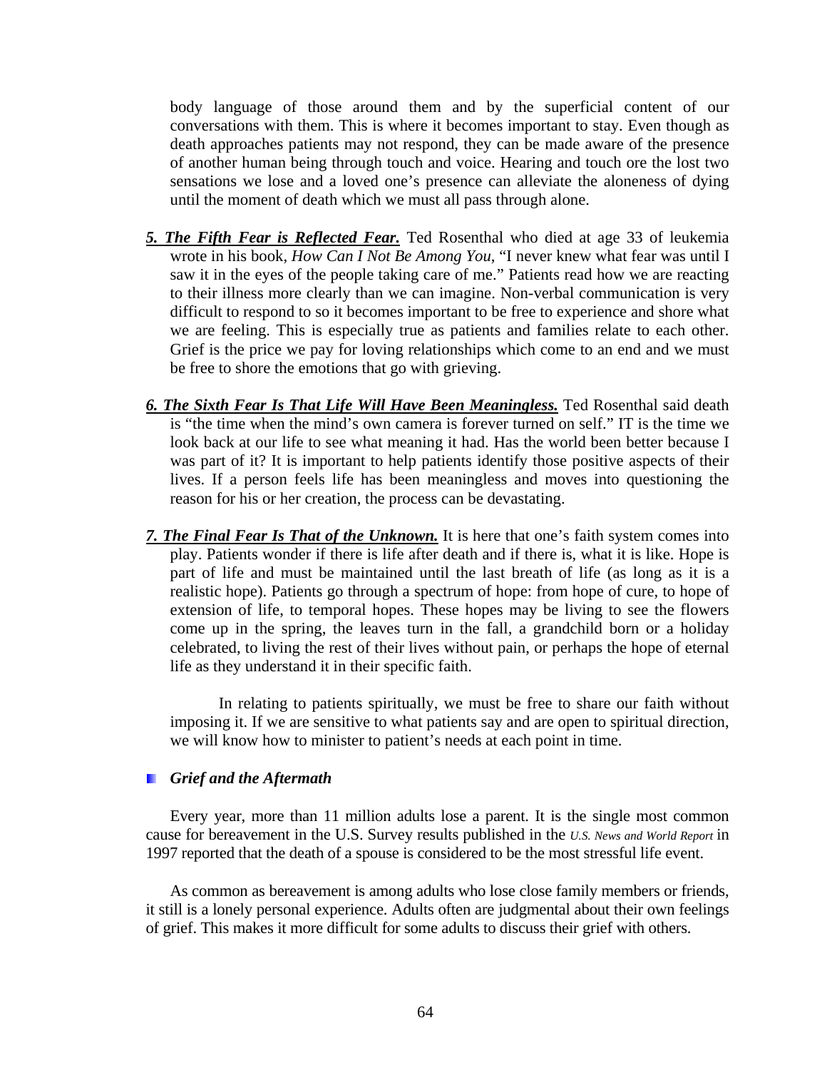body language of those around them and by the superficial content of our conversations with them. This is where it becomes important to stay. Even though as death approaches patients may not respond, they can be made aware of the presence of another human being through touch and voice. Hearing and touch ore the lost two sensations we lose and a loved one's presence can alleviate the aloneness of dying until the moment of death which we must all pass through alone.

***5. The Fifth Fear is Reflected Fear.*** Ted Rosenthal who died at age 33 of leukemia wrote in his book, *How Can I Not Be Among You*, "I never knew what fear was until I saw it in the eyes of the people taking care of me." Patients read how we are reacting to their illness more clearly than we can imagine. Non-verbal communication is very difficult to respond to so it becomes important to be free to experience and shore what we are feeling. This is especially true as patients and families relate to each other. Grief is the price we pay for loving relationships which come to an end and we must be free to shore the emotions that go with grieving.

***6. The Sixth Fear Is That Life Will Have Been Meaningless.*** Ted Rosenthal said death is "the time when the mind's own camera is forever turned on self." IT is the time we look back at our life to see what meaning it had. Has the world been better because I was part of it? It is important to help patients identify those positive aspects of their lives. If a person feels life has been meaningless and moves into questioning the reason for his or her creation, the process can be devastating.

***7. The Final Fear Is That of the Unknown.*** It is here that one's faith system comes into play. Patients wonder if there is life after death and if there is, what it is like. Hope is part of life and must be maintained until the last breath of life (as long as it is a realistic hope). Patients go through a spectrum of hope: from hope of cure, to hope of extension of life, to temporal hopes. These hopes may be living to see the flowers come up in the spring, the leaves turn in the fall, a grandchild born or a holiday celebrated, to living the rest of their lives without pain, or perhaps the hope of eternal life as they understand it in their specific faith.

In relating to patients spiritually, we must be free to share our faith without imposing it. If we are sensitive to what patients say and are open to spiritual direction, we will know how to minister to patient's needs at each point in time.

### *Grief and the Aftermath*

Every year, more than 11 million adults lose a parent. It is the single most common cause for bereavement in the U.S. Survey results published in the *U.S. News and World Report* in 1997 reported that the death of a spouse is considered to be the most stressful life event.

As common as bereavement is among adults who lose close family members or friends, it still is a lonely personal experience. Adults often are judgmental about their own feelings of grief. This makes it more difficult for some adults to discuss their grief with others.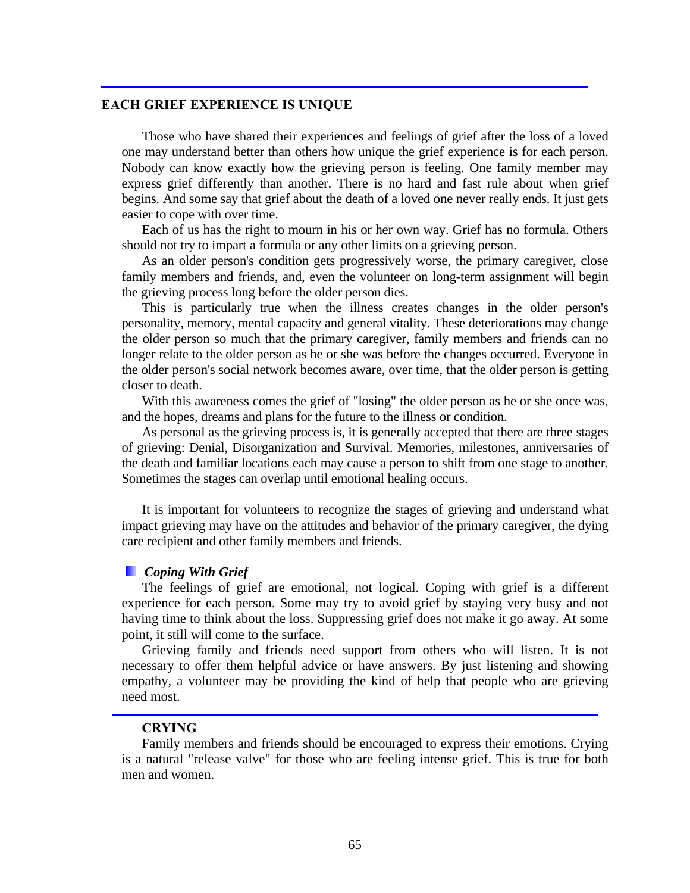## EACH GRIEF EXPERIENCE IS UNIQUE

Those who have shared their experiences and feelings of grief after the loss of a loved one may understand better than others how unique the grief experience is for each person. Nobody can know exactly how the grieving person is feeling. One family member may express grief differently than another. There is no hard and fast rule about when grief begins. And some say that grief about the death of a loved one never really ends. It just gets easier to cope with over time.

Each of us has the right to mourn in his or her own way. Grief has no formula. Others should not try to impart a formula or any other limits on a grieving person.

As an older person's condition gets progressively worse, the primary caregiver, close family members and friends, and, even the volunteer on long-term assignment will begin the grieving process long before the older person dies.

This is particularly true when the illness creates changes in the older person's personality, memory, mental capacity and general vitality. These deteriorations may change the older person so much that the primary caregiver, family members and friends can no longer relate to the older person as he or she was before the changes occurred. Everyone in the older person's social network becomes aware, over time, that the older person is getting closer to death.

With this awareness comes the grief of "losing" the older person as he or she once was, and the hopes, dreams and plans for the future to the illness or condition.

As personal as the grieving process is, it is generally accepted that there are three stages of grieving: Denial, Disorganization and Survival. Memories, milestones, anniversaries of the death and familiar locations each may cause a person to shift from one stage to another. Sometimes the stages can overlap until emotional healing occurs.

It is important for volunteers to recognize the stages of grieving and understand what impact grieving may have on the attitudes and behavior of the primary caregiver, the dying care recipient and other family members and friends.

### *Coping With Grief*

The feelings of grief are emotional, not logical. Coping with grief is a different experience for each person. Some may try to avoid grief by staying very busy and not having time to think about the loss. Suppressing grief does not make it go away. At some point, it still will come to the surface.

Grieving family and friends need support from others who will listen. It is not necessary to offer them helpful advice or have answers. By just listening and showing empathy, a volunteer may be providing the kind of help that people who are grieving need most.

### CRYING

Family members and friends should be encouraged to express their emotions. Crying is a natural "release valve" for those who are feeling intense grief. This is true for both men and women.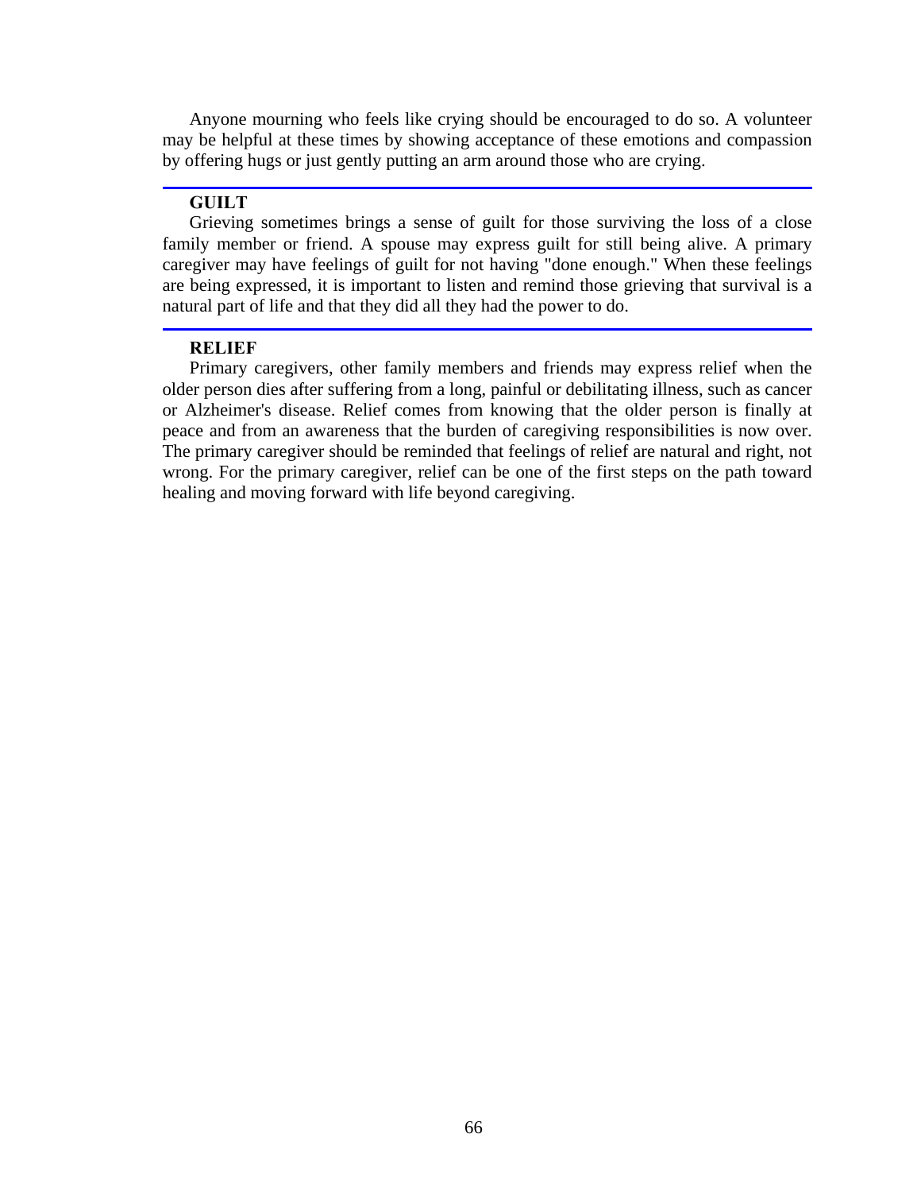Anyone mourning who feels like crying should be encouraged to do so. A volunteer may be helpful at these times by showing acceptance of these emotions and compassion by offering hugs or just gently putting an arm around those who are crying.

---

### GUILT

Grieving sometimes brings a sense of guilt for those surviving the loss of a close family member or friend. A spouse may express guilt for still being alive. A primary caregiver may have feelings of guilt for not having "done enough." When these feelings are being expressed, it is important to listen and remind those grieving that survival is a natural part of life and that they did all they had the power to do.

---

### RELIEF

Primary caregivers, other family members and friends may express relief when the older person dies after suffering from a long, painful or debilitating illness, such as cancer or Alzheimer's disease. Relief comes from knowing that the older person is finally at peace and from an awareness that the burden of caregiving responsibilities is now over. The primary caregiver should be reminded that feelings of relief are natural and right, not wrong. For the primary caregiver, relief can be one of the first steps on the path toward healing and moving forward with life beyond caregiving.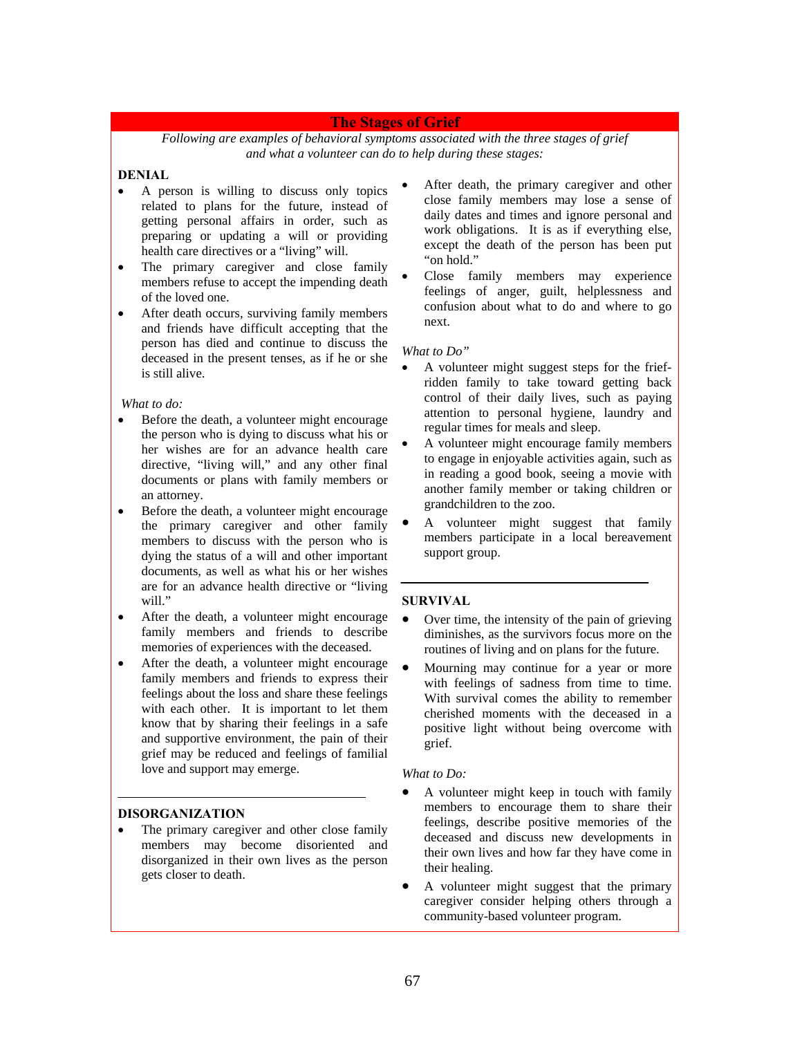## The Stages of Grief

*Following are examples of behavioral symptoms associated with the three stages of grief and what a volunteer can do to help during these stages:*

**DENIAL**

- A person is willing to discuss only topics related to plans for the future, instead of getting personal affairs in order, such as preparing or updating a will or providing health care directives or a "living" will.
- The primary caregiver and close family members refuse to accept the impending death of the loved one.
- After death occurs, surviving family members and friends have difficult accepting that the person has died and continue to discuss the deceased in the present tenses, as if he or she is still alive.

*What to do:*

- Before the death, a volunteer might encourage the person who is dying to discuss what his or her wishes are for an advance health care directive, "living will," and any other final documents or plans with family members or an attorney.
- Before the death, a volunteer might encourage the primary caregiver and other family members to discuss with the person who is dying the status of a will and other important documents, as well as what his or her wishes are for an advance health directive or "living will."
- After the death, a volunteer might encourage family members and friends to describe memories of experiences with the deceased.
- After the death, a volunteer might encourage family members and friends to express their feelings about the loss and share these feelings with each other. It is important to let them know that by sharing their feelings in a safe and supportive environment, the pain of their grief may be reduced and feelings of familial love and support may emerge.

---

**DISORGANIZATION**

- The primary caregiver and other close family members may become disoriented and disorganized in their own lives as the person gets closer to death.
- After death, the primary caregiver and other close family members may lose a sense of daily dates and times and ignore personal and work obligations. It is as if everything else, except the death of the person has been put "on hold."
- Close family members may experience feelings of anger, guilt, helplessness and confusion about what to do and where to go next.

*What to Do"*

- A volunteer might suggest steps for the frief-ridden family to take toward getting back control of their daily lives, such as paying attention to personal hygiene, laundry and regular times for meals and sleep.
- A volunteer might encourage family members to engage in enjoyable activities again, such as in reading a good book, seeing a movie with another family member or taking children or grandchildren to the zoo.
- A volunteer might suggest that family members participate in a local bereavement support group.

---

**SURVIVAL**

- Over time, the intensity of the pain of grieving diminishes, as the survivors focus more on the routines of living and on plans for the future.
- Mourning may continue for a year or more with feelings of sadness from time to time. With survival comes the ability to remember cherished moments with the deceased in a positive light without being overcome with grief.

*What to Do:*

- A volunteer might keep in touch with family members to encourage them to share their feelings, describe positive memories of the deceased and discuss new developments in their own lives and how far they have come in their healing.
- A volunteer might suggest that the primary caregiver consider helping others through a community-based volunteer program.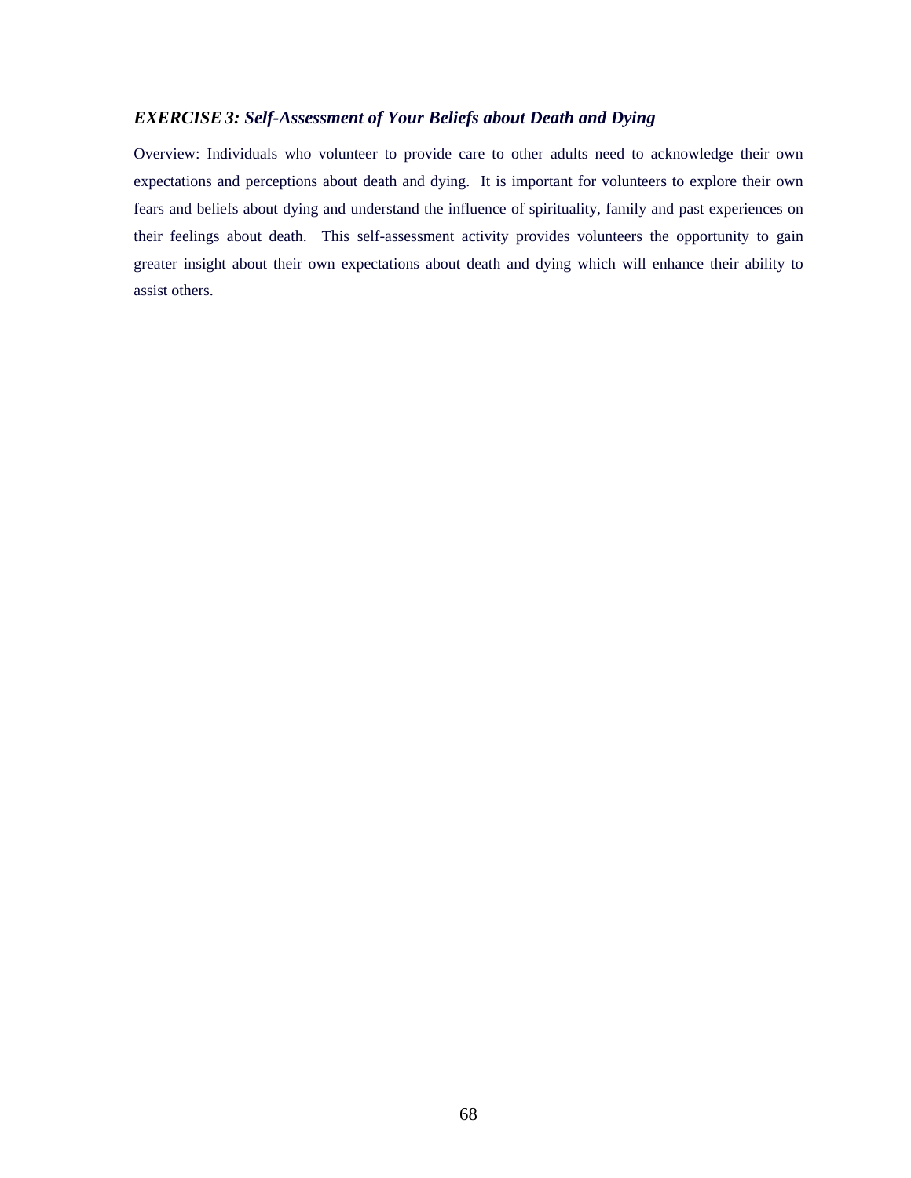### *EXERCISE 3: Self-Assessment of Your Beliefs about Death and Dying*

Overview: Individuals who volunteer to provide care to other adults need to acknowledge their own expectations and perceptions about death and dying. It is important for volunteers to explore their own fears and beliefs about dying and understand the influence of spirituality, family and past experiences on their feelings about death. This self-assessment activity provides volunteers the opportunity to gain greater insight about their own expectations about death and dying which will enhance their ability to assist others.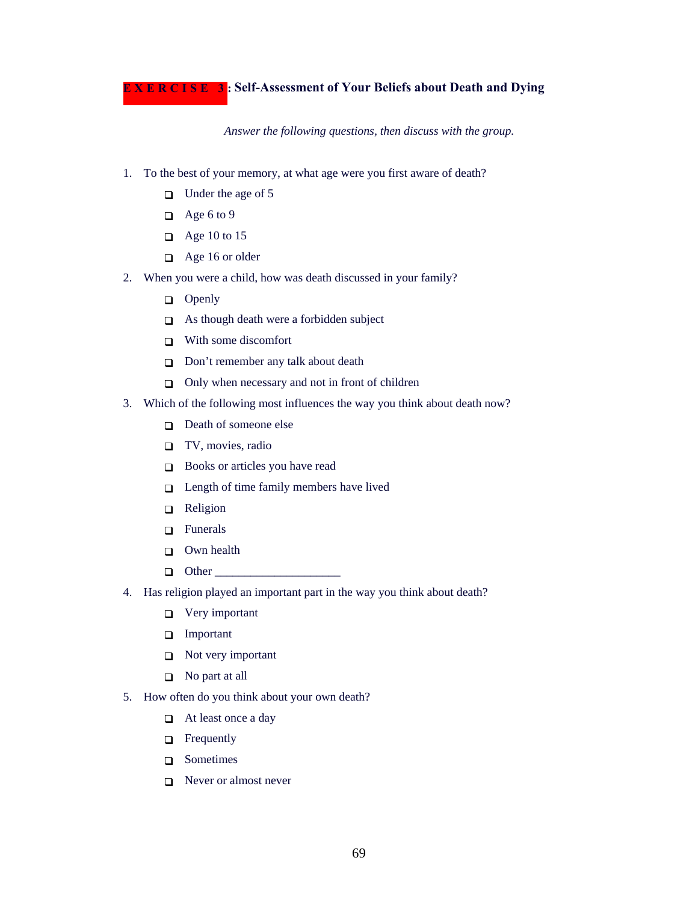## EXERCISE 3: Self-Assessment of Your Beliefs about Death and Dying

*Answer the following questions, then discuss with the group.*

1. To the best of your memory, at what age were you first aware of death?
   - ❑ Under the age of 5
   - ❑ Age 6 to 9
   - ❑ Age 10 to 15
   - ❑ Age 16 or older
2. When you were a child, how was death discussed in your family?
   - ❑ Openly
   - ❑ As though death were a forbidden subject
   - ❑ With some discomfort
   - ❑ Don't remember any talk about death
   - ❑ Only when necessary and not in front of children
3. Which of the following most influences the way you think about death now?
   - ❑ Death of someone else
   - ❑ TV, movies, radio
   - ❑ Books or articles you have read
   - ❑ Length of time family members have lived
   - ❑ Religion
   - ❑ Funerals
   - ❑ Own health
   - ❑ Other ____________________
4. Has religion played an important part in the way you think about death?
   - ❑ Very important
   - ❑ Important
   - ❑ Not very important
   - ❑ No part at all
5. How often do you think about your own death?
   - ❑ At least once a day
   - ❑ Frequently
   - ❑ Sometimes
   - ❑ Never or almost never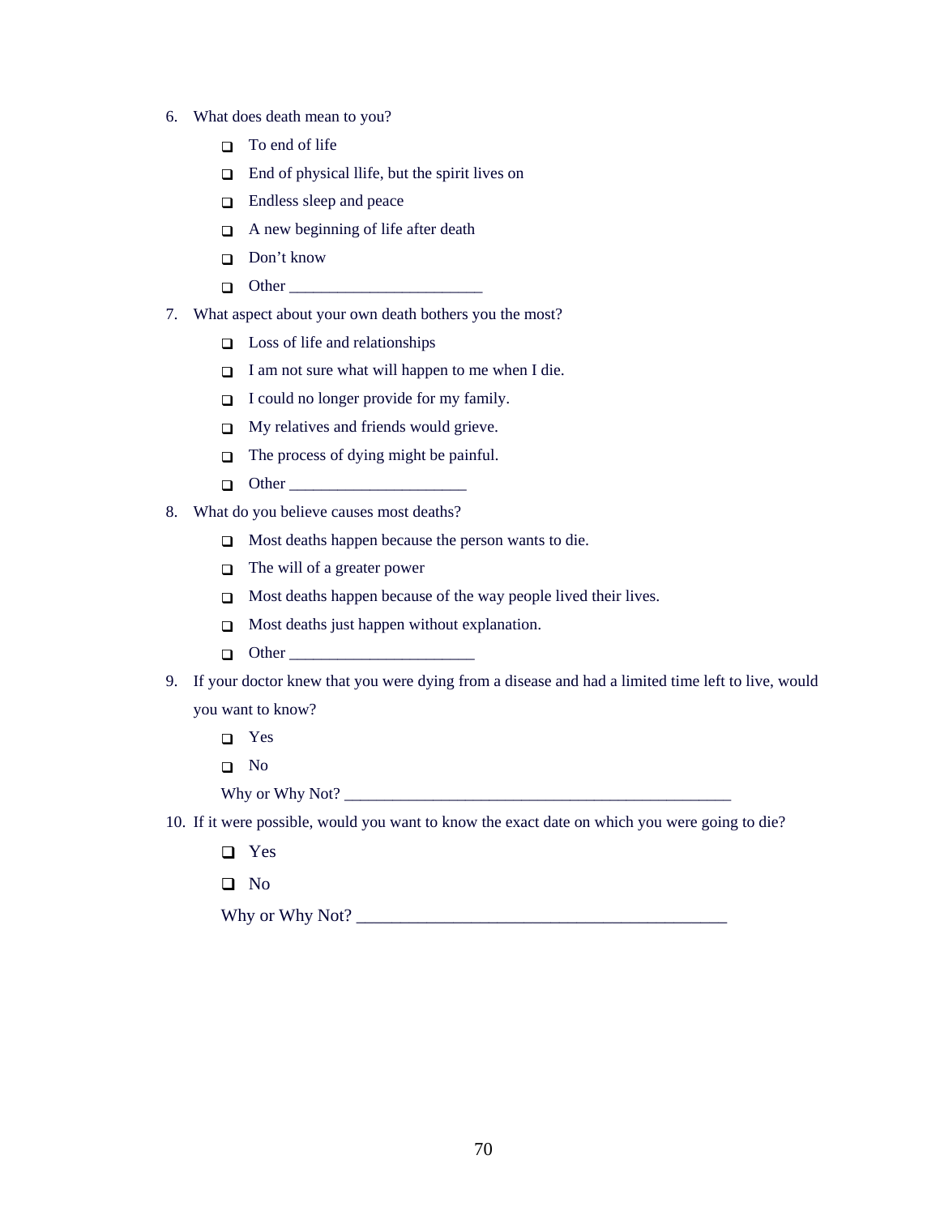6. What does death mean to you?
   - ❑ To end of life
   - ❑ End of physical llife, but the spirit lives on
   - ❑ Endless sleep and peace
   - ❑ A new beginning of life after death
   - ❑ Don't know
   - ❑ Other ________________________

7. What aspect about your own death bothers you the most?
   - ❑ Loss of life and relationships
   - ❑ I am not sure what will happen to me when I die.
   - ❑ I could no longer provide for my family.
   - ❑ My relatives and friends would grieve.
   - ❑ The process of dying might be painful.
   - ❑ Other ______________________

8. What do you believe causes most deaths?
   - ❑ Most deaths happen because the person wants to die.
   - ❑ The will of a greater power
   - ❑ Most deaths happen because of the way people lived their lives.
   - ❑ Most deaths just happen without explanation.
   - ❑ Other _______________________

9. If your doctor knew that you were dying from a disease and had a limited time left to live, would you want to know?
   - ❑ Yes
   - ❑ No

   Why or Why Not? _______________________________________________

10. If it were possible, would you want to know the exact date on which you were going to die?
    - ❑ Yes
    - ❑ No

    Why or Why Not? ____________________________________________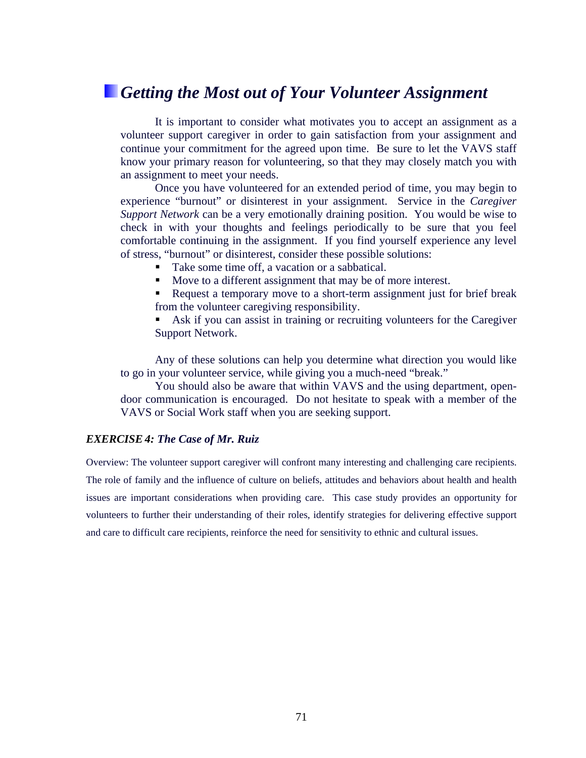## *Getting the Most out of Your Volunteer Assignment*

It is important to consider what motivates you to accept an assignment as a volunteer support caregiver in order to gain satisfaction from your assignment and continue your commitment for the agreed upon time. Be sure to let the VAVS staff know your primary reason for volunteering, so that they may closely match you with an assignment to meet your needs.

Once you have volunteered for an extended period of time, you may begin to experience "burnout" or disinterest in your assignment. Service in the *Caregiver Support Network* can be a very emotionally draining position. You would be wise to check in with your thoughts and feelings periodically to be sure that you feel comfortable continuing in the assignment. If you find yourself experience any level of stress, "burnout" or disinterest, consider these possible solutions:

- Take some time off, a vacation or a sabbatical.
- Move to a different assignment that may be of more interest.
- Request a temporary move to a short-term assignment just for brief break from the volunteer caregiving responsibility.
- Ask if you can assist in training or recruiting volunteers for the Caregiver Support Network.

Any of these solutions can help you determine what direction you would like to go in your volunteer service, while giving you a much-need "break."

You should also be aware that within VAVS and the using department, open-door communication is encouraged. Do not hesitate to speak with a member of the VAVS or Social Work staff when you are seeking support.

***EXERCISE 4: The Case of Mr. Ruiz***

Overview: The volunteer support caregiver will confront many interesting and challenging care recipients. The role of family and the influence of culture on beliefs, attitudes and behaviors about health and health issues are important considerations when providing care. This case study provides an opportunity for volunteers to further their understanding of their roles, identify strategies for delivering effective support and care to difficult care recipients, reinforce the need for sensitivity to ethnic and cultural issues.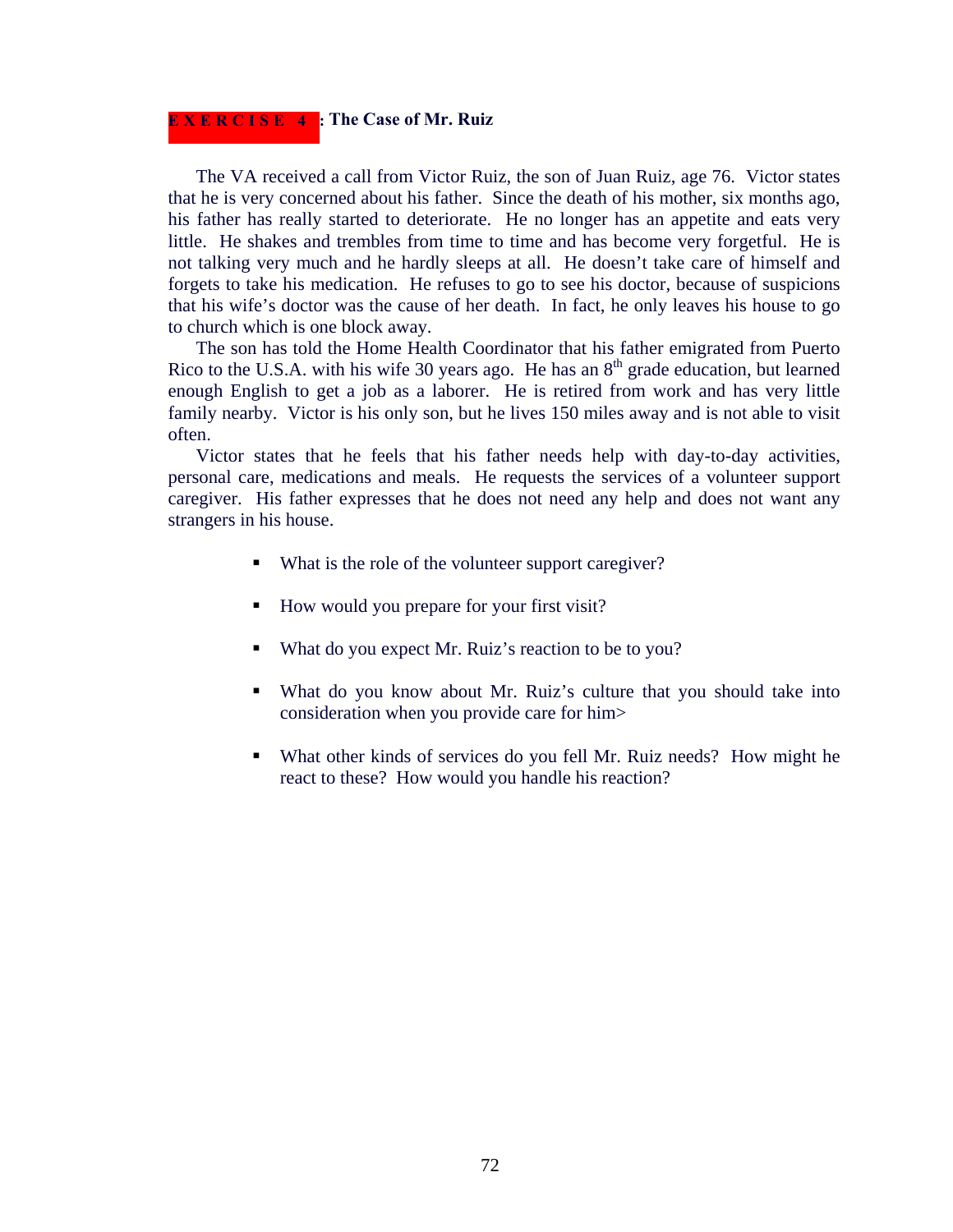## EXERCISE 4: The Case of Mr. Ruiz

The VA received a call from Victor Ruiz, the son of Juan Ruiz, age 76. Victor states that he is very concerned about his father. Since the death of his mother, six months ago, his father has really started to deteriorate. He no longer has an appetite and eats very little. He shakes and trembles from time to time and has become very forgetful. He is not talking very much and he hardly sleeps at all. He doesn't take care of himself and forgets to take his medication. He refuses to go to see his doctor, because of suspicions that his wife's doctor was the cause of her death. In fact, he only leaves his house to go to church which is one block away.

The son has told the Home Health Coordinator that his father emigrated from Puerto Rico to the U.S.A. with his wife 30 years ago. He has an 8th grade education, but learned enough English to get a job as a laborer. He is retired from work and has very little family nearby. Victor is his only son, but he lives 150 miles away and is not able to visit often.

Victor states that he feels that his father needs help with day-to-day activities, personal care, medications and meals. He requests the services of a volunteer support caregiver. His father expresses that he does not need any help and does not want any strangers in his house.

- What is the role of the volunteer support caregiver?
- How would you prepare for your first visit?
- What do you expect Mr. Ruiz's reaction to be to you?
- What do you know about Mr. Ruiz's culture that you should take into consideration when you provide care for him>
- What other kinds of services do you fell Mr. Ruiz needs? How might he react to these? How would you handle his reaction?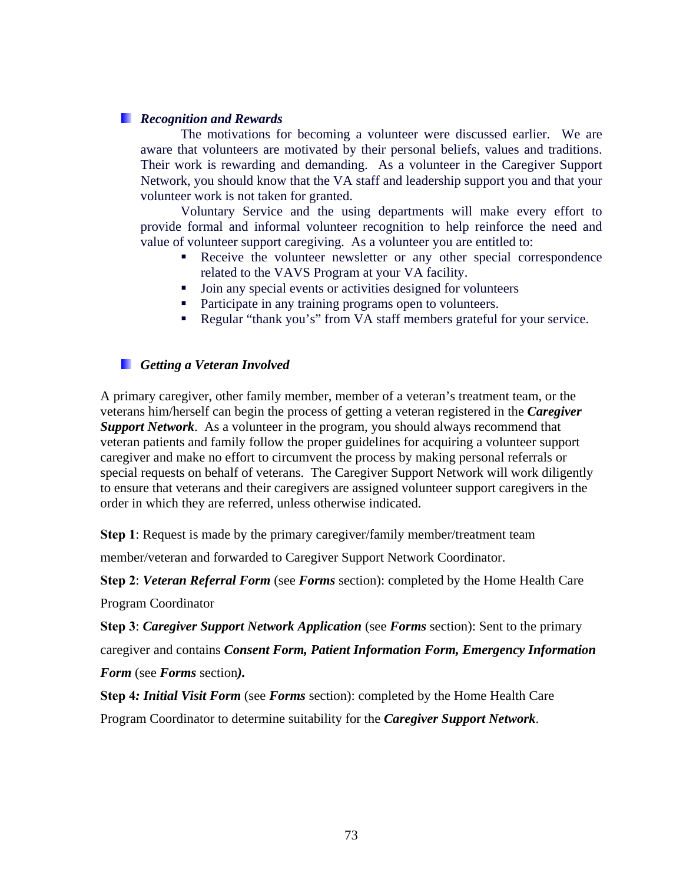## *Recognition and Rewards*

The motivations for becoming a volunteer were discussed earlier. We are aware that volunteers are motivated by their personal beliefs, values and traditions. Their work is rewarding and demanding. As a volunteer in the Caregiver Support Network, you should know that the VA staff and leadership support you and that your volunteer work is not taken for granted.

Voluntary Service and the using departments will make every effort to provide formal and informal volunteer recognition to help reinforce the need and value of volunteer support caregiving. As a volunteer you are entitled to:

- Receive the volunteer newsletter or any other special correspondence related to the VAVS Program at your VA facility.
- Join any special events or activities designed for volunteers
- Participate in any training programs open to volunteers.
- Regular "thank you's" from VA staff members grateful for your service.

## *Getting a Veteran Involved*

A primary caregiver, other family member, member of a veteran's treatment team, or the veterans him/herself can begin the process of getting a veteran registered in the ***Caregiver Support Network***. As a volunteer in the program, you should always recommend that veteran patients and family follow the proper guidelines for acquiring a volunteer support caregiver and make no effort to circumvent the process by making personal referrals or special requests on behalf of veterans. The Caregiver Support Network will work diligently to ensure that veterans and their caregivers are assigned volunteer support caregivers in the order in which they are referred, unless otherwise indicated.

**Step 1**: Request is made by the primary caregiver/family member/treatment team member/veteran and forwarded to Caregiver Support Network Coordinator.

**Step 2**: ***Veteran Referral Form*** (see ***Forms*** section): completed by the Home Health Care Program Coordinator

**Step 3**: ***Caregiver Support Network Application*** (see ***Forms*** section): Sent to the primary caregiver and contains ***Consent Form, Patient Information Form, Emergency Information Form*** (see ***Forms*** section***).***

**Step 4*: Initial Visit Form*** (see ***Forms*** section): completed by the Home Health Care Program Coordinator to determine suitability for the ***Caregiver Support Network***.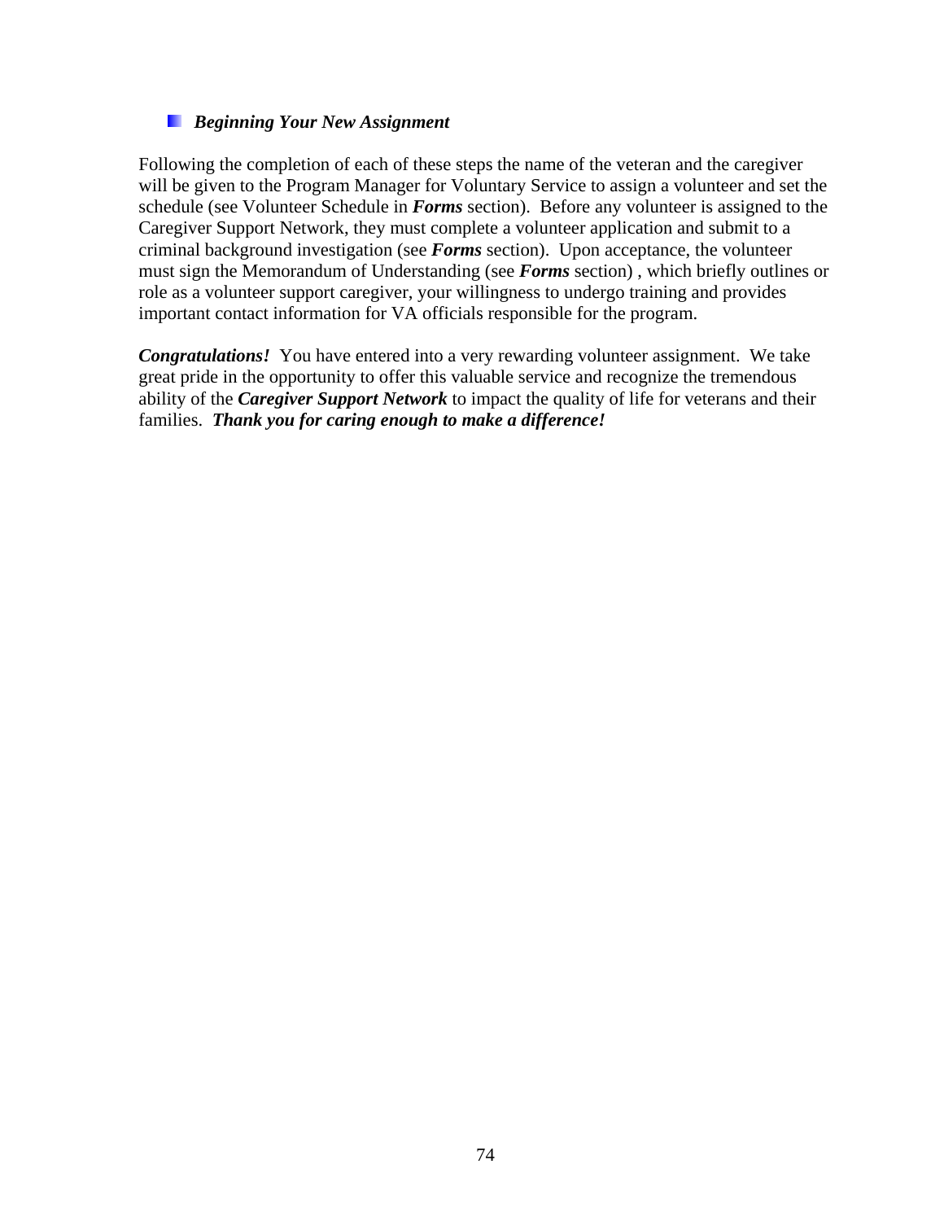### ***Beginning Your New Assignment***

Following the completion of each of these steps the name of the veteran and the caregiver will be given to the Program Manager for Voluntary Service to assign a volunteer and set the schedule (see Volunteer Schedule in ***Forms*** section). Before any volunteer is assigned to the Caregiver Support Network, they must complete a volunteer application and submit to a criminal background investigation (see ***Forms*** section). Upon acceptance, the volunteer must sign the Memorandum of Understanding (see ***Forms*** section) , which briefly outlines or role as a volunteer support caregiver, your willingness to undergo training and provides important contact information for VA officials responsible for the program.

***Congratulations!*** You have entered into a very rewarding volunteer assignment. We take great pride in the opportunity to offer this valuable service and recognize the tremendous ability of the ***Caregiver Support Network*** to impact the quality of life for veterans and their families. ***Thank you for caring enough to make a difference!***